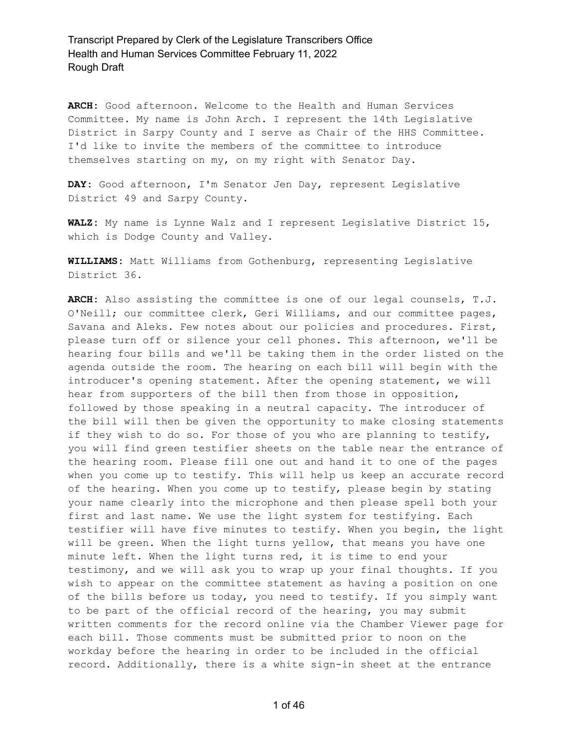**ARCH:** Good afternoon. Welcome to the Health and Human Services Committee. My name is John Arch. I represent the 14th Legislative District in Sarpy County and I serve as Chair of the HHS Committee. I'd like to invite the members of the committee to introduce themselves starting on my, on my right with Senator Day.

**DAY:** Good afternoon, I'm Senator Jen Day, represent Legislative District 49 and Sarpy County.

**WALZ:** My name is Lynne Walz and I represent Legislative District 15, which is Dodge County and Valley.

**WILLIAMS:** Matt Williams from Gothenburg, representing Legislative District 36.

**ARCH:** Also assisting the committee is one of our legal counsels, T.J. O'Neill; our committee clerk, Geri Williams, and our committee pages, Savana and Aleks. Few notes about our policies and procedures. First, please turn off or silence your cell phones. This afternoon, we'll be hearing four bills and we'll be taking them in the order listed on the agenda outside the room. The hearing on each bill will begin with the introducer's opening statement. After the opening statement, we will hear from supporters of the bill then from those in opposition, followed by those speaking in a neutral capacity. The introducer of the bill will then be given the opportunity to make closing statements if they wish to do so. For those of you who are planning to testify, you will find green testifier sheets on the table near the entrance of the hearing room. Please fill one out and hand it to one of the pages when you come up to testify. This will help us keep an accurate record of the hearing. When you come up to testify, please begin by stating your name clearly into the microphone and then please spell both your first and last name. We use the light system for testifying. Each testifier will have five minutes to testify. When you begin, the light will be green. When the light turns yellow, that means you have one minute left. When the light turns red, it is time to end your testimony, and we will ask you to wrap up your final thoughts. If you wish to appear on the committee statement as having a position on one of the bills before us today, you need to testify. If you simply want to be part of the official record of the hearing, you may submit written comments for the record online via the Chamber Viewer page for each bill. Those comments must be submitted prior to noon on the workday before the hearing in order to be included in the official record. Additionally, there is a white sign-in sheet at the entrance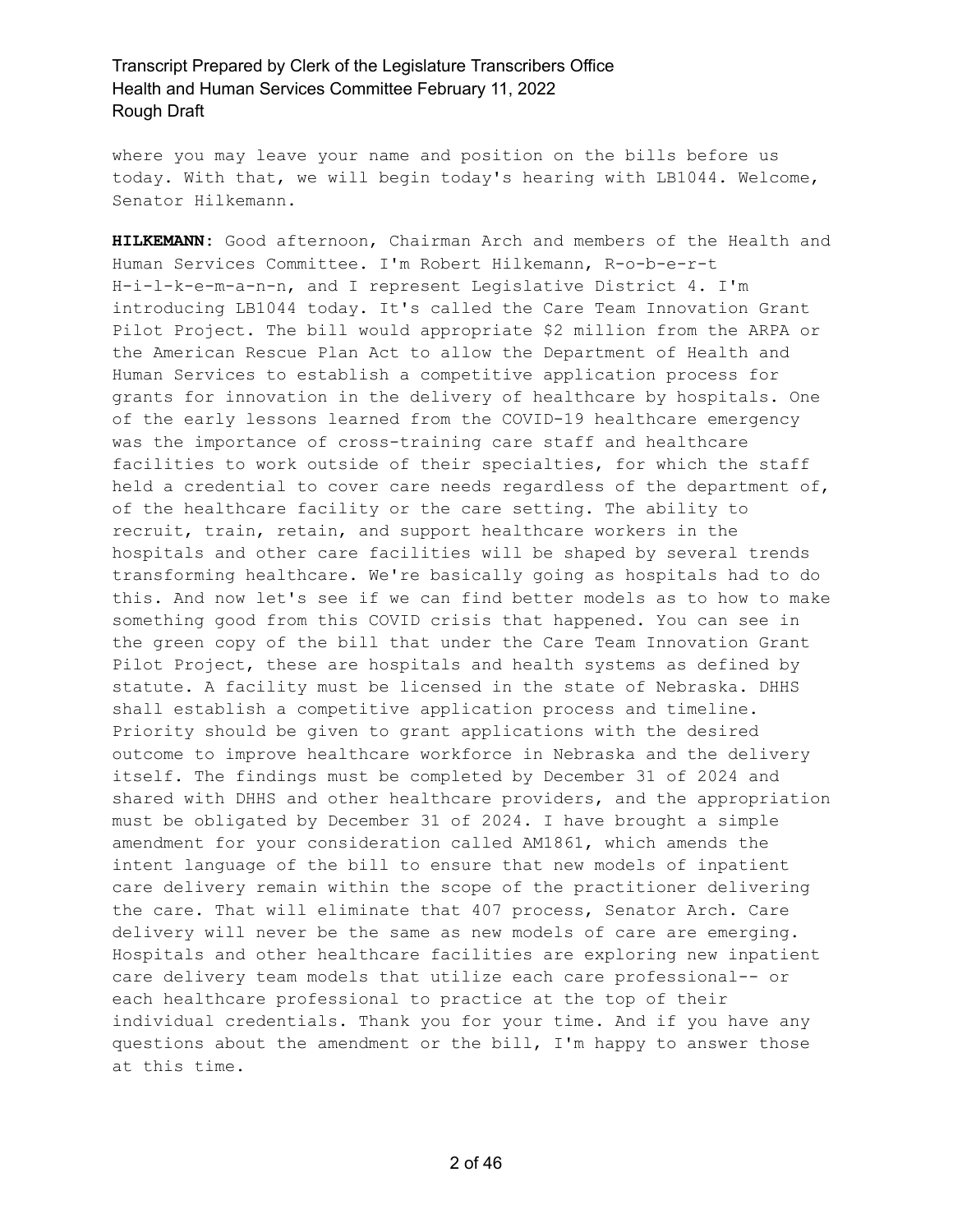where you may leave your name and position on the bills before us today. With that, we will begin today's hearing with LB1044. Welcome, Senator Hilkemann.

**HILKEMANN:** Good afternoon, Chairman Arch and members of the Health and Human Services Committee. I'm Robert Hilkemann, R-o-b-e-r-t H-i-l-k-e-m-a-n-n, and I represent Legislative District 4. I'm introducing LB1044 today. It's called the Care Team Innovation Grant Pilot Project. The bill would appropriate $2 million from the ARPA or the American Rescue Plan Act to allow the Department of Health and Human Services to establish a competitive application process for grants for innovation in the delivery of healthcare by hospitals. One of the early lessons learned from the COVID-19 healthcare emergency was the importance of cross-training care staff and healthcare facilities to work outside of their specialties, for which the staff held a credential to cover care needs regardless of the department of, of the healthcare facility or the care setting. The ability to recruit, train, retain, and support healthcare workers in the hospitals and other care facilities will be shaped by several trends transforming healthcare. We're basically going as hospitals had to do this. And now let's see if we can find better models as to how to make something good from this COVID crisis that happened. You can see in the green copy of the bill that under the Care Team Innovation Grant Pilot Project, these are hospitals and health systems as defined by statute. A facility must be licensed in the state of Nebraska. DHHS shall establish a competitive application process and timeline. Priority should be given to grant applications with the desired outcome to improve healthcare workforce in Nebraska and the delivery itself. The findings must be completed by December 31 of 2024 and shared with DHHS and other healthcare providers, and the appropriation must be obligated by December 31 of 2024. I have brought a simple amendment for your consideration called AM1861, which amends the intent language of the bill to ensure that new models of inpatient care delivery remain within the scope of the practitioner delivering the care. That will eliminate that 407 process, Senator Arch. Care delivery will never be the same as new models of care are emerging. Hospitals and other healthcare facilities are exploring new inpatient care delivery team models that utilize each care professional-- or each healthcare professional to practice at the top of their individual credentials. Thank you for your time. And if you have any questions about the amendment or the bill, I'm happy to answer those at this time.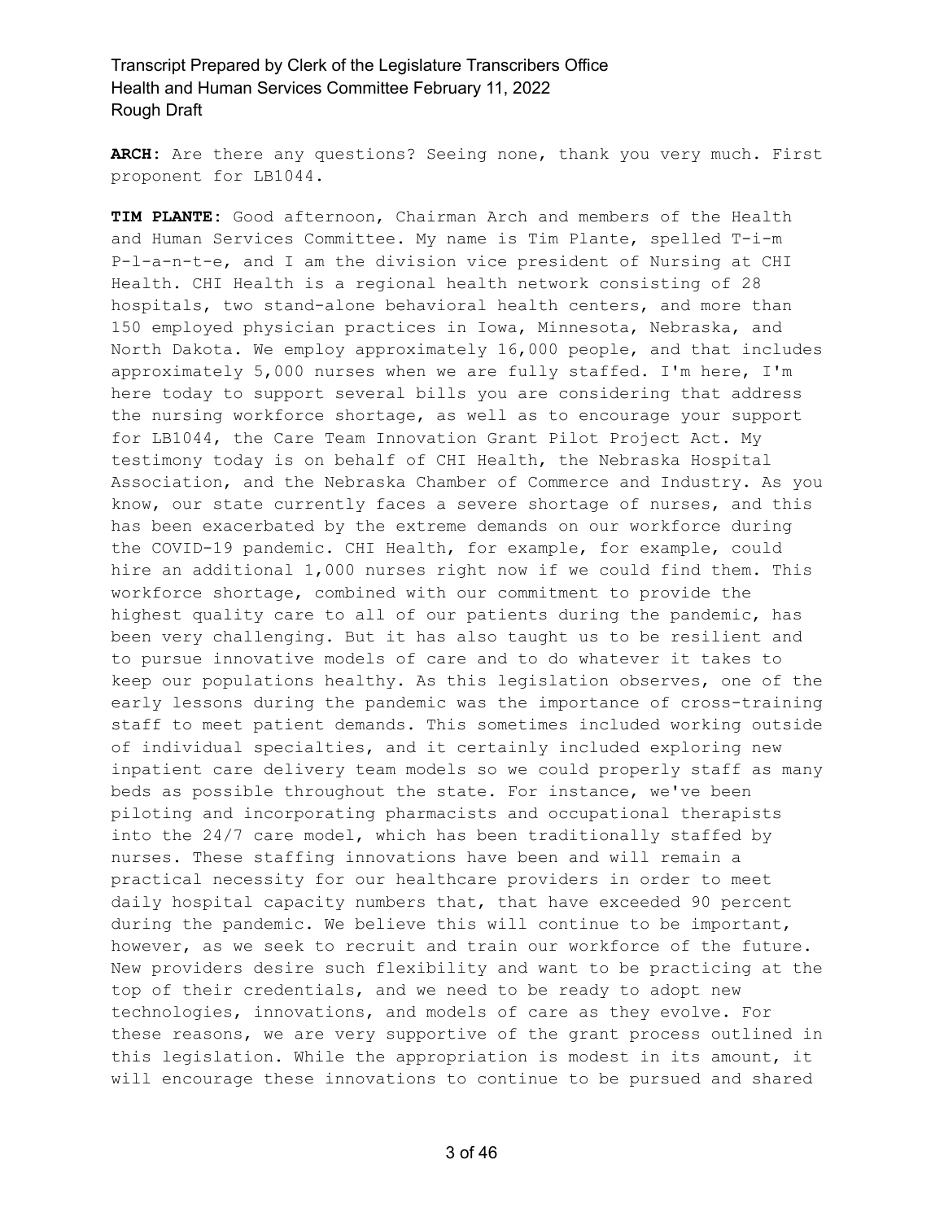**ARCH:** Are there any questions? Seeing none, thank you very much. First proponent for LB1044.

**TIM PLANTE:** Good afternoon, Chairman Arch and members of the Health and Human Services Committee. My name is Tim Plante, spelled T-i-m P-l-a-n-t-e, and I am the division vice president of Nursing at CHI Health. CHI Health is a regional health network consisting of 28 hospitals, two stand-alone behavioral health centers, and more than 150 employed physician practices in Iowa, Minnesota, Nebraska, and North Dakota. We employ approximately 16,000 people, and that includes approximately 5,000 nurses when we are fully staffed. I'm here, I'm here today to support several bills you are considering that address the nursing workforce shortage, as well as to encourage your support for LB1044, the Care Team Innovation Grant Pilot Project Act. My testimony today is on behalf of CHI Health, the Nebraska Hospital Association, and the Nebraska Chamber of Commerce and Industry. As you know, our state currently faces a severe shortage of nurses, and this has been exacerbated by the extreme demands on our workforce during the COVID-19 pandemic. CHI Health, for example, for example, could hire an additional 1,000 nurses right now if we could find them. This workforce shortage, combined with our commitment to provide the highest quality care to all of our patients during the pandemic, has been very challenging. But it has also taught us to be resilient and to pursue innovative models of care and to do whatever it takes to keep our populations healthy. As this legislation observes, one of the early lessons during the pandemic was the importance of cross-training staff to meet patient demands. This sometimes included working outside of individual specialties, and it certainly included exploring new inpatient care delivery team models so we could properly staff as many beds as possible throughout the state. For instance, we've been piloting and incorporating pharmacists and occupational therapists into the 24/7 care model, which has been traditionally staffed by nurses. These staffing innovations have been and will remain a practical necessity for our healthcare providers in order to meet daily hospital capacity numbers that, that have exceeded 90 percent during the pandemic. We believe this will continue to be important, however, as we seek to recruit and train our workforce of the future. New providers desire such flexibility and want to be practicing at the top of their credentials, and we need to be ready to adopt new technologies, innovations, and models of care as they evolve. For these reasons, we are very supportive of the grant process outlined in this legislation. While the appropriation is modest in its amount, it will encourage these innovations to continue to be pursued and shared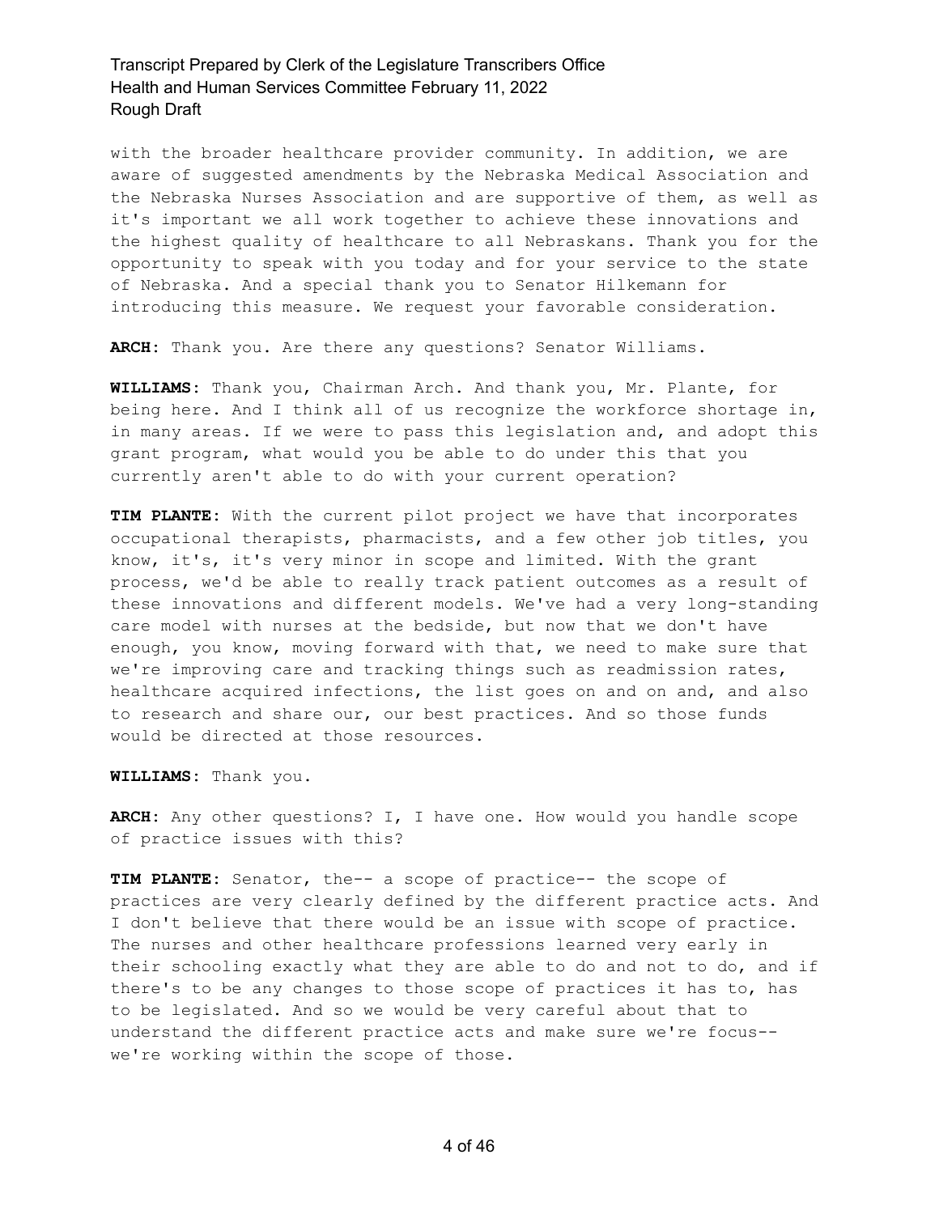with the broader healthcare provider community. In addition, we are aware of suggested amendments by the Nebraska Medical Association and the Nebraska Nurses Association and are supportive of them, as well as it's important we all work together to achieve these innovations and the highest quality of healthcare to all Nebraskans. Thank you for the opportunity to speak with you today and for your service to the state of Nebraska. And a special thank you to Senator Hilkemann for introducing this measure. We request your favorable consideration.

**ARCH:** Thank you. Are there any questions? Senator Williams.

**WILLIAMS:** Thank you, Chairman Arch. And thank you, Mr. Plante, for being here. And I think all of us recognize the workforce shortage in, in many areas. If we were to pass this legislation and, and adopt this grant program, what would you be able to do under this that you currently aren't able to do with your current operation?

**TIM PLANTE:** With the current pilot project we have that incorporates occupational therapists, pharmacists, and a few other job titles, you know, it's, it's very minor in scope and limited. With the grant process, we'd be able to really track patient outcomes as a result of these innovations and different models. We've had a very long-standing care model with nurses at the bedside, but now that we don't have enough, you know, moving forward with that, we need to make sure that we're improving care and tracking things such as readmission rates, healthcare acquired infections, the list goes on and on and, and also to research and share our, our best practices. And so those funds would be directed at those resources.

**WILLIAMS:** Thank you.

**ARCH:** Any other questions? I, I have one. How would you handle scope of practice issues with this?

**TIM PLANTE:** Senator, the-- a scope of practice-- the scope of practices are very clearly defined by the different practice acts. And I don't believe that there would be an issue with scope of practice. The nurses and other healthcare professions learned very early in their schooling exactly what they are able to do and not to do, and if there's to be any changes to those scope of practices it has to, has to be legislated. And so we would be very careful about that to understand the different practice acts and make sure we're focus-- we're working within the scope of those.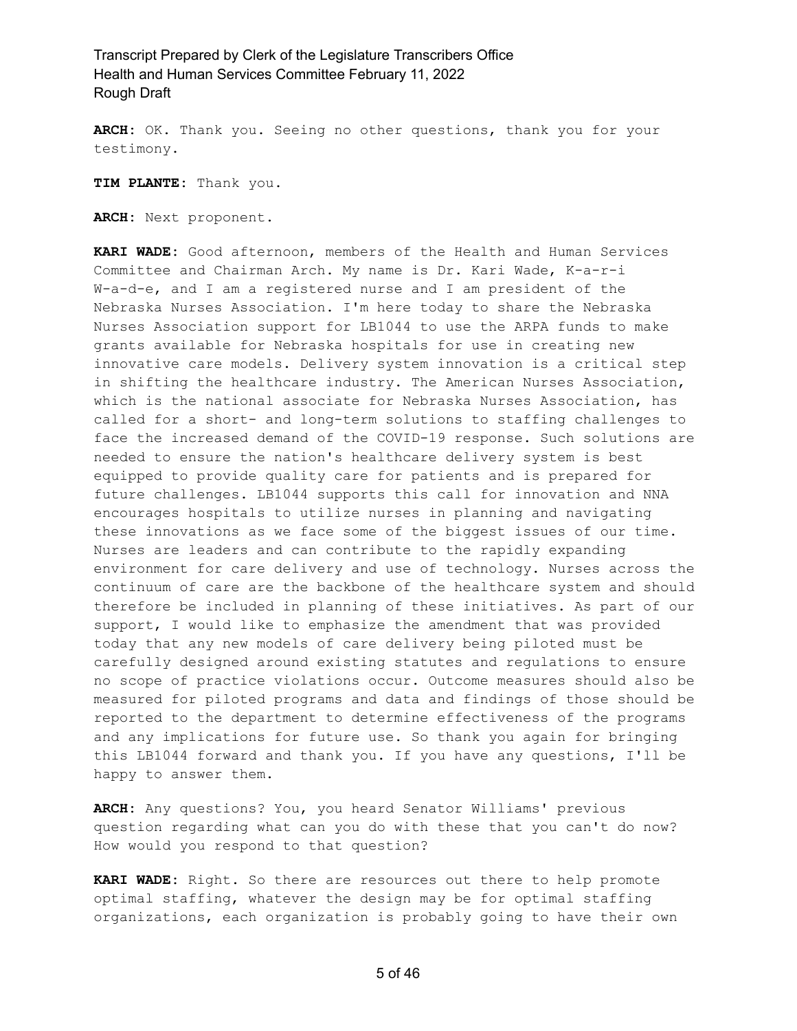**ARCH:** OK. Thank you. Seeing no other questions, thank you for your testimony.

**TIM PLANTE:** Thank you.

**ARCH:** Next proponent.

**KARI WADE:** Good afternoon, members of the Health and Human Services Committee and Chairman Arch. My name is Dr. Kari Wade, K-a-r-i W-a-d-e, and I am a registered nurse and I am president of the Nebraska Nurses Association. I'm here today to share the Nebraska Nurses Association support for LB1044 to use the ARPA funds to make grants available for Nebraska hospitals for use in creating new innovative care models. Delivery system innovation is a critical step in shifting the healthcare industry. The American Nurses Association, which is the national associate for Nebraska Nurses Association, has called for a short- and long-term solutions to staffing challenges to face the increased demand of the COVID-19 response. Such solutions are needed to ensure the nation's healthcare delivery system is best equipped to provide quality care for patients and is prepared for future challenges. LB1044 supports this call for innovation and NNA encourages hospitals to utilize nurses in planning and navigating these innovations as we face some of the biggest issues of our time. Nurses are leaders and can contribute to the rapidly expanding environment for care delivery and use of technology. Nurses across the continuum of care are the backbone of the healthcare system and should therefore be included in planning of these initiatives. As part of our support, I would like to emphasize the amendment that was provided today that any new models of care delivery being piloted must be carefully designed around existing statutes and regulations to ensure no scope of practice violations occur. Outcome measures should also be measured for piloted programs and data and findings of those should be reported to the department to determine effectiveness of the programs and any implications for future use. So thank you again for bringing this LB1044 forward and thank you. If you have any questions, I'll be happy to answer them.

**ARCH:** Any questions? You, you heard Senator Williams' previous question regarding what can you do with these that you can't do now? How would you respond to that question?

**KARI WADE:** Right. So there are resources out there to help promote optimal staffing, whatever the design may be for optimal staffing organizations, each organization is probably going to have their own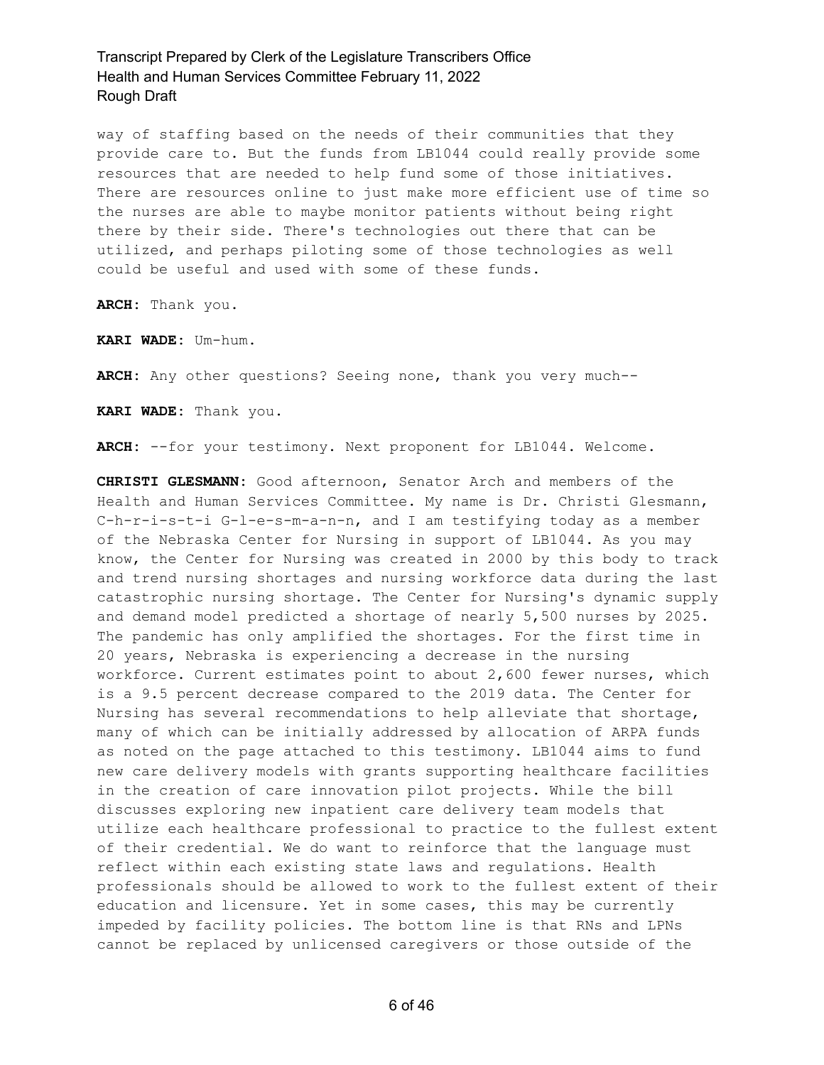way of staffing based on the needs of their communities that they provide care to. But the funds from LB1044 could really provide some resources that are needed to help fund some of those initiatives. There are resources online to just make more efficient use of time so the nurses are able to maybe monitor patients without being right there by their side. There's technologies out there that can be utilized, and perhaps piloting some of those technologies as well could be useful and used with some of these funds.

**ARCH:** Thank you.

**KARI WADE:** Um-hum.

**ARCH:** Any other questions? Seeing none, thank you very much--

**KARI WADE:** Thank you.

**ARCH:** --for your testimony. Next proponent for LB1044. Welcome.

**CHRISTI GLESMANN:** Good afternoon, Senator Arch and members of the Health and Human Services Committee. My name is Dr. Christi Glesmann, C-h-r-i-s-t-i G-l-e-s-m-a-n-n, and I am testifying today as a member of the Nebraska Center for Nursing in support of LB1044. As you may know, the Center for Nursing was created in 2000 by this body to track and trend nursing shortages and nursing workforce data during the last catastrophic nursing shortage. The Center for Nursing's dynamic supply and demand model predicted a shortage of nearly 5,500 nurses by 2025. The pandemic has only amplified the shortages. For the first time in 20 years, Nebraska is experiencing a decrease in the nursing workforce. Current estimates point to about 2,600 fewer nurses, which is a 9.5 percent decrease compared to the 2019 data. The Center for Nursing has several recommendations to help alleviate that shortage, many of which can be initially addressed by allocation of ARPA funds as noted on the page attached to this testimony. LB1044 aims to fund new care delivery models with grants supporting healthcare facilities in the creation of care innovation pilot projects. While the bill discusses exploring new inpatient care delivery team models that utilize each healthcare professional to practice to the fullest extent of their credential. We do want to reinforce that the language must reflect within each existing state laws and regulations. Health professionals should be allowed to work to the fullest extent of their education and licensure. Yet in some cases, this may be currently impeded by facility policies. The bottom line is that RNs and LPNs cannot be replaced by unlicensed caregivers or those outside of the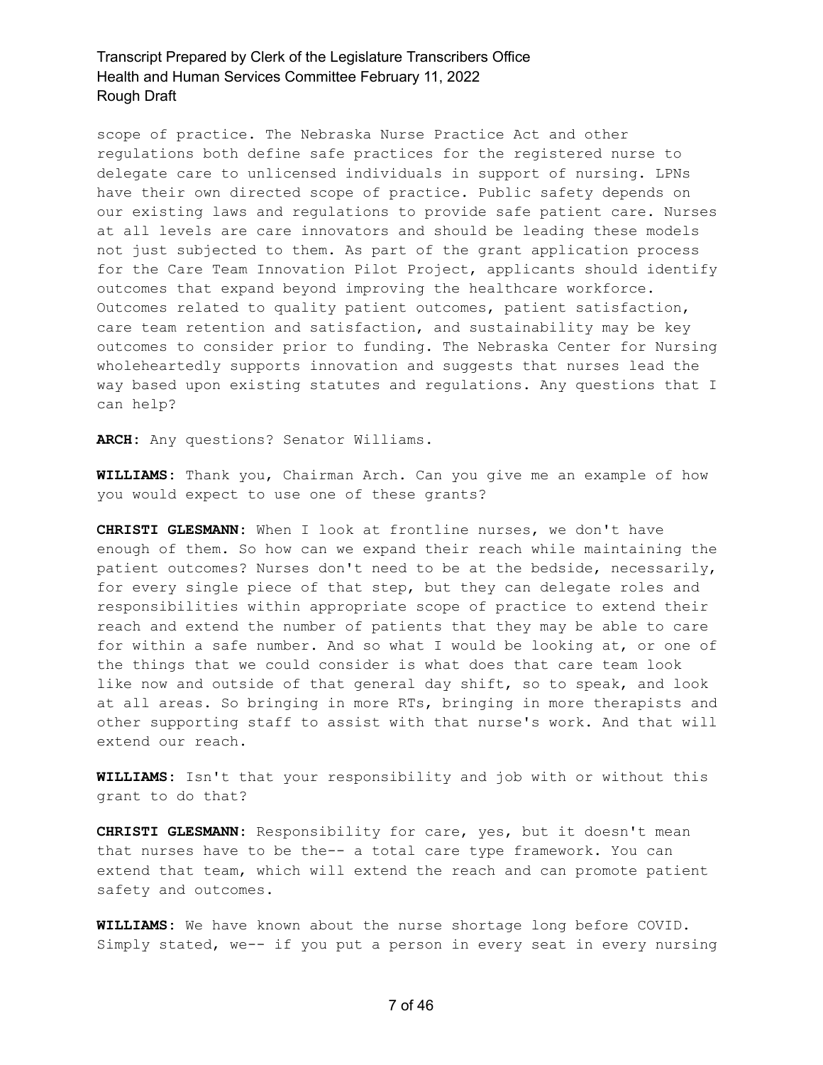scope of practice. The Nebraska Nurse Practice Act and other regulations both define safe practices for the registered nurse to delegate care to unlicensed individuals in support of nursing. LPNs have their own directed scope of practice. Public safety depends on our existing laws and regulations to provide safe patient care. Nurses at all levels are care innovators and should be leading these models not just subjected to them. As part of the grant application process for the Care Team Innovation Pilot Project, applicants should identify outcomes that expand beyond improving the healthcare workforce. Outcomes related to quality patient outcomes, patient satisfaction, care team retention and satisfaction, and sustainability may be key outcomes to consider prior to funding. The Nebraska Center for Nursing wholeheartedly supports innovation and suggests that nurses lead the way based upon existing statutes and regulations. Any questions that I can help?

**ARCH:** Any questions? Senator Williams.

**WILLIAMS:** Thank you, Chairman Arch. Can you give me an example of how you would expect to use one of these grants?

**CHRISTI GLESMANN:** When I look at frontline nurses, we don't have enough of them. So how can we expand their reach while maintaining the patient outcomes? Nurses don't need to be at the bedside, necessarily, for every single piece of that step, but they can delegate roles and responsibilities within appropriate scope of practice to extend their reach and extend the number of patients that they may be able to care for within a safe number. And so what I would be looking at, or one of the things that we could consider is what does that care team look like now and outside of that general day shift, so to speak, and look at all areas. So bringing in more RTs, bringing in more therapists and other supporting staff to assist with that nurse's work. And that will extend our reach.

**WILLIAMS:** Isn't that your responsibility and job with or without this grant to do that?

**CHRISTI GLESMANN:** Responsibility for care, yes, but it doesn't mean that nurses have to be the-- a total care type framework. You can extend that team, which will extend the reach and can promote patient safety and outcomes.

**WILLIAMS:** We have known about the nurse shortage long before COVID. Simply stated, we-- if you put a person in every seat in every nursing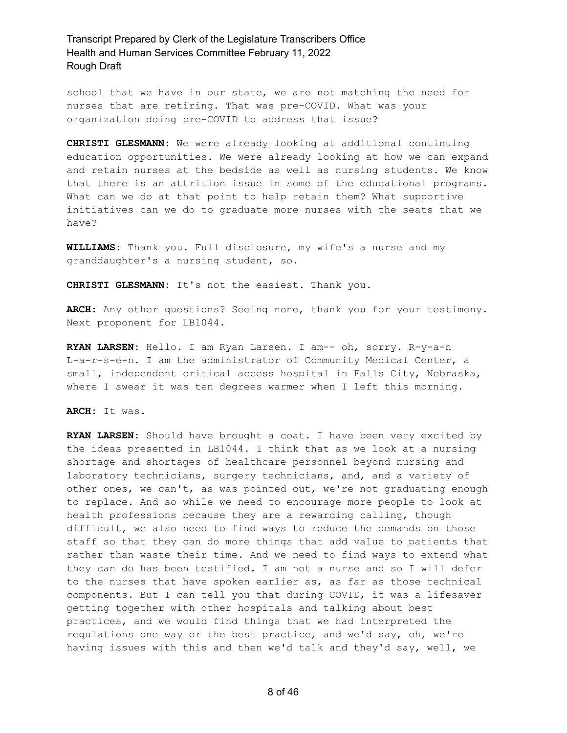school that we have in our state, we are not matching the need for nurses that are retiring. That was pre-COVID. What was your organization doing pre-COVID to address that issue?

**CHRISTI GLESMANN:** We were already looking at additional continuing education opportunities. We were already looking at how we can expand and retain nurses at the bedside as well as nursing students. We know that there is an attrition issue in some of the educational programs. What can we do at that point to help retain them? What supportive initiatives can we do to graduate more nurses with the seats that we have?

**WILLIAMS:** Thank you. Full disclosure, my wife's a nurse and my granddaughter's a nursing student, so.

**CHRISTI GLESMANN:** It's not the easiest. Thank you.

**ARCH:** Any other questions? Seeing none, thank you for your testimony. Next proponent for LB1044.

**RYAN LARSEN:** Hello. I am Ryan Larsen. I am-- oh, sorry. R-y-a-n L-a-r-s-e-n. I am the administrator of Community Medical Center, a small, independent critical access hospital in Falls City, Nebraska, where I swear it was ten degrees warmer when I left this morning.

**ARCH:** It was.

**RYAN LARSEN:** Should have brought a coat. I have been very excited by the ideas presented in LB1044. I think that as we look at a nursing shortage and shortages of healthcare personnel beyond nursing and laboratory technicians, surgery technicians, and, and a variety of other ones, we can't, as was pointed out, we're not graduating enough to replace. And so while we need to encourage more people to look at health professions because they are a rewarding calling, though difficult, we also need to find ways to reduce the demands on those staff so that they can do more things that add value to patients that rather than waste their time. And we need to find ways to extend what they can do has been testified. I am not a nurse and so I will defer to the nurses that have spoken earlier as, as far as those technical components. But I can tell you that during COVID, it was a lifesaver getting together with other hospitals and talking about best practices, and we would find things that we had interpreted the regulations one way or the best practice, and we'd say, oh, we're having issues with this and then we'd talk and they'd say, well, we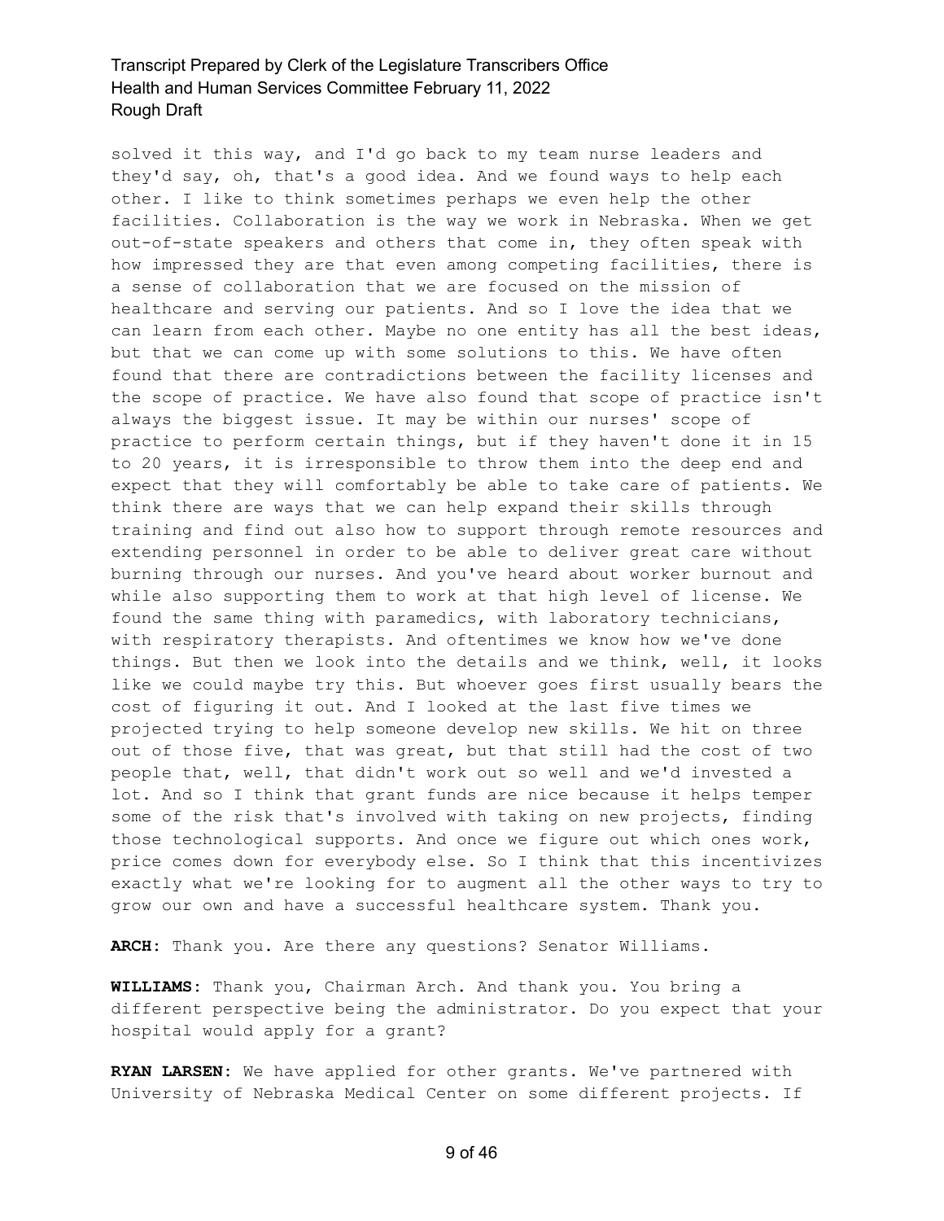solved it this way, and I'd go back to my team nurse leaders and they'd say, oh, that's a good idea. And we found ways to help each other. I like to think sometimes perhaps we even help the other facilities. Collaboration is the way we work in Nebraska. When we get out-of-state speakers and others that come in, they often speak with how impressed they are that even among competing facilities, there is a sense of collaboration that we are focused on the mission of healthcare and serving our patients. And so I love the idea that we can learn from each other. Maybe no one entity has all the best ideas, but that we can come up with some solutions to this. We have often found that there are contradictions between the facility licenses and the scope of practice. We have also found that scope of practice isn't always the biggest issue. It may be within our nurses' scope of practice to perform certain things, but if they haven't done it in 15 to 20 years, it is irresponsible to throw them into the deep end and expect that they will comfortably be able to take care of patients. We think there are ways that we can help expand their skills through training and find out also how to support through remote resources and extending personnel in order to be able to deliver great care without burning through our nurses. And you've heard about worker burnout and while also supporting them to work at that high level of license. We found the same thing with paramedics, with laboratory technicians, with respiratory therapists. And oftentimes we know how we've done things. But then we look into the details and we think, well, it looks like we could maybe try this. But whoever goes first usually bears the cost of figuring it out. And I looked at the last five times we projected trying to help someone develop new skills. We hit on three out of those five, that was great, but that still had the cost of two people that, well, that didn't work out so well and we'd invested a lot. And so I think that grant funds are nice because it helps temper some of the risk that's involved with taking on new projects, finding those technological supports. And once we figure out which ones work, price comes down for everybody else. So I think that this incentivizes exactly what we're looking for to augment all the other ways to try to grow our own and have a successful healthcare system. Thank you.

**ARCH:** Thank you. Are there any questions? Senator Williams.

**WILLIAMS:** Thank you, Chairman Arch. And thank you. You bring a different perspective being the administrator. Do you expect that your hospital would apply for a grant?

**RYAN LARSEN:** We have applied for other grants. We've partnered with University of Nebraska Medical Center on some different projects. If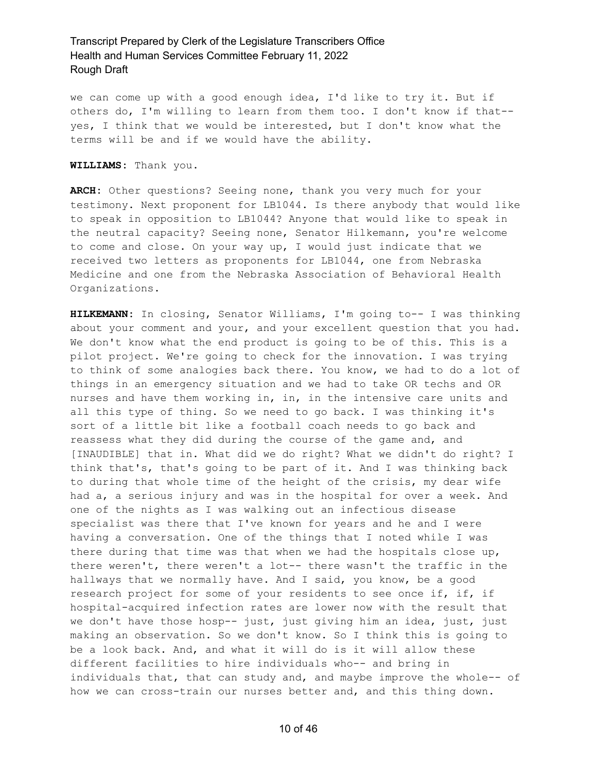we can come up with a good enough idea, I'd like to try it. But if others do, I'm willing to learn from them too. I don't know if that-- yes, I think that we would be interested, but I don't know what the terms will be and if we would have the ability.

**WILLIAMS:** Thank you.

**ARCH:** Other questions? Seeing none, thank you very much for your testimony. Next proponent for LB1044. Is there anybody that would like to speak in opposition to LB1044? Anyone that would like to speak in the neutral capacity? Seeing none, Senator Hilkemann, you're welcome to come and close. On your way up, I would just indicate that we received two letters as proponents for LB1044, one from Nebraska Medicine and one from the Nebraska Association of Behavioral Health Organizations.

**HILKEMANN:** In closing, Senator Williams, I'm going to-- I was thinking about your comment and your, and your excellent question that you had. We don't know what the end product is going to be of this. This is a pilot project. We're going to check for the innovation. I was trying to think of some analogies back there. You know, we had to do a lot of things in an emergency situation and we had to take OR techs and OR nurses and have them working in, in, in the intensive care units and all this type of thing. So we need to go back. I was thinking it's sort of a little bit like a football coach needs to go back and reassess what they did during the course of the game and, and [INAUDIBLE] that in. What did we do right? What we didn't do right? I think that's, that's going to be part of it. And I was thinking back to during that whole time of the height of the crisis, my dear wife had a, a serious injury and was in the hospital for over a week. And one of the nights as I was walking out an infectious disease specialist was there that I've known for years and he and I were having a conversation. One of the things that I noted while I was there during that time was that when we had the hospitals close up, there weren't, there weren't a lot-- there wasn't the traffic in the hallways that we normally have. And I said, you know, be a good research project for some of your residents to see once if, if, if hospital-acquired infection rates are lower now with the result that we don't have those hosp-- just, just giving him an idea, just, just making an observation. So we don't know. So I think this is going to be a look back. And, and what it will do is it will allow these different facilities to hire individuals who-- and bring in individuals that, that can study and, and maybe improve the whole-- of how we can cross-train our nurses better and, and this thing down.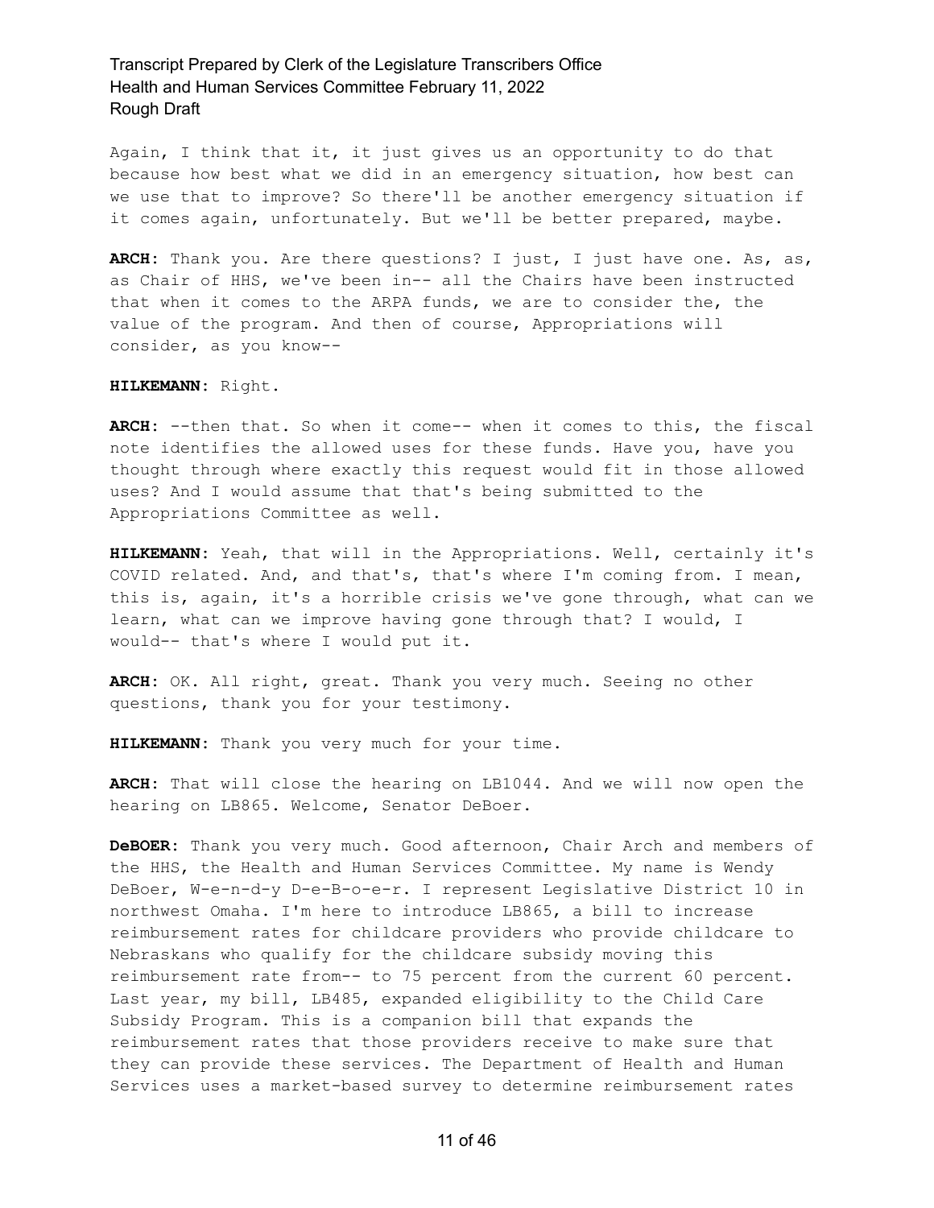Again, I think that it, it just gives us an opportunity to do that because how best what we did in an emergency situation, how best can we use that to improve? So there'll be another emergency situation if it comes again, unfortunately. But we'll be better prepared, maybe.

**ARCH:** Thank you. Are there questions? I just, I just have one. As, as, as Chair of HHS, we've been in-- all the Chairs have been instructed that when it comes to the ARPA funds, we are to consider the, the value of the program. And then of course, Appropriations will consider, as you know--

**HILKEMANN:** Right.

**ARCH:** --then that. So when it come-- when it comes to this, the fiscal note identifies the allowed uses for these funds. Have you, have you thought through where exactly this request would fit in those allowed uses? And I would assume that that's being submitted to the Appropriations Committee as well.

**HILKEMANN:** Yeah, that will in the Appropriations. Well, certainly it's COVID related. And, and that's, that's where I'm coming from. I mean, this is, again, it's a horrible crisis we've gone through, what can we learn, what can we improve having gone through that? I would, I would-- that's where I would put it.

**ARCH:** OK. All right, great. Thank you very much. Seeing no other questions, thank you for your testimony.

**HILKEMANN:** Thank you very much for your time.

**ARCH:** That will close the hearing on LB1044. And we will now open the hearing on LB865. Welcome, Senator DeBoer.

**DeBOER:** Thank you very much. Good afternoon, Chair Arch and members of the HHS, the Health and Human Services Committee. My name is Wendy DeBoer, W-e-n-d-y D-e-B-o-e-r. I represent Legislative District 10 in northwest Omaha. I'm here to introduce LB865, a bill to increase reimbursement rates for childcare providers who provide childcare to Nebraskans who qualify for the childcare subsidy moving this reimbursement rate from-- to 75 percent from the current 60 percent. Last year, my bill, LB485, expanded eligibility to the Child Care Subsidy Program. This is a companion bill that expands the reimbursement rates that those providers receive to make sure that they can provide these services. The Department of Health and Human Services uses a market-based survey to determine reimbursement rates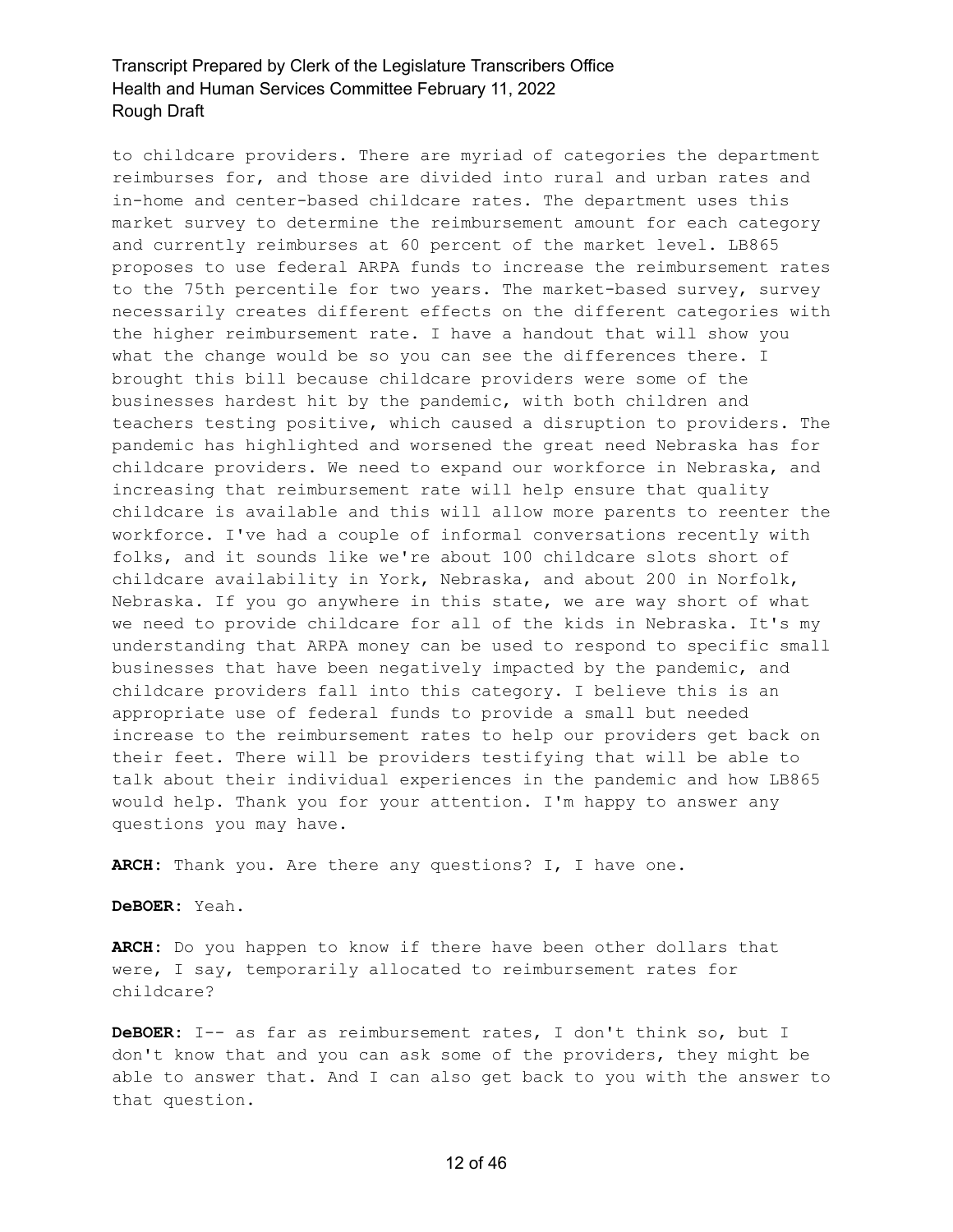to childcare providers. There are myriad of categories the department reimburses for, and those are divided into rural and urban rates and in-home and center-based childcare rates. The department uses this market survey to determine the reimbursement amount for each category and currently reimburses at 60 percent of the market level. LB865 proposes to use federal ARPA funds to increase the reimbursement rates to the 75th percentile for two years. The market-based survey, survey necessarily creates different effects on the different categories with the higher reimbursement rate. I have a handout that will show you what the change would be so you can see the differences there. I brought this bill because childcare providers were some of the businesses hardest hit by the pandemic, with both children and teachers testing positive, which caused a disruption to providers. The pandemic has highlighted and worsened the great need Nebraska has for childcare providers. We need to expand our workforce in Nebraska, and increasing that reimbursement rate will help ensure that quality childcare is available and this will allow more parents to reenter the workforce. I've had a couple of informal conversations recently with folks, and it sounds like we're about 100 childcare slots short of childcare availability in York, Nebraska, and about 200 in Norfolk, Nebraska. If you go anywhere in this state, we are way short of what we need to provide childcare for all of the kids in Nebraska. It's my understanding that ARPA money can be used to respond to specific small businesses that have been negatively impacted by the pandemic, and childcare providers fall into this category. I believe this is an appropriate use of federal funds to provide a small but needed increase to the reimbursement rates to help our providers get back on their feet. There will be providers testifying that will be able to talk about their individual experiences in the pandemic and how LB865 would help. Thank you for your attention. I'm happy to answer any questions you may have.

**ARCH:** Thank you. Are there any questions? I, I have one.

**DeBOER:** Yeah.

**ARCH:** Do you happen to know if there have been other dollars that were, I say, temporarily allocated to reimbursement rates for childcare?

**DeBOER:** I-- as far as reimbursement rates, I don't think so, but I don't know that and you can ask some of the providers, they might be able to answer that. And I can also get back to you with the answer to that question.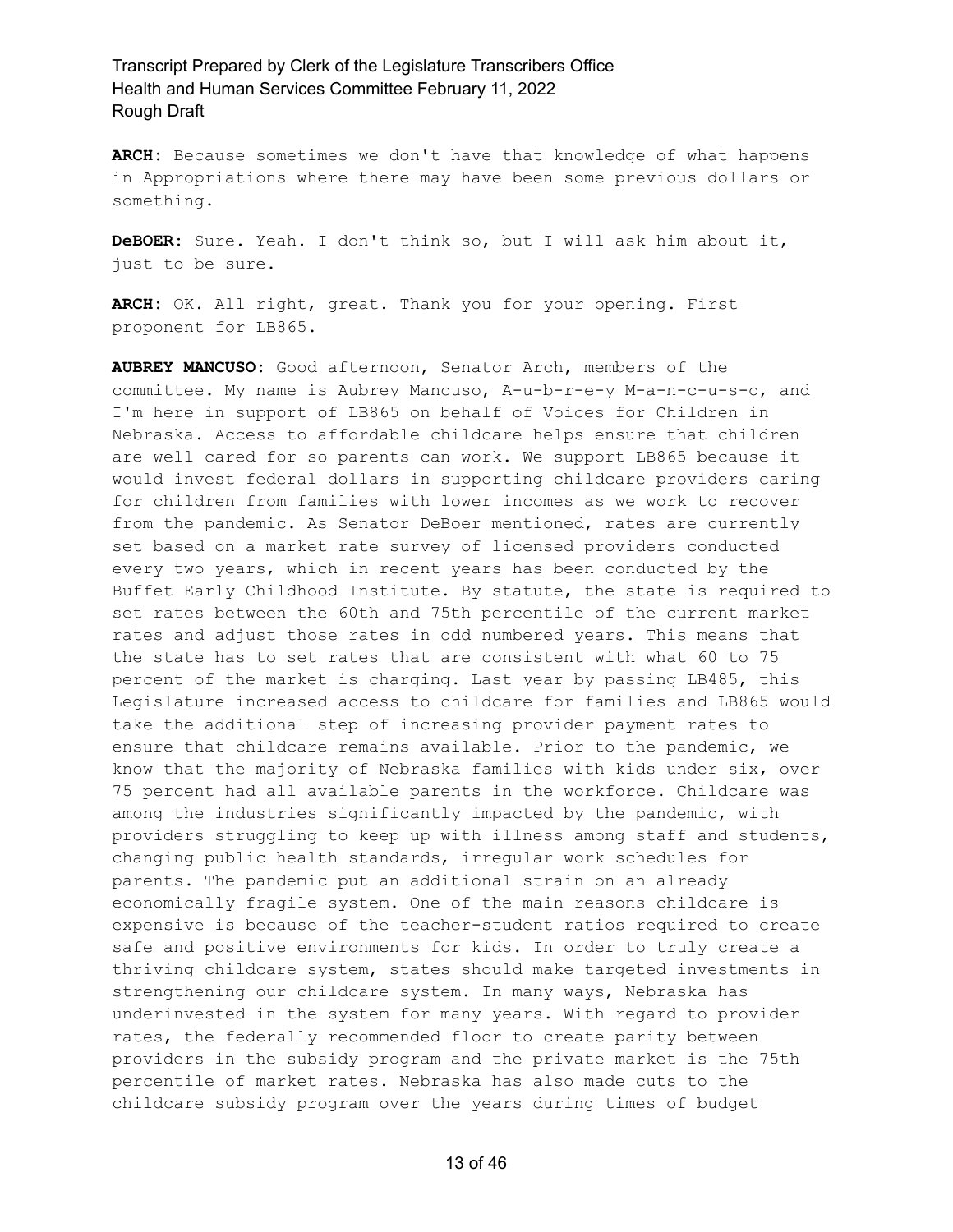**ARCH:** Because sometimes we don't have that knowledge of what happens in Appropriations where there may have been some previous dollars or something.

**DeBOER:** Sure. Yeah. I don't think so, but I will ask him about it, just to be sure.

**ARCH:** OK. All right, great. Thank you for your opening. First proponent for LB865.

**AUBREY MANCUSO:** Good afternoon, Senator Arch, members of the committee. My name is Aubrey Mancuso, A-u-b-r-e-y M-a-n-c-u-s-o, and I'm here in support of LB865 on behalf of Voices for Children in Nebraska. Access to affordable childcare helps ensure that children are well cared for so parents can work. We support LB865 because it would invest federal dollars in supporting childcare providers caring for children from families with lower incomes as we work to recover from the pandemic. As Senator DeBoer mentioned, rates are currently set based on a market rate survey of licensed providers conducted every two years, which in recent years has been conducted by the Buffet Early Childhood Institute. By statute, the state is required to set rates between the 60th and 75th percentile of the current market rates and adjust those rates in odd numbered years. This means that the state has to set rates that are consistent with what 60 to 75 percent of the market is charging. Last year by passing LB485, this Legislature increased access to childcare for families and LB865 would take the additional step of increasing provider payment rates to ensure that childcare remains available. Prior to the pandemic, we know that the majority of Nebraska families with kids under six, over 75 percent had all available parents in the workforce. Childcare was among the industries significantly impacted by the pandemic, with providers struggling to keep up with illness among staff and students, changing public health standards, irregular work schedules for parents. The pandemic put an additional strain on an already economically fragile system. One of the main reasons childcare is expensive is because of the teacher-student ratios required to create safe and positive environments for kids. In order to truly create a thriving childcare system, states should make targeted investments in strengthening our childcare system. In many ways, Nebraska has underinvested in the system for many years. With regard to provider rates, the federally recommended floor to create parity between providers in the subsidy program and the private market is the 75th percentile of market rates. Nebraska has also made cuts to the childcare subsidy program over the years during times of budget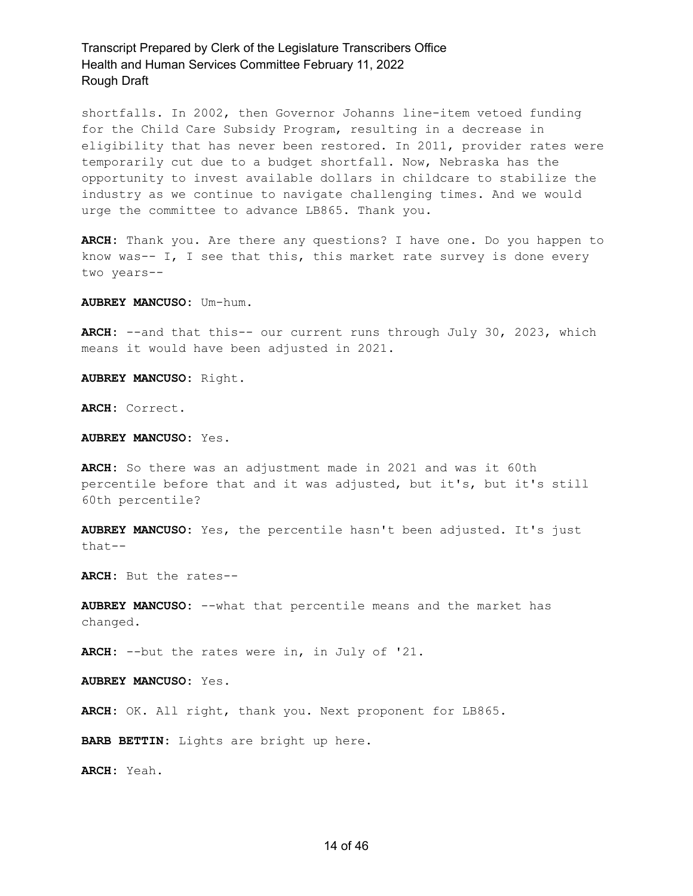shortfalls. In 2002, then Governor Johanns line-item vetoed funding for the Child Care Subsidy Program, resulting in a decrease in eligibility that has never been restored. In 2011, provider rates were temporarily cut due to a budget shortfall. Now, Nebraska has the opportunity to invest available dollars in childcare to stabilize the industry as we continue to navigate challenging times. And we would urge the committee to advance LB865. Thank you.

**ARCH:** Thank you. Are there any questions? I have one. Do you happen to know was-- I, I see that this, this market rate survey is done every two years--

**AUBREY MANCUSO:** Um-hum.

**ARCH:** --and that this-- our current runs through July 30, 2023, which means it would have been adjusted in 2021.

**AUBREY MANCUSO:** Right.

**ARCH:** Correct.

**AUBREY MANCUSO:** Yes.

**ARCH:** So there was an adjustment made in 2021 and was it 60th percentile before that and it was adjusted, but it's, but it's still 60th percentile?

**AUBREY MANCUSO:** Yes, the percentile hasn't been adjusted. It's just that--

**ARCH:** But the rates--

**AUBREY MANCUSO:** --what that percentile means and the market has changed.

**ARCH:** --but the rates were in, in July of '21.

**AUBREY MANCUSO:** Yes.

**ARCH:** OK. All right, thank you. Next proponent for LB865.

**BARB BETTIN:** Lights are bright up here.

**ARCH:** Yeah.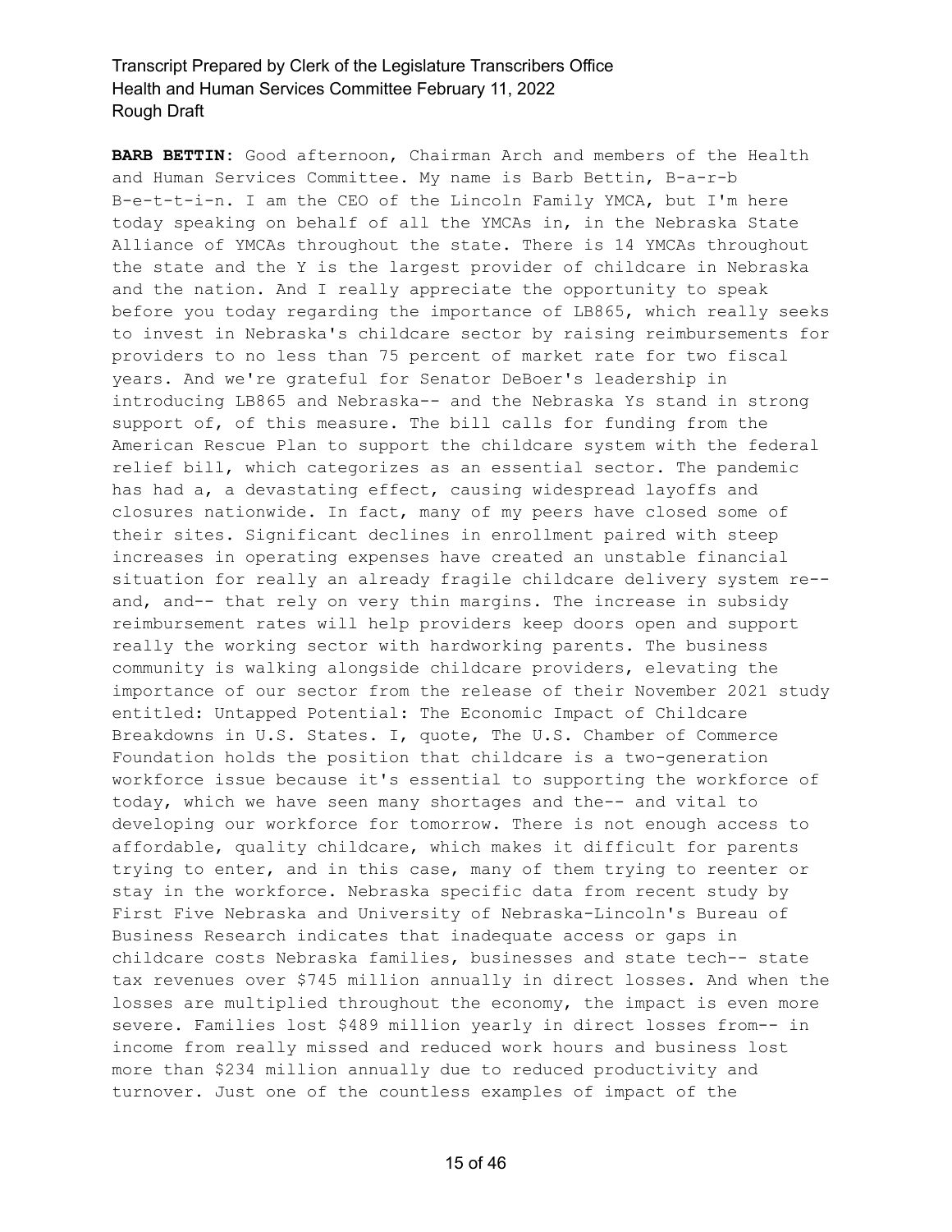**BARB BETTIN:** Good afternoon, Chairman Arch and members of the Health and Human Services Committee. My name is Barb Bettin, B-a-r-b B-e-t-t-i-n. I am the CEO of the Lincoln Family YMCA, but I'm here today speaking on behalf of all the YMCAs in, in the Nebraska State Alliance of YMCAs throughout the state. There is 14 YMCAs throughout the state and the Y is the largest provider of childcare in Nebraska and the nation. And I really appreciate the opportunity to speak before you today regarding the importance of LB865, which really seeks to invest in Nebraska's childcare sector by raising reimbursements for providers to no less than 75 percent of market rate for two fiscal years. And we're grateful for Senator DeBoer's leadership in introducing LB865 and Nebraska-- and the Nebraska Ys stand in strong support of, of this measure. The bill calls for funding from the American Rescue Plan to support the childcare system with the federal relief bill, which categorizes as an essential sector. The pandemic has had a, a devastating effect, causing widespread layoffs and closures nationwide. In fact, many of my peers have closed some of their sites. Significant declines in enrollment paired with steep increases in operating expenses have created an unstable financial situation for really an already fragile childcare delivery system re-- and, and-- that rely on very thin margins. The increase in subsidy reimbursement rates will help providers keep doors open and support really the working sector with hardworking parents. The business community is walking alongside childcare providers, elevating the importance of our sector from the release of their November 2021 study entitled: Untapped Potential: The Economic Impact of Childcare Breakdowns in U.S. States. I, quote, The U.S. Chamber of Commerce Foundation holds the position that childcare is a two-generation workforce issue because it's essential to supporting the workforce of today, which we have seen many shortages and the-- and vital to developing our workforce for tomorrow. There is not enough access to affordable, quality childcare, which makes it difficult for parents trying to enter, and in this case, many of them trying to reenter or stay in the workforce. Nebraska specific data from recent study by First Five Nebraska and University of Nebraska-Lincoln's Bureau of Business Research indicates that inadequate access or gaps in childcare costs Nebraska families, businesses and state tech-- state tax revenues over $745 million annually in direct losses. And when the losses are multiplied throughout the economy, the impact is even more severe. Families lost $489 million yearly in direct losses from-- in income from really missed and reduced work hours and business lost more than $234 million annually due to reduced productivity and turnover. Just one of the countless examples of impact of the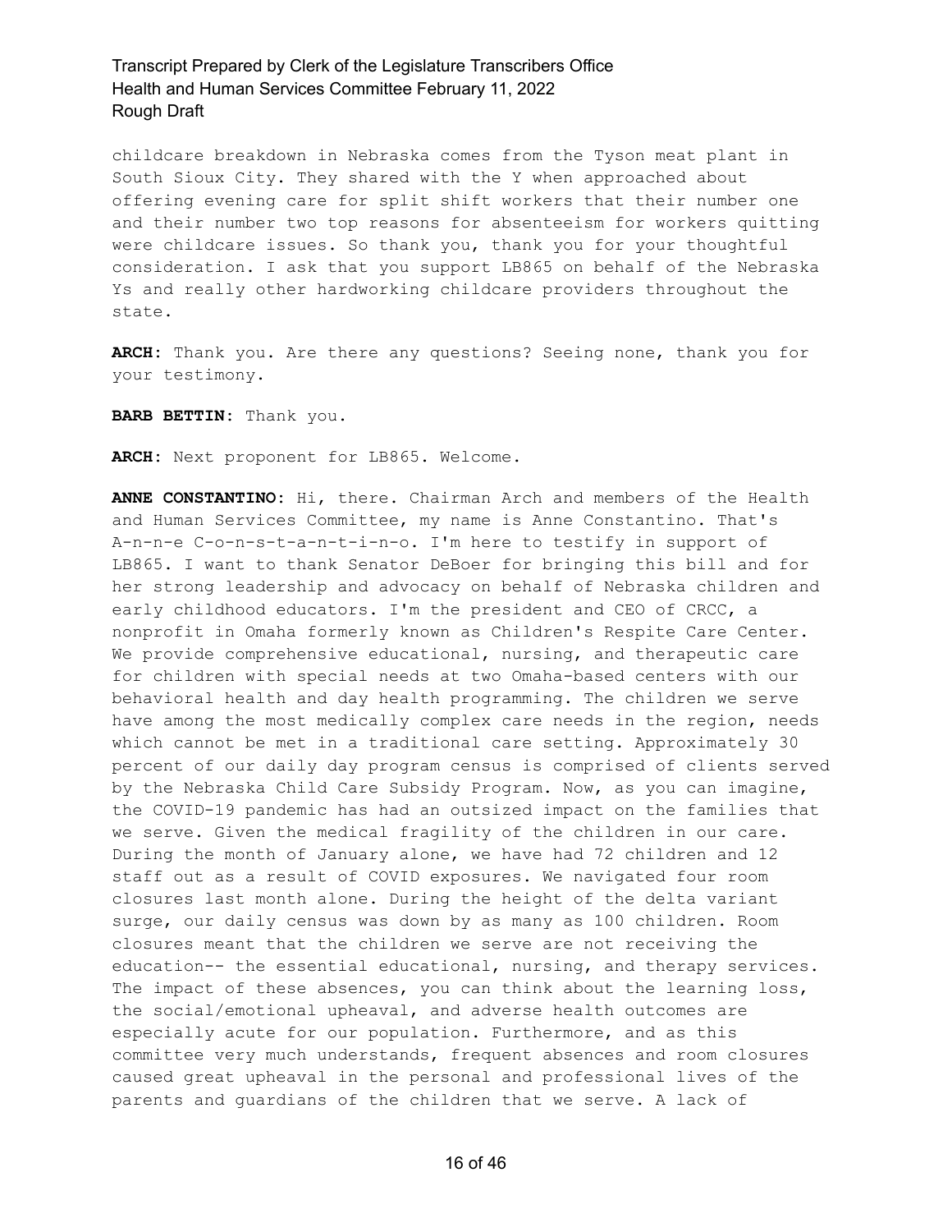childcare breakdown in Nebraska comes from the Tyson meat plant in South Sioux City. They shared with the Y when approached about offering evening care for split shift workers that their number one and their number two top reasons for absenteeism for workers quitting were childcare issues. So thank you, thank you for your thoughtful consideration. I ask that you support LB865 on behalf of the Nebraska Ys and really other hardworking childcare providers throughout the state.

**ARCH:** Thank you. Are there any questions? Seeing none, thank you for your testimony.

**BARB BETTIN:** Thank you.

**ARCH:** Next proponent for LB865. Welcome.

**ANNE CONSTANTINO:** Hi, there. Chairman Arch and members of the Health and Human Services Committee, my name is Anne Constantino. That's A-n-n-e C-o-n-s-t-a-n-t-i-n-o. I'm here to testify in support of LB865. I want to thank Senator DeBoer for bringing this bill and for her strong leadership and advocacy on behalf of Nebraska children and early childhood educators. I'm the president and CEO of CRCC, a nonprofit in Omaha formerly known as Children's Respite Care Center. We provide comprehensive educational, nursing, and therapeutic care for children with special needs at two Omaha-based centers with our behavioral health and day health programming. The children we serve have among the most medically complex care needs in the region, needs which cannot be met in a traditional care setting. Approximately 30 percent of our daily day program census is comprised of clients served by the Nebraska Child Care Subsidy Program. Now, as you can imagine, the COVID-19 pandemic has had an outsized impact on the families that we serve. Given the medical fragility of the children in our care. During the month of January alone, we have had 72 children and 12 staff out as a result of COVID exposures. We navigated four room closures last month alone. During the height of the delta variant surge, our daily census was down by as many as 100 children. Room closures meant that the children we serve are not receiving the education-- the essential educational, nursing, and therapy services. The impact of these absences, you can think about the learning loss, the social/emotional upheaval, and adverse health outcomes are especially acute for our population. Furthermore, and as this committee very much understands, frequent absences and room closures caused great upheaval in the personal and professional lives of the parents and guardians of the children that we serve. A lack of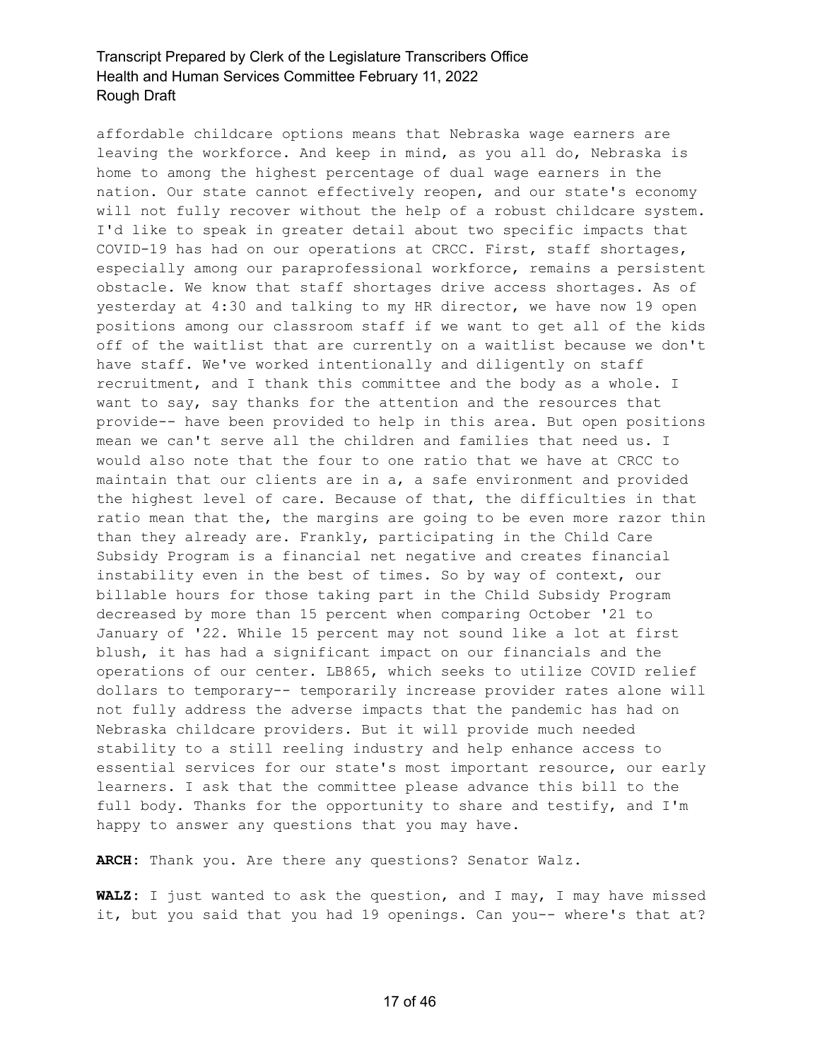affordable childcare options means that Nebraska wage earners are leaving the workforce. And keep in mind, as you all do, Nebraska is home to among the highest percentage of dual wage earners in the nation. Our state cannot effectively reopen, and our state's economy will not fully recover without the help of a robust childcare system. I'd like to speak in greater detail about two specific impacts that COVID-19 has had on our operations at CRCC. First, staff shortages, especially among our paraprofessional workforce, remains a persistent obstacle. We know that staff shortages drive access shortages. As of yesterday at 4:30 and talking to my HR director, we have now 19 open positions among our classroom staff if we want to get all of the kids off of the waitlist that are currently on a waitlist because we don't have staff. We've worked intentionally and diligently on staff recruitment, and I thank this committee and the body as a whole. I want to say, say thanks for the attention and the resources that provide-- have been provided to help in this area. But open positions mean we can't serve all the children and families that need us. I would also note that the four to one ratio that we have at CRCC to maintain that our clients are in a, a safe environment and provided the highest level of care. Because of that, the difficulties in that ratio mean that the, the margins are going to be even more razor thin than they already are. Frankly, participating in the Child Care Subsidy Program is a financial net negative and creates financial instability even in the best of times. So by way of context, our billable hours for those taking part in the Child Subsidy Program decreased by more than 15 percent when comparing October '21 to January of '22. While 15 percent may not sound like a lot at first blush, it has had a significant impact on our financials and the operations of our center. LB865, which seeks to utilize COVID relief dollars to temporary-- temporarily increase provider rates alone will not fully address the adverse impacts that the pandemic has had on Nebraska childcare providers. But it will provide much needed stability to a still reeling industry and help enhance access to essential services for our state's most important resource, our early learners. I ask that the committee please advance this bill to the full body. Thanks for the opportunity to share and testify, and I'm happy to answer any questions that you may have.

**ARCH**: Thank you. Are there any questions? Senator Walz.

**WALZ**: I just wanted to ask the question, and I may, I may have missed it, but you said that you had 19 openings. Can you-- where's that at?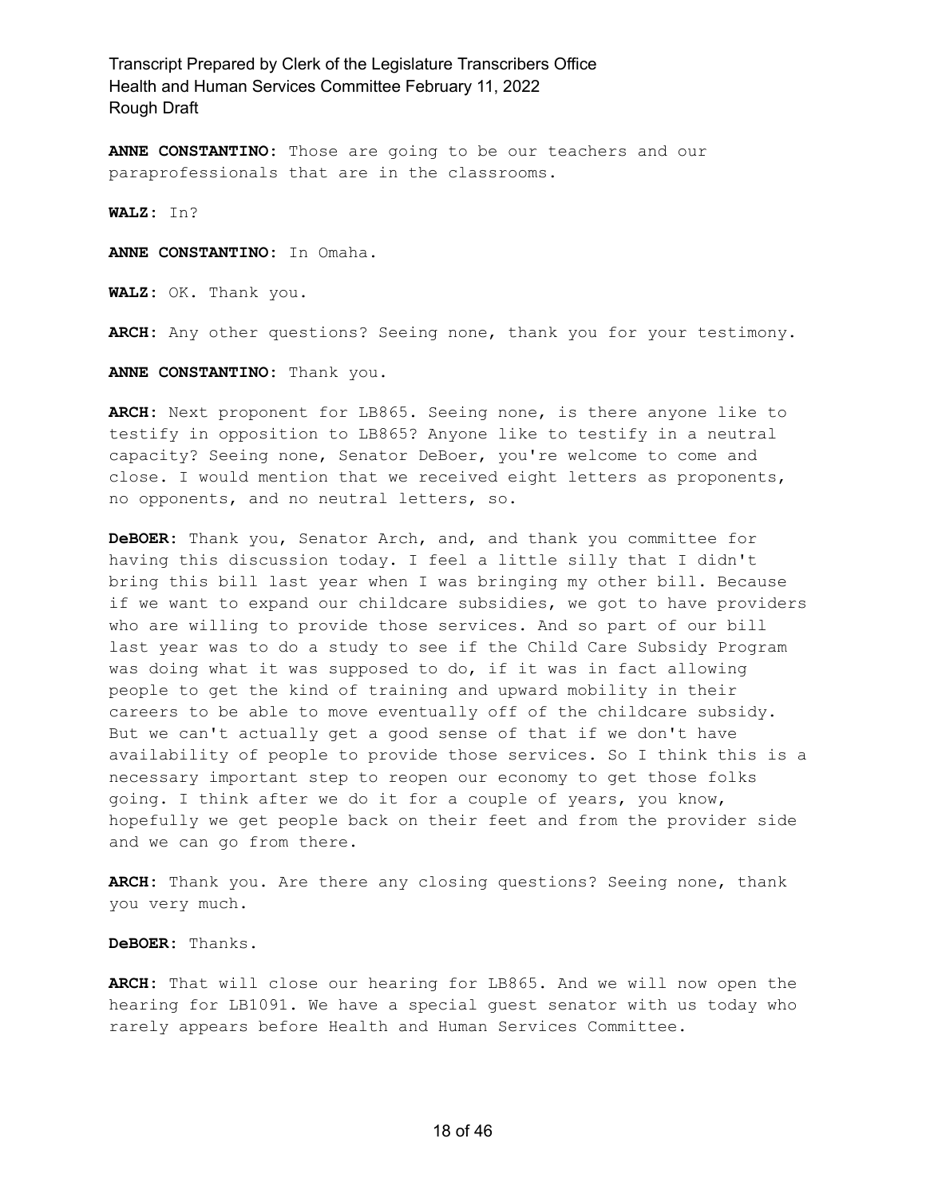**ANNE CONSTANTINO:** Those are going to be our teachers and our paraprofessionals that are in the classrooms.

**WALZ:** In?

**ANNE CONSTANTINO:** In Omaha.

**WALZ:** OK. Thank you.

**ARCH:** Any other questions? Seeing none, thank you for your testimony.

**ANNE CONSTANTINO:** Thank you.

**ARCH:** Next proponent for LB865. Seeing none, is there anyone like to testify in opposition to LB865? Anyone like to testify in a neutral capacity? Seeing none, Senator DeBoer, you're welcome to come and close. I would mention that we received eight letters as proponents, no opponents, and no neutral letters, so.

**DeBOER:** Thank you, Senator Arch, and, and thank you committee for having this discussion today. I feel a little silly that I didn't bring this bill last year when I was bringing my other bill. Because if we want to expand our childcare subsidies, we got to have providers who are willing to provide those services. And so part of our bill last year was to do a study to see if the Child Care Subsidy Program was doing what it was supposed to do, if it was in fact allowing people to get the kind of training and upward mobility in their careers to be able to move eventually off of the childcare subsidy. But we can't actually get a good sense of that if we don't have availability of people to provide those services. So I think this is a necessary important step to reopen our economy to get those folks going. I think after we do it for a couple of years, you know, hopefully we get people back on their feet and from the provider side and we can go from there.

**ARCH:** Thank you. Are there any closing questions? Seeing none, thank you very much.

**DeBOER:** Thanks.

**ARCH:** That will close our hearing for LB865. And we will now open the hearing for LB1091. We have a special guest senator with us today who rarely appears before Health and Human Services Committee.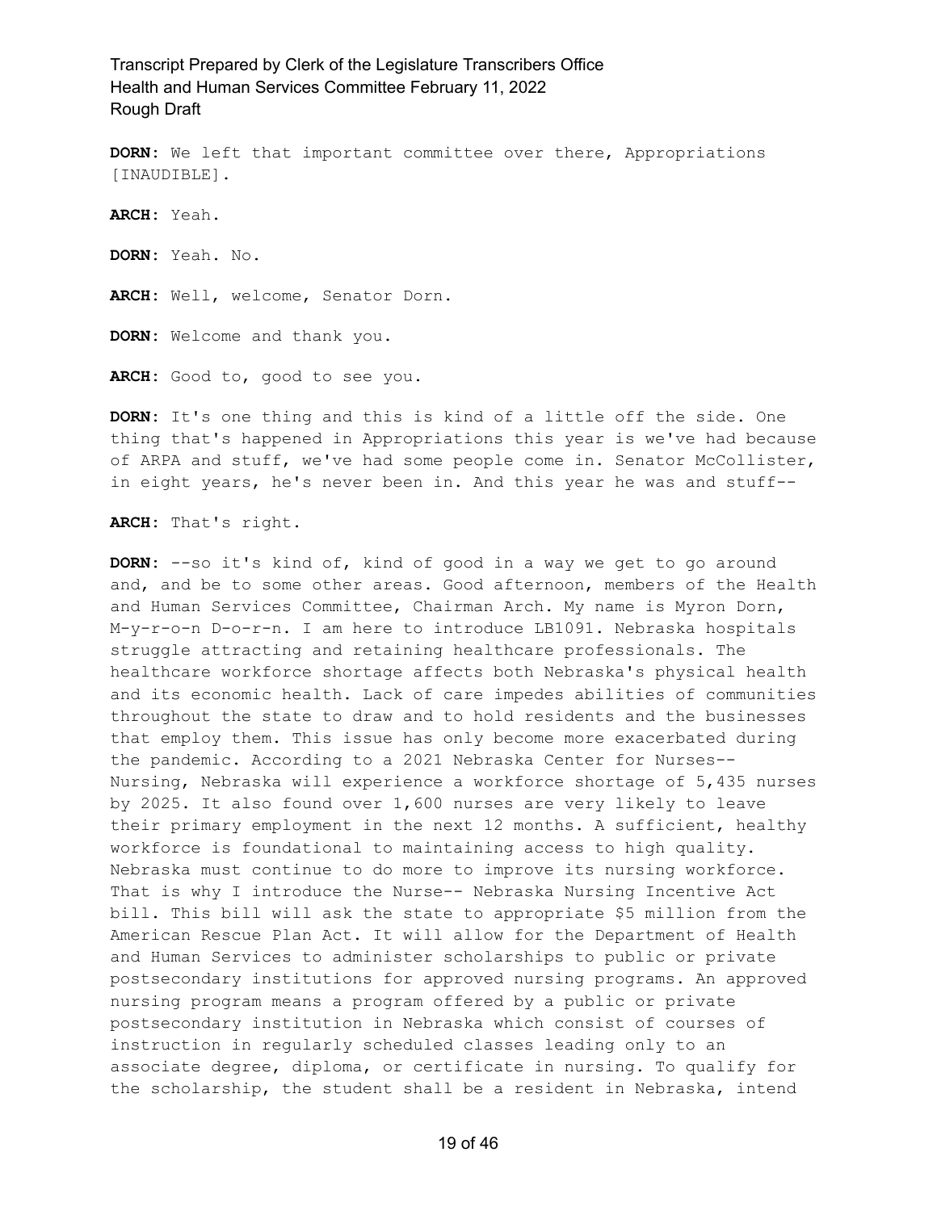**DORN:** We left that important committee over there, Appropriations [INAUDIBLE].

**ARCH:** Yeah.

**DORN:** Yeah. No.

**ARCH:** Well, welcome, Senator Dorn.

**DORN:** Welcome and thank you.

**ARCH:** Good to, good to see you.

**DORN:** It's one thing and this is kind of a little off the side. One thing that's happened in Appropriations this year is we've had because of ARPA and stuff, we've had some people come in. Senator McCollister, in eight years, he's never been in. And this year he was and stuff--

**ARCH:** That's right.

**DORN:** --so it's kind of, kind of good in a way we get to go around and, and be to some other areas. Good afternoon, members of the Health and Human Services Committee, Chairman Arch. My name is Myron Dorn, M-y-r-o-n D-o-r-n. I am here to introduce LB1091. Nebraska hospitals struggle attracting and retaining healthcare professionals. The healthcare workforce shortage affects both Nebraska's physical health and its economic health. Lack of care impedes abilities of communities throughout the state to draw and to hold residents and the businesses that employ them. This issue has only become more exacerbated during the pandemic. According to a 2021 Nebraska Center for Nurses-- Nursing, Nebraska will experience a workforce shortage of 5,435 nurses by 2025. It also found over 1,600 nurses are very likely to leave their primary employment in the next 12 months. A sufficient, healthy workforce is foundational to maintaining access to high quality. Nebraska must continue to do more to improve its nursing workforce. That is why I introduce the Nurse-- Nebraska Nursing Incentive Act bill. This bill will ask the state to appropriate $5 million from the American Rescue Plan Act. It will allow for the Department of Health and Human Services to administer scholarships to public or private postsecondary institutions for approved nursing programs. An approved nursing program means a program offered by a public or private postsecondary institution in Nebraska which consist of courses of instruction in regularly scheduled classes leading only to an associate degree, diploma, or certificate in nursing. To qualify for the scholarship, the student shall be a resident in Nebraska, intend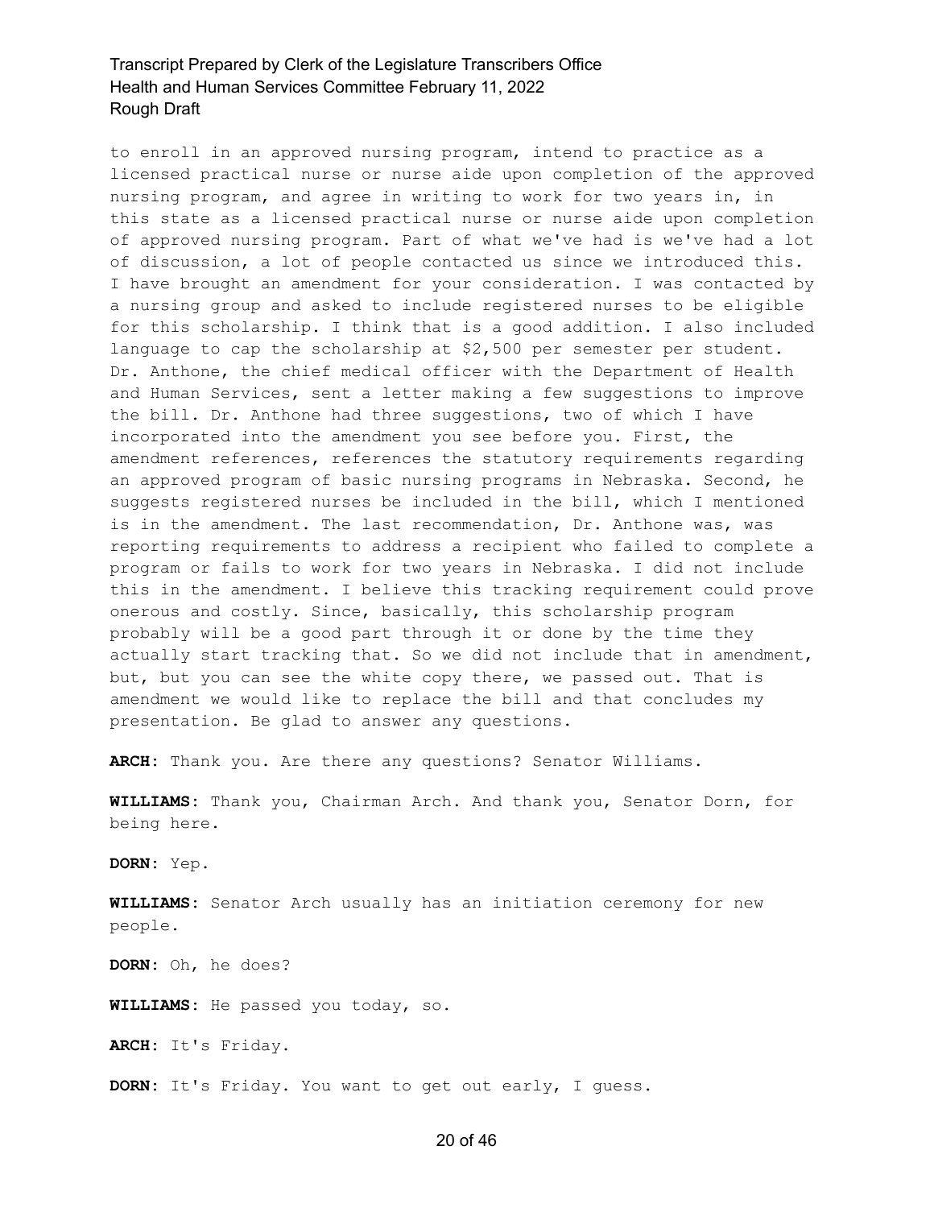to enroll in an approved nursing program, intend to practice as a licensed practical nurse or nurse aide upon completion of the approved nursing program, and agree in writing to work for two years in, in this state as a licensed practical nurse or nurse aide upon completion of approved nursing program. Part of what we've had is we've had a lot of discussion, a lot of people contacted us since we introduced this. I have brought an amendment for your consideration. I was contacted by a nursing group and asked to include registered nurses to be eligible for this scholarship. I think that is a good addition. I also included language to cap the scholarship at $2,500 per semester per student. Dr. Anthone, the chief medical officer with the Department of Health and Human Services, sent a letter making a few suggestions to improve the bill. Dr. Anthone had three suggestions, two of which I have incorporated into the amendment you see before you. First, the amendment references, references the statutory requirements regarding an approved program of basic nursing programs in Nebraska. Second, he suggests registered nurses be included in the bill, which I mentioned is in the amendment. The last recommendation, Dr. Anthone was, was reporting requirements to address a recipient who failed to complete a program or fails to work for two years in Nebraska. I did not include this in the amendment. I believe this tracking requirement could prove onerous and costly. Since, basically, this scholarship program probably will be a good part through it or done by the time they actually start tracking that. So we did not include that in amendment, but, but you can see the white copy there, we passed out. That is amendment we would like to replace the bill and that concludes my presentation. Be glad to answer any questions.

**ARCH:** Thank you. Are there any questions? Senator Williams.

**WILLIAMS:** Thank you, Chairman Arch. And thank you, Senator Dorn, for being here.

**DORN:** Yep.

**WILLIAMS:** Senator Arch usually has an initiation ceremony for new people.

**DORN:** Oh, he does?

**WILLIAMS:** He passed you today, so.

**ARCH:** It's Friday.

**DORN:** It's Friday. You want to get out early, I guess.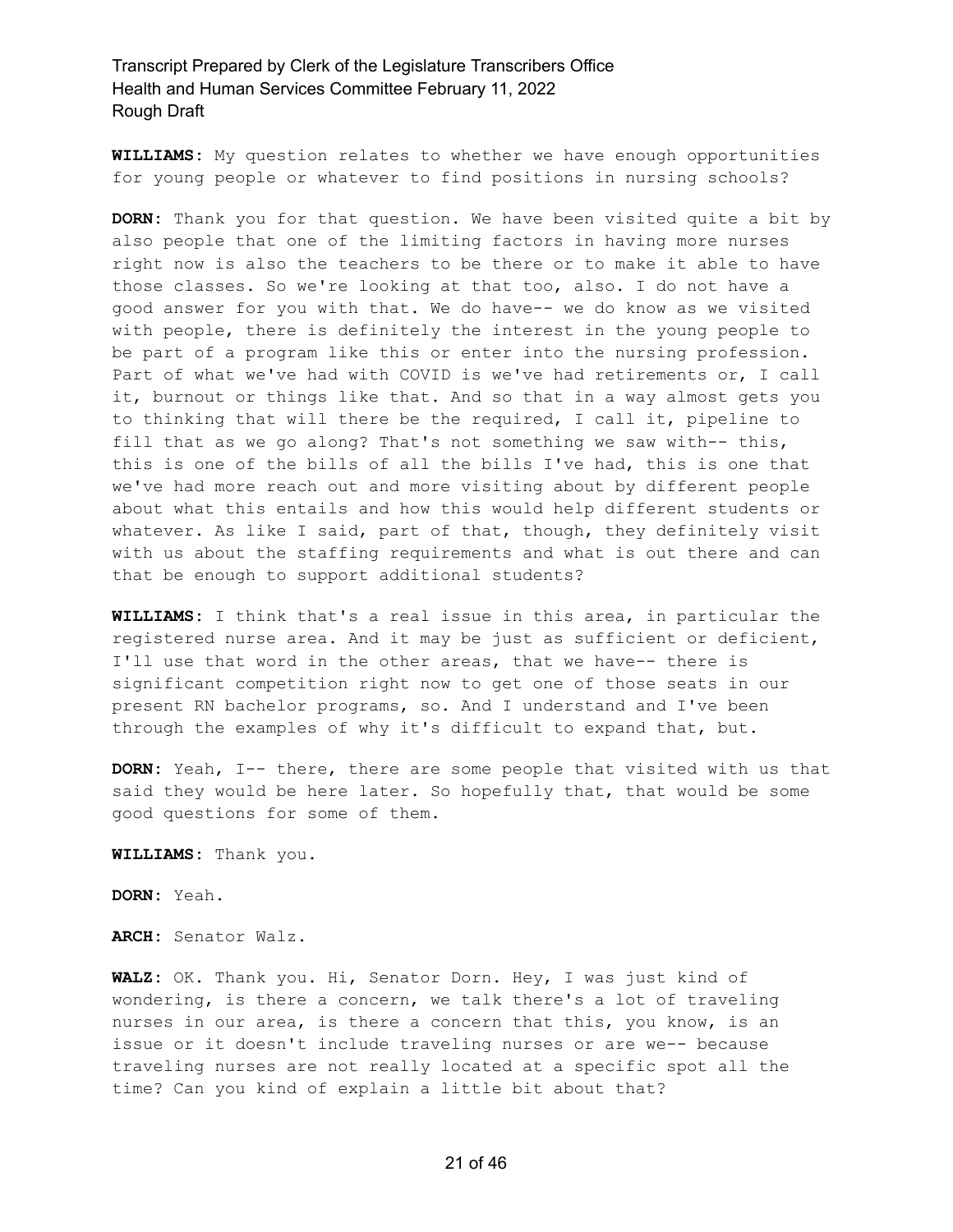**WILLIAMS:** My question relates to whether we have enough opportunities for young people or whatever to find positions in nursing schools?

**DORN:** Thank you for that question. We have been visited quite a bit by also people that one of the limiting factors in having more nurses right now is also the teachers to be there or to make it able to have those classes. So we're looking at that too, also. I do not have a good answer for you with that. We do have-- we do know as we visited with people, there is definitely the interest in the young people to be part of a program like this or enter into the nursing profession. Part of what we've had with COVID is we've had retirements or, I call it, burnout or things like that. And so that in a way almost gets you to thinking that will there be the required, I call it, pipeline to fill that as we go along? That's not something we saw with-- this, this is one of the bills of all the bills I've had, this is one that we've had more reach out and more visiting about by different people about what this entails and how this would help different students or whatever. As like I said, part of that, though, they definitely visit with us about the staffing requirements and what is out there and can that be enough to support additional students?

**WILLIAMS:** I think that's a real issue in this area, in particular the registered nurse area. And it may be just as sufficient or deficient, I'll use that word in the other areas, that we have-- there is significant competition right now to get one of those seats in our present RN bachelor programs, so. And I understand and I've been through the examples of why it's difficult to expand that, but.

**DORN:** Yeah, I-- there, there are some people that visited with us that said they would be here later. So hopefully that, that would be some good questions for some of them.

**WILLIAMS:** Thank you.

**DORN:** Yeah.

**ARCH:** Senator Walz.

**WALZ:** OK. Thank you. Hi, Senator Dorn. Hey, I was just kind of wondering, is there a concern, we talk there's a lot of traveling nurses in our area, is there a concern that this, you know, is an issue or it doesn't include traveling nurses or are we-- because traveling nurses are not really located at a specific spot all the time? Can you kind of explain a little bit about that?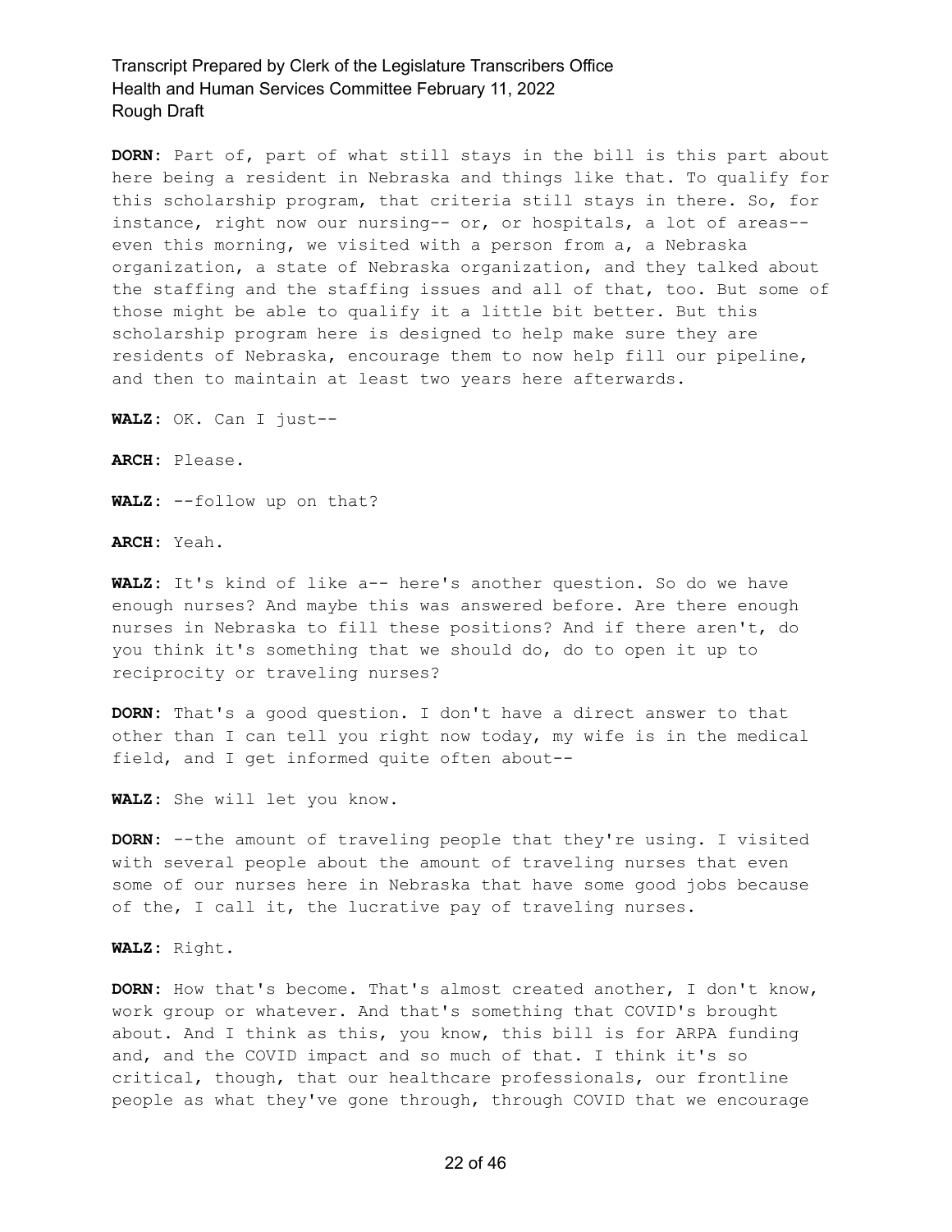**DORN:** Part of, part of what still stays in the bill is this part about here being a resident in Nebraska and things like that. To qualify for this scholarship program, that criteria still stays in there. So, for instance, right now our nursing-- or, or hospitals, a lot of areas-- even this morning, we visited with a person from a, a Nebraska organization, a state of Nebraska organization, and they talked about the staffing and the staffing issues and all of that, too. But some of those might be able to qualify it a little bit better. But this scholarship program here is designed to help make sure they are residents of Nebraska, encourage them to now help fill our pipeline, and then to maintain at least two years here afterwards.

**WALZ:** OK. Can I just--

**ARCH:** Please.

**WALZ:** --follow up on that?

**ARCH:** Yeah.

**WALZ:** It's kind of like a-- here's another question. So do we have enough nurses? And maybe this was answered before. Are there enough nurses in Nebraska to fill these positions? And if there aren't, do you think it's something that we should do, do to open it up to reciprocity or traveling nurses?

**DORN:** That's a good question. I don't have a direct answer to that other than I can tell you right now today, my wife is in the medical field, and I get informed quite often about--

**WALZ:** She will let you know.

**DORN:** --the amount of traveling people that they're using. I visited with several people about the amount of traveling nurses that even some of our nurses here in Nebraska that have some good jobs because of the, I call it, the lucrative pay of traveling nurses.

**WALZ:** Right.

**DORN:** How that's become. That's almost created another, I don't know, work group or whatever. And that's something that COVID's brought about. And I think as this, you know, this bill is for ARPA funding and, and the COVID impact and so much of that. I think it's so critical, though, that our healthcare professionals, our frontline people as what they've gone through, through COVID that we encourage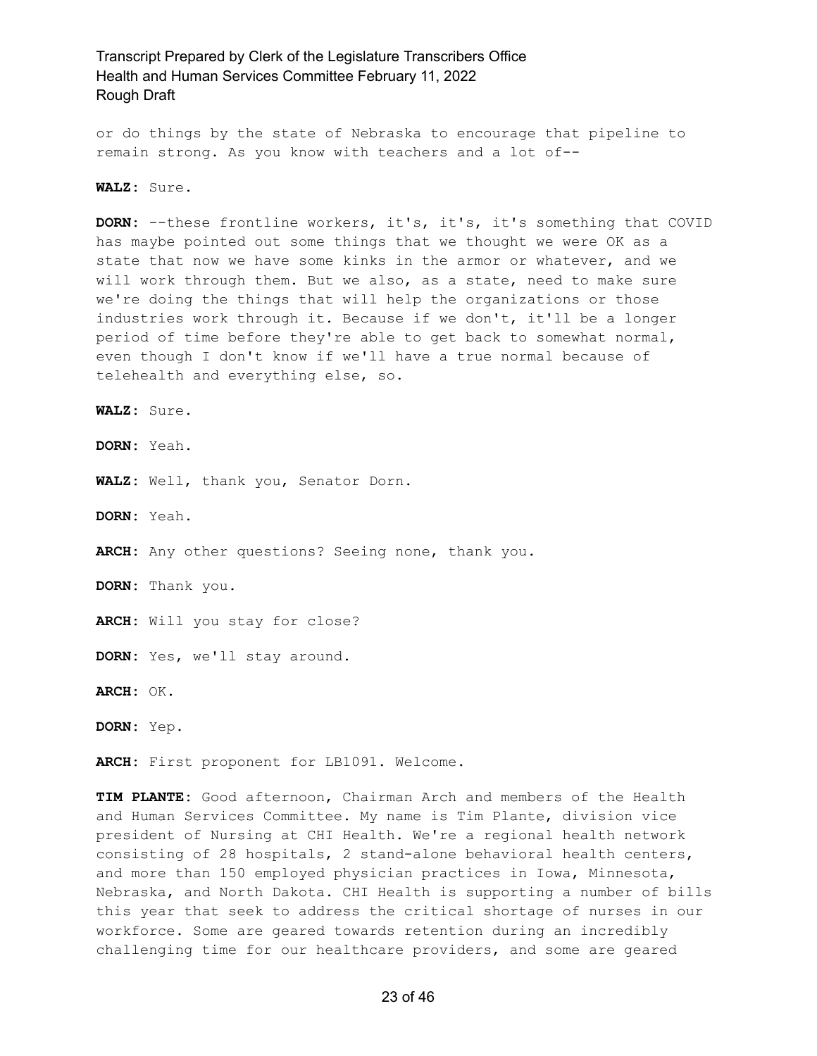or do things by the state of Nebraska to encourage that pipeline to remain strong. As you know with teachers and a lot of--

**WALZ:** Sure.

**DORN:** --these frontline workers, it's, it's, it's something that COVID has maybe pointed out some things that we thought we were OK as a state that now we have some kinks in the armor or whatever, and we will work through them. But we also, as a state, need to make sure we're doing the things that will help the organizations or those industries work through it. Because if we don't, it'll be a longer period of time before they're able to get back to somewhat normal, even though I don't know if we'll have a true normal because of telehealth and everything else, so.

**WALZ:** Sure.

**DORN:** Yeah.

**WALZ:** Well, thank you, Senator Dorn.

**DORN:** Yeah.

**ARCH:** Any other questions? Seeing none, thank you.

**DORN:** Thank you.

**ARCH:** Will you stay for close?

**DORN:** Yes, we'll stay around.

**ARCH:** OK.

**DORN:** Yep.

**ARCH:** First proponent for LB1091. Welcome.

**TIM PLANTE:** Good afternoon, Chairman Arch and members of the Health and Human Services Committee. My name is Tim Plante, division vice president of Nursing at CHI Health. We're a regional health network consisting of 28 hospitals, 2 stand-alone behavioral health centers, and more than 150 employed physician practices in Iowa, Minnesota, Nebraska, and North Dakota. CHI Health is supporting a number of bills this year that seek to address the critical shortage of nurses in our workforce. Some are geared towards retention during an incredibly challenging time for our healthcare providers, and some are geared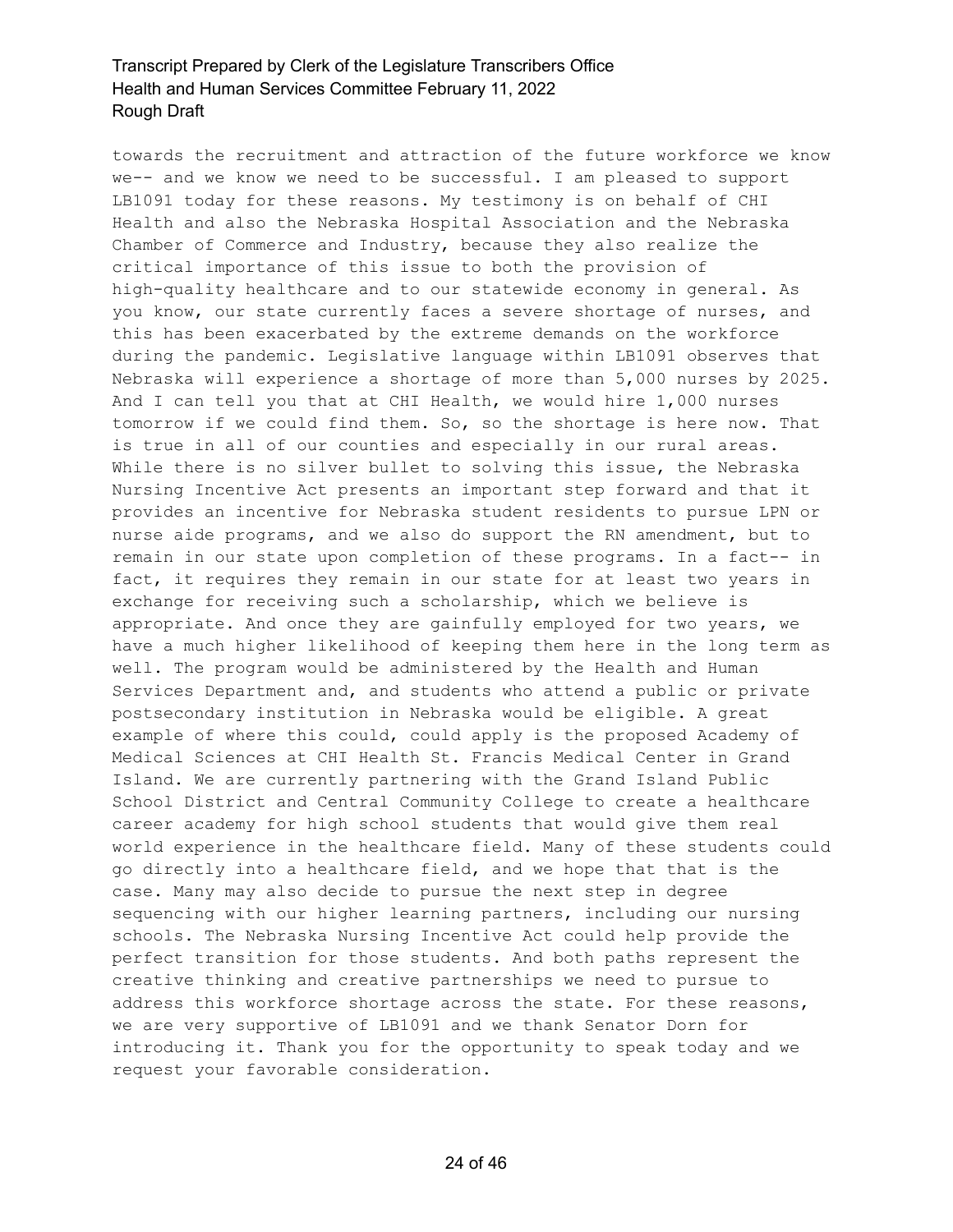towards the recruitment and attraction of the future workforce we know we-- and we know we need to be successful. I am pleased to support LB1091 today for these reasons. My testimony is on behalf of CHI Health and also the Nebraska Hospital Association and the Nebraska Chamber of Commerce and Industry, because they also realize the critical importance of this issue to both the provision of high-quality healthcare and to our statewide economy in general. As you know, our state currently faces a severe shortage of nurses, and this has been exacerbated by the extreme demands on the workforce during the pandemic. Legislative language within LB1091 observes that Nebraska will experience a shortage of more than 5,000 nurses by 2025. And I can tell you that at CHI Health, we would hire 1,000 nurses tomorrow if we could find them. So, so the shortage is here now. That is true in all of our counties and especially in our rural areas. While there is no silver bullet to solving this issue, the Nebraska Nursing Incentive Act presents an important step forward and that it provides an incentive for Nebraska student residents to pursue LPN or nurse aide programs, and we also do support the RN amendment, but to remain in our state upon completion of these programs. In a fact-- in fact, it requires they remain in our state for at least two years in exchange for receiving such a scholarship, which we believe is appropriate. And once they are gainfully employed for two years, we have a much higher likelihood of keeping them here in the long term as well. The program would be administered by the Health and Human Services Department and, and students who attend a public or private postsecondary institution in Nebraska would be eligible. A great example of where this could, could apply is the proposed Academy of Medical Sciences at CHI Health St. Francis Medical Center in Grand Island. We are currently partnering with the Grand Island Public School District and Central Community College to create a healthcare career academy for high school students that would give them real world experience in the healthcare field. Many of these students could go directly into a healthcare field, and we hope that that is the case. Many may also decide to pursue the next step in degree sequencing with our higher learning partners, including our nursing schools. The Nebraska Nursing Incentive Act could help provide the perfect transition for those students. And both paths represent the creative thinking and creative partnerships we need to pursue to address this workforce shortage across the state. For these reasons, we are very supportive of LB1091 and we thank Senator Dorn for introducing it. Thank you for the opportunity to speak today and we request your favorable consideration.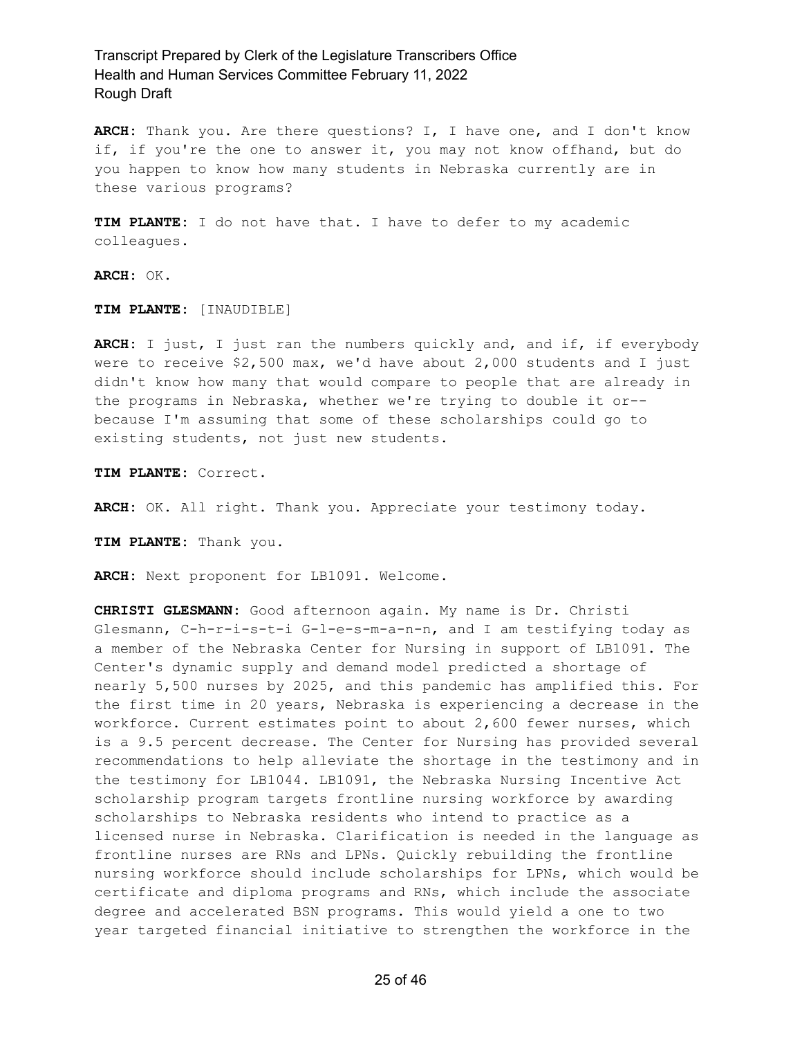**ARCH:** Thank you. Are there questions? I, I have one, and I don't know if, if you're the one to answer it, you may not know offhand, but do you happen to know how many students in Nebraska currently are in these various programs?

**TIM PLANTE:** I do not have that. I have to defer to my academic colleagues.

**ARCH:** OK.

**TIM PLANTE:** [INAUDIBLE]

**ARCH:** I just, I just ran the numbers quickly and, and if, if everybody were to receive $2,500 max, we'd have about 2,000 students and I just didn't know how many that would compare to people that are already in the programs in Nebraska, whether we're trying to double it or-- because I'm assuming that some of these scholarships could go to existing students, not just new students.

**TIM PLANTE:** Correct.

**ARCH:** OK. All right. Thank you. Appreciate your testimony today.

**TIM PLANTE:** Thank you.

**ARCH:** Next proponent for LB1091. Welcome.

**CHRISTI GLESMANN:** Good afternoon again. My name is Dr. Christi Glesmann, C-h-r-i-s-t-i G-l-e-s-m-a-n-n, and I am testifying today as a member of the Nebraska Center for Nursing in support of LB1091. The Center's dynamic supply and demand model predicted a shortage of nearly 5,500 nurses by 2025, and this pandemic has amplified this. For the first time in 20 years, Nebraska is experiencing a decrease in the workforce. Current estimates point to about 2,600 fewer nurses, which is a 9.5 percent decrease. The Center for Nursing has provided several recommendations to help alleviate the shortage in the testimony and in the testimony for LB1044. LB1091, the Nebraska Nursing Incentive Act scholarship program targets frontline nursing workforce by awarding scholarships to Nebraska residents who intend to practice as a licensed nurse in Nebraska. Clarification is needed in the language as frontline nurses are RNs and LPNs. Quickly rebuilding the frontline nursing workforce should include scholarships for LPNs, which would be certificate and diploma programs and RNs, which include the associate degree and accelerated BSN programs. This would yield a one to two year targeted financial initiative to strengthen the workforce in the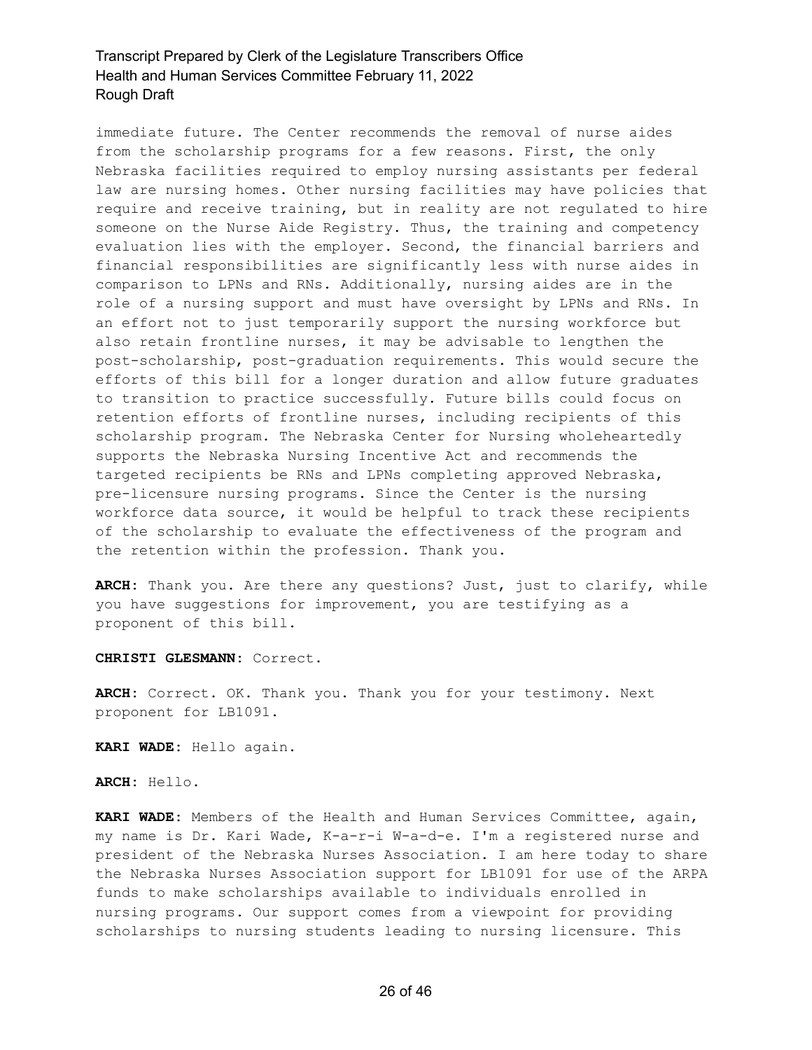immediate future. The Center recommends the removal of nurse aides from the scholarship programs for a few reasons. First, the only Nebraska facilities required to employ nursing assistants per federal law are nursing homes. Other nursing facilities may have policies that require and receive training, but in reality are not regulated to hire someone on the Nurse Aide Registry. Thus, the training and competency evaluation lies with the employer. Second, the financial barriers and financial responsibilities are significantly less with nurse aides in comparison to LPNs and RNs. Additionally, nursing aides are in the role of a nursing support and must have oversight by LPNs and RNs. In an effort not to just temporarily support the nursing workforce but also retain frontline nurses, it may be advisable to lengthen the post-scholarship, post-graduation requirements. This would secure the efforts of this bill for a longer duration and allow future graduates to transition to practice successfully. Future bills could focus on retention efforts of frontline nurses, including recipients of this scholarship program. The Nebraska Center for Nursing wholeheartedly supports the Nebraska Nursing Incentive Act and recommends the targeted recipients be RNs and LPNs completing approved Nebraska, pre-licensure nursing programs. Since the Center is the nursing workforce data source, it would be helpful to track these recipients of the scholarship to evaluate the effectiveness of the program and the retention within the profession. Thank you.

**ARCH:** Thank you. Are there any questions? Just, just to clarify, while you have suggestions for improvement, you are testifying as a proponent of this bill.

**CHRISTI GLESMANN:** Correct.

**ARCH:** Correct. OK. Thank you. Thank you for your testimony. Next proponent for LB1091.

**KARI WADE:** Hello again.

**ARCH:** Hello.

**KARI WADE:** Members of the Health and Human Services Committee, again, my name is Dr. Kari Wade, K-a-r-i W-a-d-e. I'm a registered nurse and president of the Nebraska Nurses Association. I am here today to share the Nebraska Nurses Association support for LB1091 for use of the ARPA funds to make scholarships available to individuals enrolled in nursing programs. Our support comes from a viewpoint for providing scholarships to nursing students leading to nursing licensure. This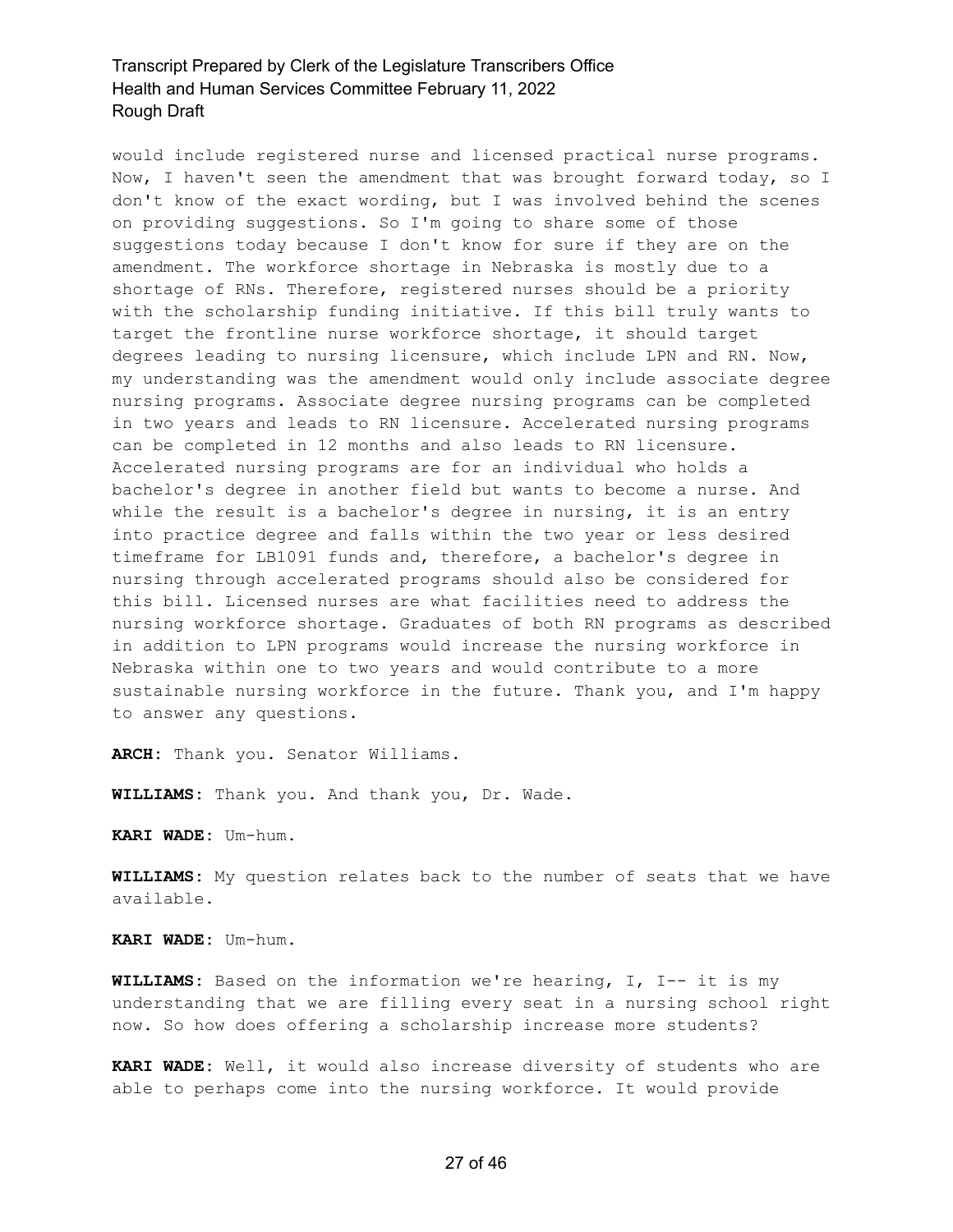would include registered nurse and licensed practical nurse programs. Now, I haven't seen the amendment that was brought forward today, so I don't know of the exact wording, but I was involved behind the scenes on providing suggestions. So I'm going to share some of those suggestions today because I don't know for sure if they are on the amendment. The workforce shortage in Nebraska is mostly due to a shortage of RNs. Therefore, registered nurses should be a priority with the scholarship funding initiative. If this bill truly wants to target the frontline nurse workforce shortage, it should target degrees leading to nursing licensure, which include LPN and RN. Now, my understanding was the amendment would only include associate degree nursing programs. Associate degree nursing programs can be completed in two years and leads to RN licensure. Accelerated nursing programs can be completed in 12 months and also leads to RN licensure. Accelerated nursing programs are for an individual who holds a bachelor's degree in another field but wants to become a nurse. And while the result is a bachelor's degree in nursing, it is an entry into practice degree and falls within the two year or less desired timeframe for LB1091 funds and, therefore, a bachelor's degree in nursing through accelerated programs should also be considered for this bill. Licensed nurses are what facilities need to address the nursing workforce shortage. Graduates of both RN programs as described in addition to LPN programs would increase the nursing workforce in Nebraska within one to two years and would contribute to a more sustainable nursing workforce in the future. Thank you, and I'm happy to answer any questions.

**ARCH:** Thank you. Senator Williams.

**WILLIAMS:** Thank you. And thank you, Dr. Wade.

**KARI WADE:** Um-hum.

**WILLIAMS:** My question relates back to the number of seats that we have available.

**KARI WADE:** Um-hum.

**WILLIAMS:** Based on the information we're hearing, I, I-- it is my understanding that we are filling every seat in a nursing school right now. So how does offering a scholarship increase more students?

**KARI WADE:** Well, it would also increase diversity of students who are able to perhaps come into the nursing workforce. It would provide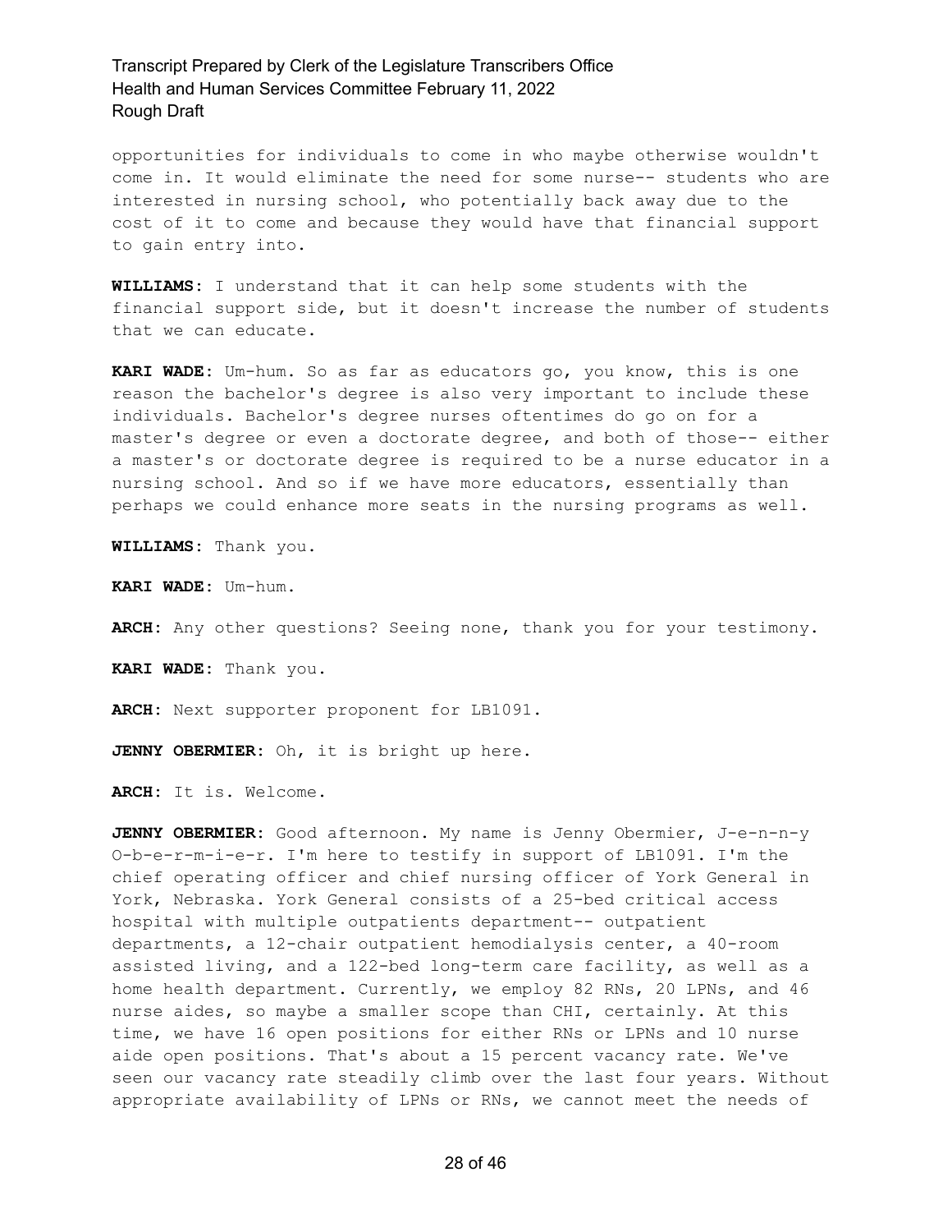opportunities for individuals to come in who maybe otherwise wouldn't come in. It would eliminate the need for some nurse-- students who are interested in nursing school, who potentially back away due to the cost of it to come and because they would have that financial support to gain entry into.

**WILLIAMS:** I understand that it can help some students with the financial support side, but it doesn't increase the number of students that we can educate.

**KARI WADE:** Um-hum. So as far as educators go, you know, this is one reason the bachelor's degree is also very important to include these individuals. Bachelor's degree nurses oftentimes do go on for a master's degree or even a doctorate degree, and both of those-- either a master's or doctorate degree is required to be a nurse educator in a nursing school. And so if we have more educators, essentially than perhaps we could enhance more seats in the nursing programs as well.

**WILLIAMS:** Thank you.

**KARI WADE:** Um-hum.

**ARCH:** Any other questions? Seeing none, thank you for your testimony.

**KARI WADE:** Thank you.

**ARCH:** Next supporter proponent for LB1091.

**JENNY OBERMIER:** Oh, it is bright up here.

**ARCH:** It is. Welcome.

**JENNY OBERMIER:** Good afternoon. My name is Jenny Obermier, J-e-n-n-y O-b-e-r-m-i-e-r. I'm here to testify in support of LB1091. I'm the chief operating officer and chief nursing officer of York General in York, Nebraska. York General consists of a 25-bed critical access hospital with multiple outpatients department-- outpatient departments, a 12-chair outpatient hemodialysis center, a 40-room assisted living, and a 122-bed long-term care facility, as well as a home health department. Currently, we employ 82 RNs, 20 LPNs, and 46 nurse aides, so maybe a smaller scope than CHI, certainly. At this time, we have 16 open positions for either RNs or LPNs and 10 nurse aide open positions. That's about a 15 percent vacancy rate. We've seen our vacancy rate steadily climb over the last four years. Without appropriate availability of LPNs or RNs, we cannot meet the needs of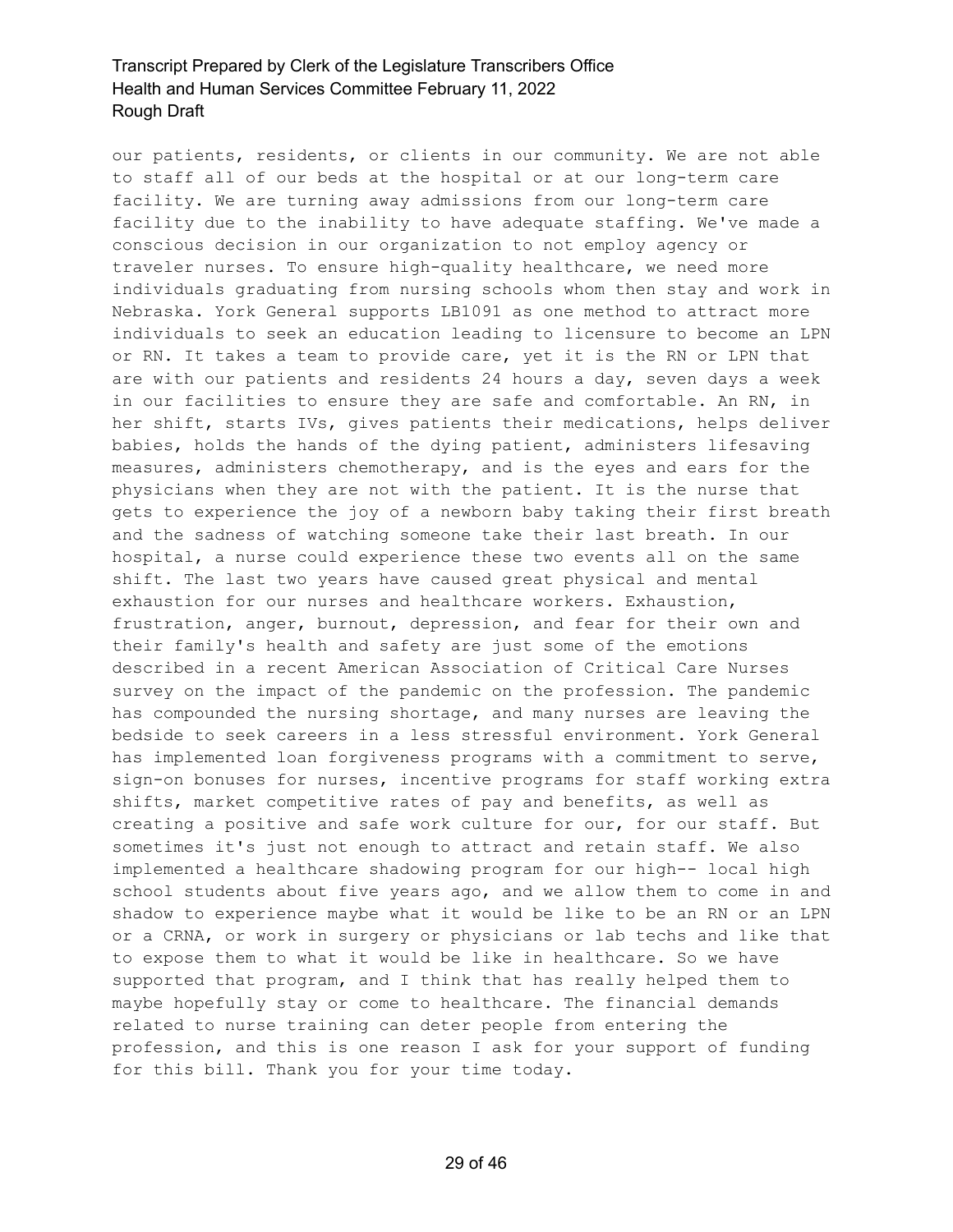our patients, residents, or clients in our community. We are not able to staff all of our beds at the hospital or at our long-term care facility. We are turning away admissions from our long-term care facility due to the inability to have adequate staffing. We've made a conscious decision in our organization to not employ agency or traveler nurses. To ensure high-quality healthcare, we need more individuals graduating from nursing schools whom then stay and work in Nebraska. York General supports LB1091 as one method to attract more individuals to seek an education leading to licensure to become an LPN or RN. It takes a team to provide care, yet it is the RN or LPN that are with our patients and residents 24 hours a day, seven days a week in our facilities to ensure they are safe and comfortable. An RN, in her shift, starts IVs, gives patients their medications, helps deliver babies, holds the hands of the dying patient, administers lifesaving measures, administers chemotherapy, and is the eyes and ears for the physicians when they are not with the patient. It is the nurse that gets to experience the joy of a newborn baby taking their first breath and the sadness of watching someone take their last breath. In our hospital, a nurse could experience these two events all on the same shift. The last two years have caused great physical and mental exhaustion for our nurses and healthcare workers. Exhaustion, frustration, anger, burnout, depression, and fear for their own and their family's health and safety are just some of the emotions described in a recent American Association of Critical Care Nurses survey on the impact of the pandemic on the profession. The pandemic has compounded the nursing shortage, and many nurses are leaving the bedside to seek careers in a less stressful environment. York General has implemented loan forgiveness programs with a commitment to serve, sign-on bonuses for nurses, incentive programs for staff working extra shifts, market competitive rates of pay and benefits, as well as creating a positive and safe work culture for our, for our staff. But sometimes it's just not enough to attract and retain staff. We also implemented a healthcare shadowing program for our high-- local high school students about five years ago, and we allow them to come in and shadow to experience maybe what it would be like to be an RN or an LPN or a CRNA, or work in surgery or physicians or lab techs and like that to expose them to what it would be like in healthcare. So we have supported that program, and I think that has really helped them to maybe hopefully stay or come to healthcare. The financial demands related to nurse training can deter people from entering the profession, and this is one reason I ask for your support of funding for this bill. Thank you for your time today.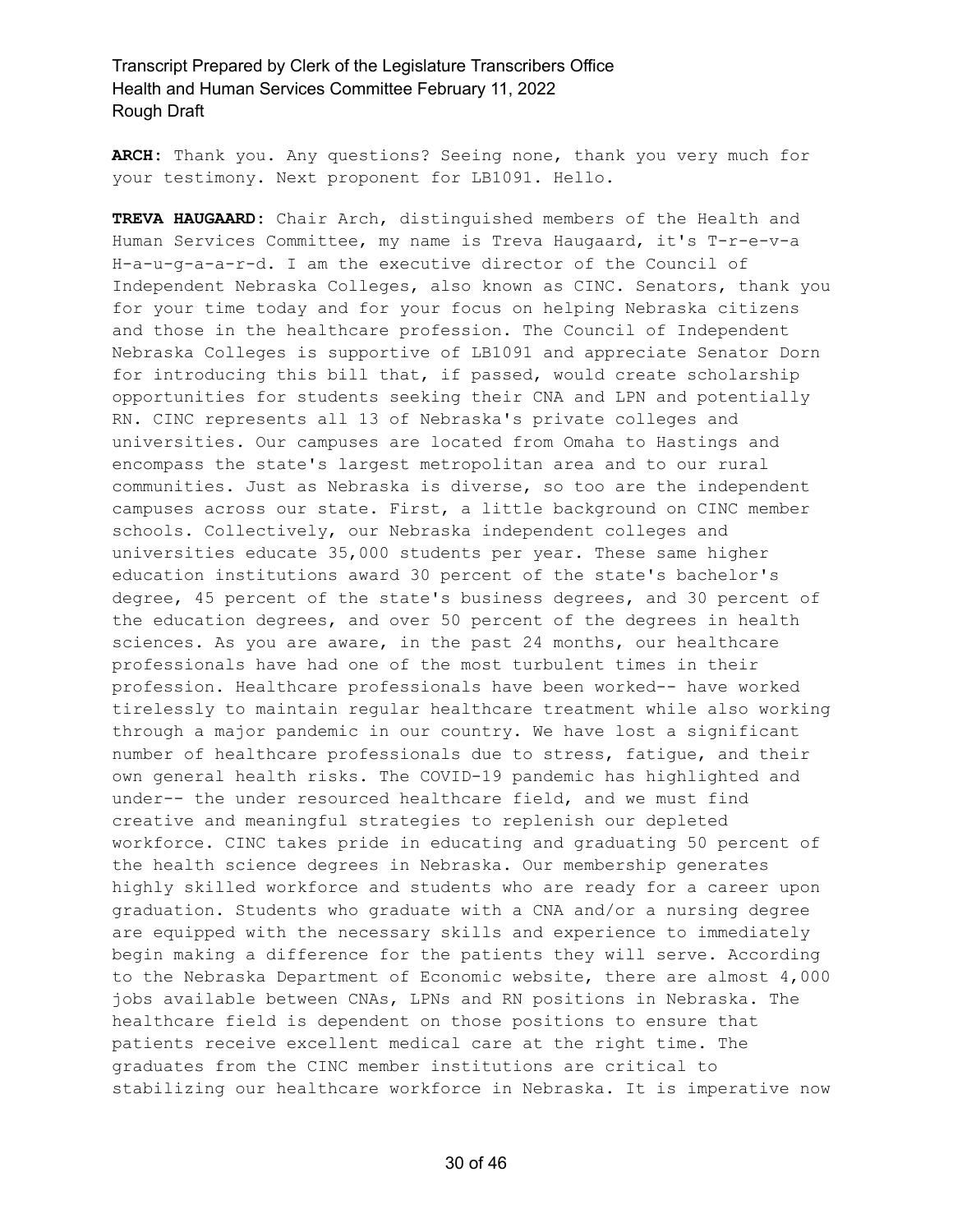**ARCH:** Thank you. Any questions? Seeing none, thank you very much for your testimony. Next proponent for LB1091. Hello.

**TREVA HAUGAARD:** Chair Arch, distinguished members of the Health and Human Services Committee, my name is Treva Haugaard, it's T-r-e-v-a H-a-u-g-a-a-r-d. I am the executive director of the Council of Independent Nebraska Colleges, also known as CINC. Senators, thank you for your time today and for your focus on helping Nebraska citizens and those in the healthcare profession. The Council of Independent Nebraska Colleges is supportive of LB1091 and appreciate Senator Dorn for introducing this bill that, if passed, would create scholarship opportunities for students seeking their CNA and LPN and potentially RN. CINC represents all 13 of Nebraska's private colleges and universities. Our campuses are located from Omaha to Hastings and encompass the state's largest metropolitan area and to our rural communities. Just as Nebraska is diverse, so too are the independent campuses across our state. First, a little background on CINC member schools. Collectively, our Nebraska independent colleges and universities educate 35,000 students per year. These same higher education institutions award 30 percent of the state's bachelor's degree, 45 percent of the state's business degrees, and 30 percent of the education degrees, and over 50 percent of the degrees in health sciences. As you are aware, in the past 24 months, our healthcare professionals have had one of the most turbulent times in their profession. Healthcare professionals have been worked-- have worked tirelessly to maintain regular healthcare treatment while also working through a major pandemic in our country. We have lost a significant number of healthcare professionals due to stress, fatigue, and their own general health risks. The COVID-19 pandemic has highlighted and under-- the under resourced healthcare field, and we must find creative and meaningful strategies to replenish our depleted workforce. CINC takes pride in educating and graduating 50 percent of the health science degrees in Nebraska. Our membership generates highly skilled workforce and students who are ready for a career upon graduation. Students who graduate with a CNA and/or a nursing degree are equipped with the necessary skills and experience to immediately begin making a difference for the patients they will serve. According to the Nebraska Department of Economic website, there are almost 4,000 jobs available between CNAs, LPNs and RN positions in Nebraska. The healthcare field is dependent on those positions to ensure that patients receive excellent medical care at the right time. The graduates from the CINC member institutions are critical to stabilizing our healthcare workforce in Nebraska. It is imperative now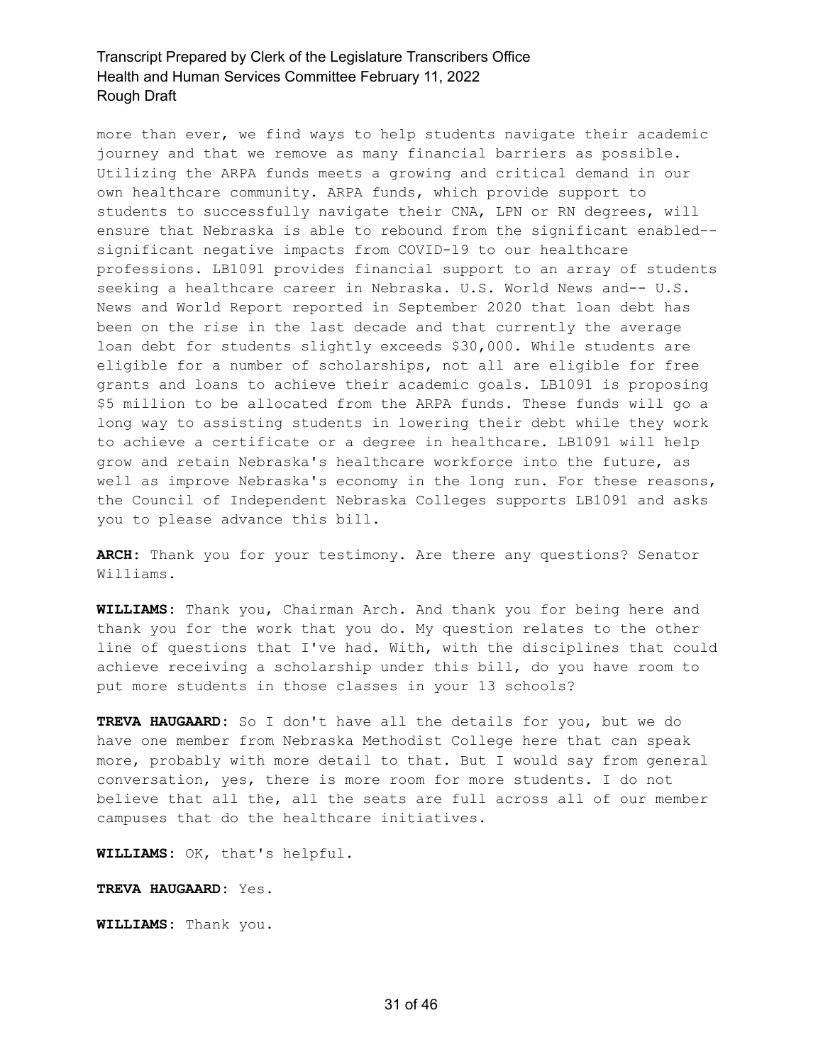more than ever, we find ways to help students navigate their academic journey and that we remove as many financial barriers as possible. Utilizing the ARPA funds meets a growing and critical demand in our own healthcare community. ARPA funds, which provide support to students to successfully navigate their CNA, LPN or RN degrees, will ensure that Nebraska is able to rebound from the significant enabled-- significant negative impacts from COVID-19 to our healthcare professions. LB1091 provides financial support to an array of students seeking a healthcare career in Nebraska. U.S. World News and-- U.S. News and World Report reported in September 2020 that loan debt has been on the rise in the last decade and that currently the average loan debt for students slightly exceeds $30,000. While students are eligible for a number of scholarships, not all are eligible for free grants and loans to achieve their academic goals. LB1091 is proposing $5 million to be allocated from the ARPA funds. These funds will go a long way to assisting students in lowering their debt while they work to achieve a certificate or a degree in healthcare. LB1091 will help grow and retain Nebraska's healthcare workforce into the future, as well as improve Nebraska's economy in the long run. For these reasons, the Council of Independent Nebraska Colleges supports LB1091 and asks you to please advance this bill.

**ARCH:** Thank you for your testimony. Are there any questions? Senator Williams.

**WILLIAMS:** Thank you, Chairman Arch. And thank you for being here and thank you for the work that you do. My question relates to the other line of questions that I've had. With, with the disciplines that could achieve receiving a scholarship under this bill, do you have room to put more students in those classes in your 13 schools?

**TREVA HAUGAARD:** So I don't have all the details for you, but we do have one member from Nebraska Methodist College here that can speak more, probably with more detail to that. But I would say from general conversation, yes, there is more room for more students. I do not believe that all the, all the seats are full across all of our member campuses that do the healthcare initiatives.

**WILLIAMS:** OK, that's helpful.

**TREVA HAUGAARD:** Yes.

**WILLIAMS:** Thank you.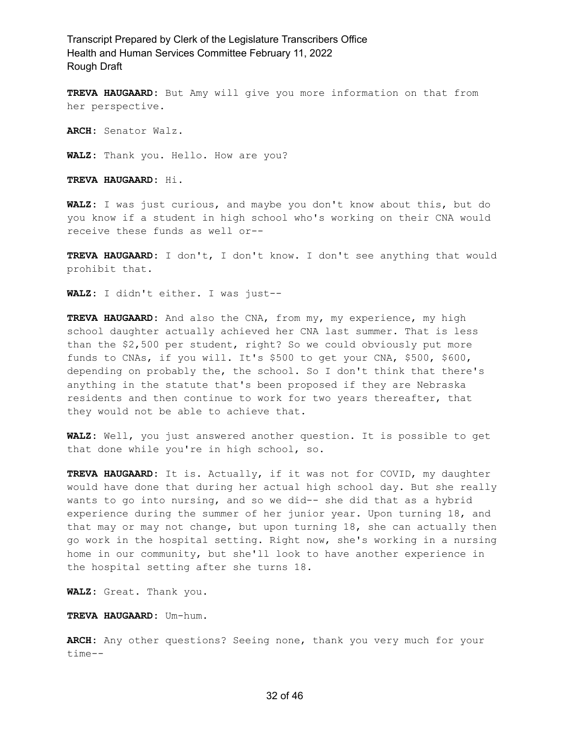**TREVA HAUGAARD:** But Amy will give you more information on that from her perspective.

**ARCH:** Senator Walz.

**WALZ:** Thank you. Hello. How are you?

**TREVA HAUGAARD:** Hi.

**WALZ:** I was just curious, and maybe you don't know about this, but do you know if a student in high school who's working on their CNA would receive these funds as well or--

**TREVA HAUGAARD:** I don't, I don't know. I don't see anything that would prohibit that.

**WALZ:** I didn't either. I was just--

**TREVA HAUGAARD:** And also the CNA, from my, my experience, my high school daughter actually achieved her CNA last summer. That is less than the $2,500 per student, right? So we could obviously put more funds to CNAs, if you will. It's $500 to get your CNA, $500, $600, depending on probably the, the school. So I don't think that there's anything in the statute that's been proposed if they are Nebraska residents and then continue to work for two years thereafter, that they would not be able to achieve that.

**WALZ:** Well, you just answered another question. It is possible to get that done while you're in high school, so.

**TREVA HAUGAARD:** It is. Actually, if it was not for COVID, my daughter would have done that during her actual high school day. But she really wants to go into nursing, and so we did-- she did that as a hybrid experience during the summer of her junior year. Upon turning 18, and that may or may not change, but upon turning 18, she can actually then go work in the hospital setting. Right now, she's working in a nursing home in our community, but she'll look to have another experience in the hospital setting after she turns 18.

**WALZ:** Great. Thank you.

**TREVA HAUGAARD:** Um-hum.

**ARCH:** Any other questions? Seeing none, thank you very much for your time--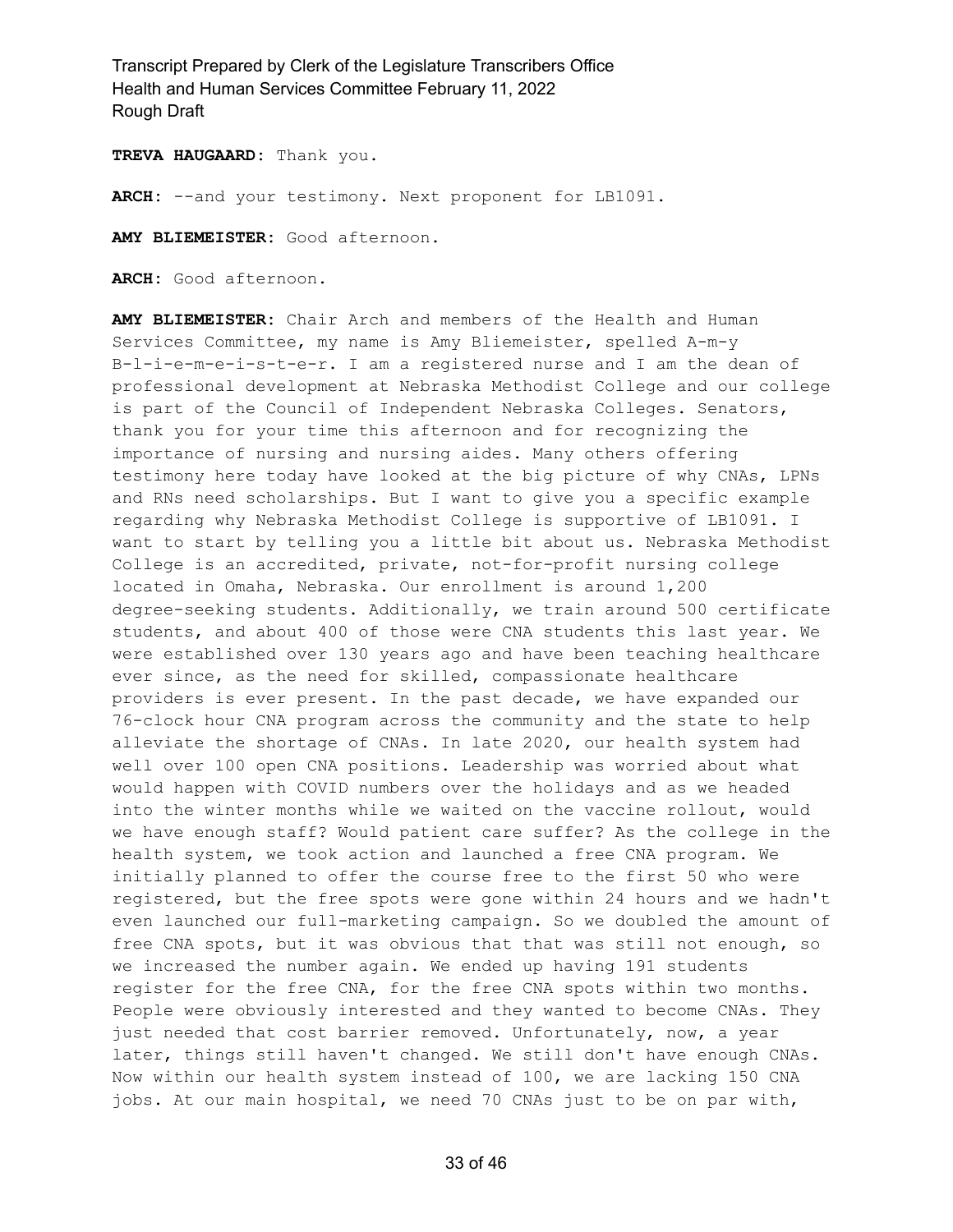**TREVA HAUGAARD:** Thank you.

**ARCH:** --and your testimony. Next proponent for LB1091.

**AMY BLIEMEISTER:** Good afternoon.

**ARCH:** Good afternoon.

**AMY BLIEMEISTER:** Chair Arch and members of the Health and Human Services Committee, my name is Amy Bliemeister, spelled A-m-y B-l-i-e-m-e-i-s-t-e-r. I am a registered nurse and I am the dean of professional development at Nebraska Methodist College and our college is part of the Council of Independent Nebraska Colleges. Senators, thank you for your time this afternoon and for recognizing the importance of nursing and nursing aides. Many others offering testimony here today have looked at the big picture of why CNAs, LPNs and RNs need scholarships. But I want to give you a specific example regarding why Nebraska Methodist College is supportive of LB1091. I want to start by telling you a little bit about us. Nebraska Methodist College is an accredited, private, not-for-profit nursing college located in Omaha, Nebraska. Our enrollment is around 1,200 degree-seeking students. Additionally, we train around 500 certificate students, and about 400 of those were CNA students this last year. We were established over 130 years ago and have been teaching healthcare ever since, as the need for skilled, compassionate healthcare providers is ever present. In the past decade, we have expanded our 76-clock hour CNA program across the community and the state to help alleviate the shortage of CNAs. In late 2020, our health system had well over 100 open CNA positions. Leadership was worried about what would happen with COVID numbers over the holidays and as we headed into the winter months while we waited on the vaccine rollout, would we have enough staff? Would patient care suffer? As the college in the health system, we took action and launched a free CNA program. We initially planned to offer the course free to the first 50 who were registered, but the free spots were gone within 24 hours and we hadn't even launched our full-marketing campaign. So we doubled the amount of free CNA spots, but it was obvious that that was still not enough, so we increased the number again. We ended up having 191 students register for the free CNA, for the free CNA spots within two months. People were obviously interested and they wanted to become CNAs. They just needed that cost barrier removed. Unfortunately, now, a year later, things still haven't changed. We still don't have enough CNAs. Now within our health system instead of 100, we are lacking 150 CNA jobs. At our main hospital, we need 70 CNAs just to be on par with,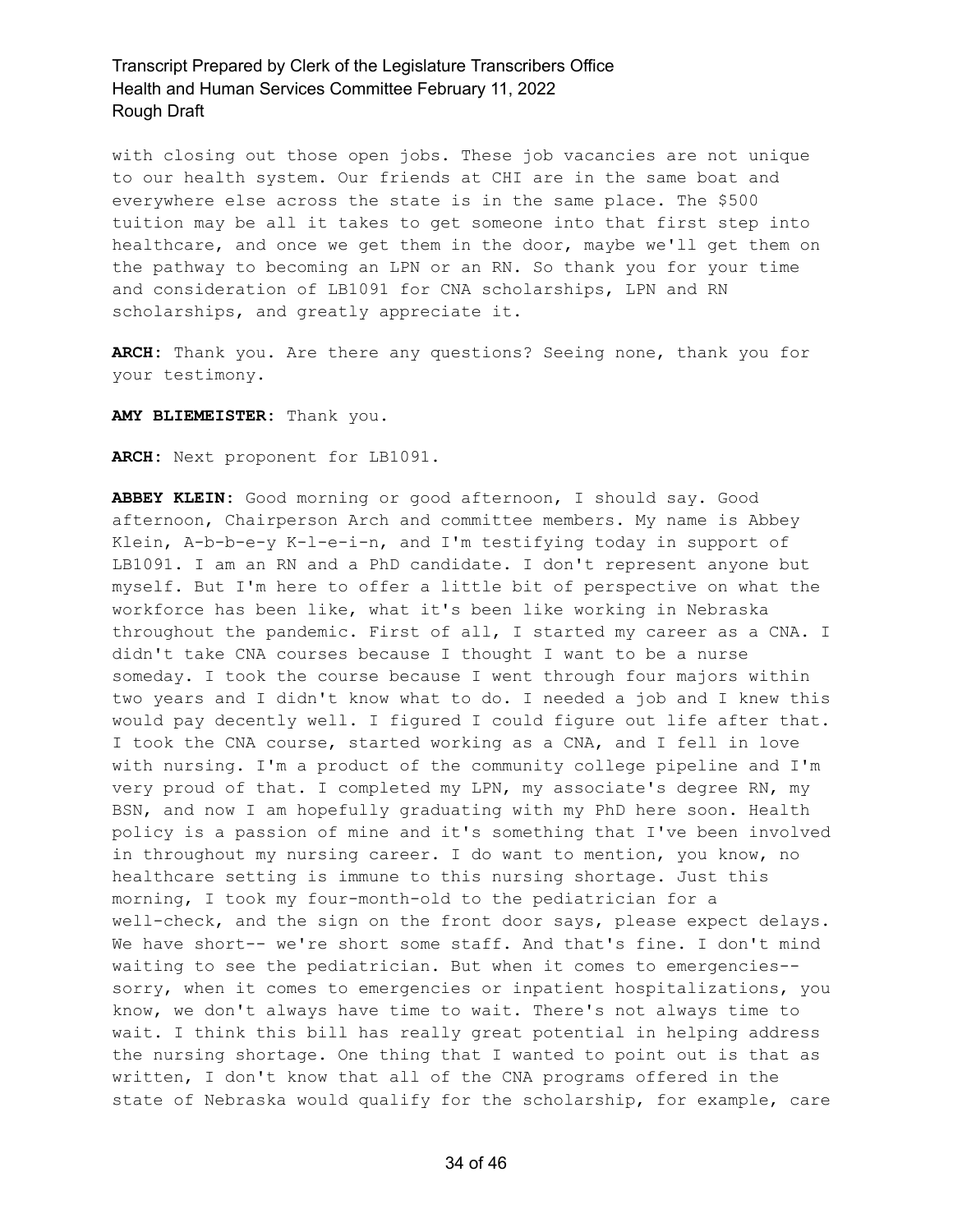with closing out those open jobs. These job vacancies are not unique to our health system. Our friends at CHI are in the same boat and everywhere else across the state is in the same place. The $500 tuition may be all it takes to get someone into that first step into healthcare, and once we get them in the door, maybe we'll get them on the pathway to becoming an LPN or an RN. So thank you for your time and consideration of LB1091 for CNA scholarships, LPN and RN scholarships, and greatly appreciate it.

**ARCH:** Thank you. Are there any questions? Seeing none, thank you for your testimony.

**AMY BLIEMEISTER:** Thank you.

**ARCH:** Next proponent for LB1091.

**ABBEY KLEIN:** Good morning or good afternoon, I should say. Good afternoon, Chairperson Arch and committee members. My name is Abbey Klein, A-b-b-e-y K-l-e-i-n, and I'm testifying today in support of LB1091. I am an RN and a PhD candidate. I don't represent anyone but myself. But I'm here to offer a little bit of perspective on what the workforce has been like, what it's been like working in Nebraska throughout the pandemic. First of all, I started my career as a CNA. I didn't take CNA courses because I thought I want to be a nurse someday. I took the course because I went through four majors within two years and I didn't know what to do. I needed a job and I knew this would pay decently well. I figured I could figure out life after that. I took the CNA course, started working as a CNA, and I fell in love with nursing. I'm a product of the community college pipeline and I'm very proud of that. I completed my LPN, my associate's degree RN, my BSN, and now I am hopefully graduating with my PhD here soon. Health policy is a passion of mine and it's something that I've been involved in throughout my nursing career. I do want to mention, you know, no healthcare setting is immune to this nursing shortage. Just this morning, I took my four-month-old to the pediatrician for a well-check, and the sign on the front door says, please expect delays. We have short-- we're short some staff. And that's fine. I don't mind waiting to see the pediatrician. But when it comes to emergencies-- sorry, when it comes to emergencies or inpatient hospitalizations, you know, we don't always have time to wait. There's not always time to wait. I think this bill has really great potential in helping address the nursing shortage. One thing that I wanted to point out is that as written, I don't know that all of the CNA programs offered in the state of Nebraska would qualify for the scholarship, for example, care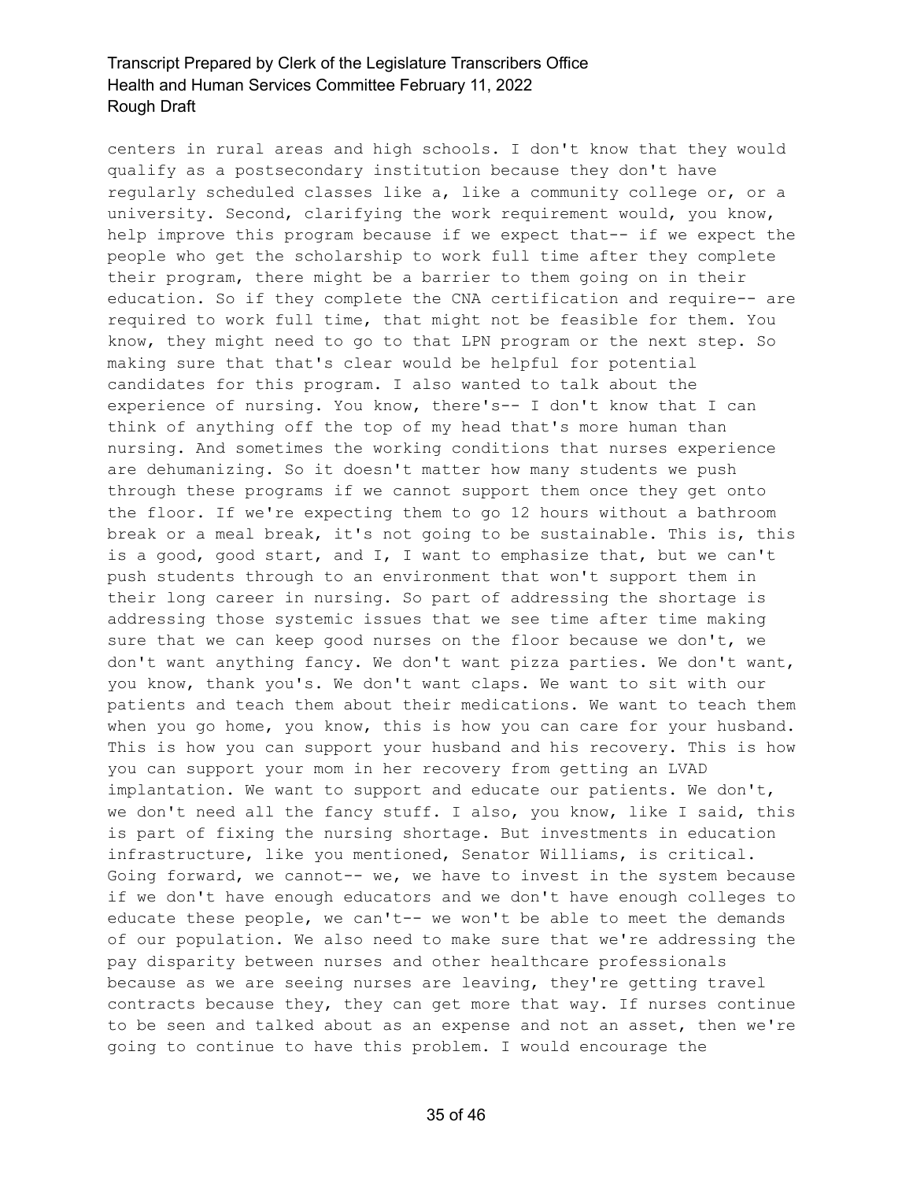centers in rural areas and high schools. I don't know that they would qualify as a postsecondary institution because they don't have regularly scheduled classes like a, like a community college or, or a university. Second, clarifying the work requirement would, you know, help improve this program because if we expect that-- if we expect the people who get the scholarship to work full time after they complete their program, there might be a barrier to them going on in their education. So if they complete the CNA certification and require-- are required to work full time, that might not be feasible for them. You know, they might need to go to that LPN program or the next step. So making sure that that's clear would be helpful for potential candidates for this program. I also wanted to talk about the experience of nursing. You know, there's-- I don't know that I can think of anything off the top of my head that's more human than nursing. And sometimes the working conditions that nurses experience are dehumanizing. So it doesn't matter how many students we push through these programs if we cannot support them once they get onto the floor. If we're expecting them to go 12 hours without a bathroom break or a meal break, it's not going to be sustainable. This is, this is a good, good start, and I, I want to emphasize that, but we can't push students through to an environment that won't support them in their long career in nursing. So part of addressing the shortage is addressing those systemic issues that we see time after time making sure that we can keep good nurses on the floor because we don't, we don't want anything fancy. We don't want pizza parties. We don't want, you know, thank you's. We don't want claps. We want to sit with our patients and teach them about their medications. We want to teach them when you go home, you know, this is how you can care for your husband. This is how you can support your husband and his recovery. This is how you can support your mom in her recovery from getting an LVAD implantation. We want to support and educate our patients. We don't, we don't need all the fancy stuff. I also, you know, like I said, this is part of fixing the nursing shortage. But investments in education infrastructure, like you mentioned, Senator Williams, is critical. Going forward, we cannot-- we, we have to invest in the system because if we don't have enough educators and we don't have enough colleges to educate these people, we can't-- we won't be able to meet the demands of our population. We also need to make sure that we're addressing the pay disparity between nurses and other healthcare professionals because as we are seeing nurses are leaving, they're getting travel contracts because they, they can get more that way. If nurses continue to be seen and talked about as an expense and not an asset, then we're going to continue to have this problem. I would encourage the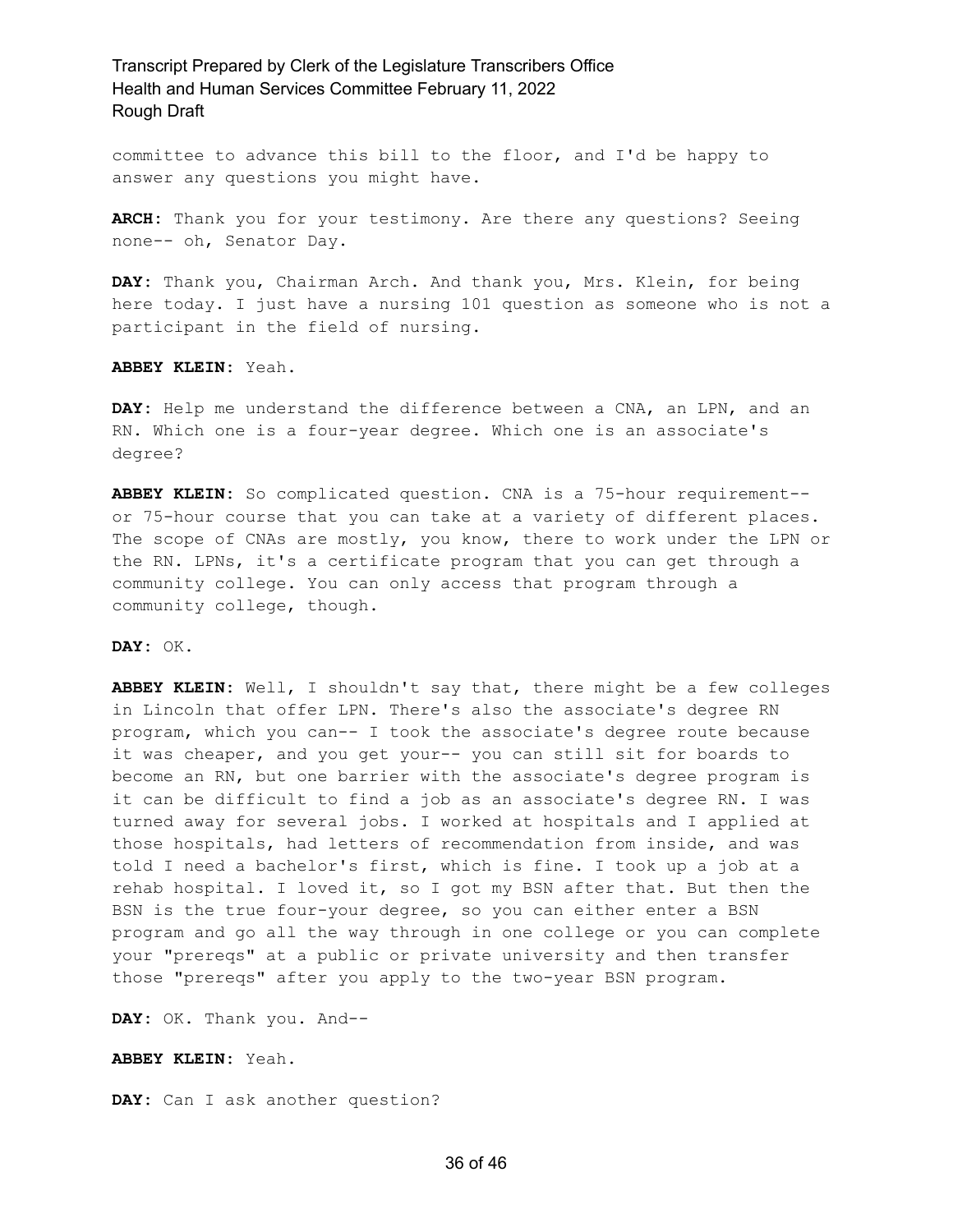committee to advance this bill to the floor, and I'd be happy to answer any questions you might have.

**ARCH:** Thank you for your testimony. Are there any questions? Seeing none-- oh, Senator Day.

**DAY:** Thank you, Chairman Arch. And thank you, Mrs. Klein, for being here today. I just have a nursing 101 question as someone who is not a participant in the field of nursing.

**ABBEY KLEIN:** Yeah.

**DAY:** Help me understand the difference between a CNA, an LPN, and an RN. Which one is a four-year degree. Which one is an associate's degree?

**ABBEY KLEIN:** So complicated question. CNA is a 75-hour requirement-- or 75-hour course that you can take at a variety of different places. The scope of CNAs are mostly, you know, there to work under the LPN or the RN. LPNs, it's a certificate program that you can get through a community college. You can only access that program through a community college, though.

**DAY:** OK.

**ABBEY KLEIN:** Well, I shouldn't say that, there might be a few colleges in Lincoln that offer LPN. There's also the associate's degree RN program, which you can-- I took the associate's degree route because it was cheaper, and you get your-- you can still sit for boards to become an RN, but one barrier with the associate's degree program is it can be difficult to find a job as an associate's degree RN. I was turned away for several jobs. I worked at hospitals and I applied at those hospitals, had letters of recommendation from inside, and was told I need a bachelor's first, which is fine. I took up a job at a rehab hospital. I loved it, so I got my BSN after that. But then the BSN is the true four-your degree, so you can either enter a BSN program and go all the way through in one college or you can complete your "prereqs" at a public or private university and then transfer those "prereqs" after you apply to the two-year BSN program.

**DAY:** OK. Thank you. And--

**ABBEY KLEIN:** Yeah.

**DAY:** Can I ask another question?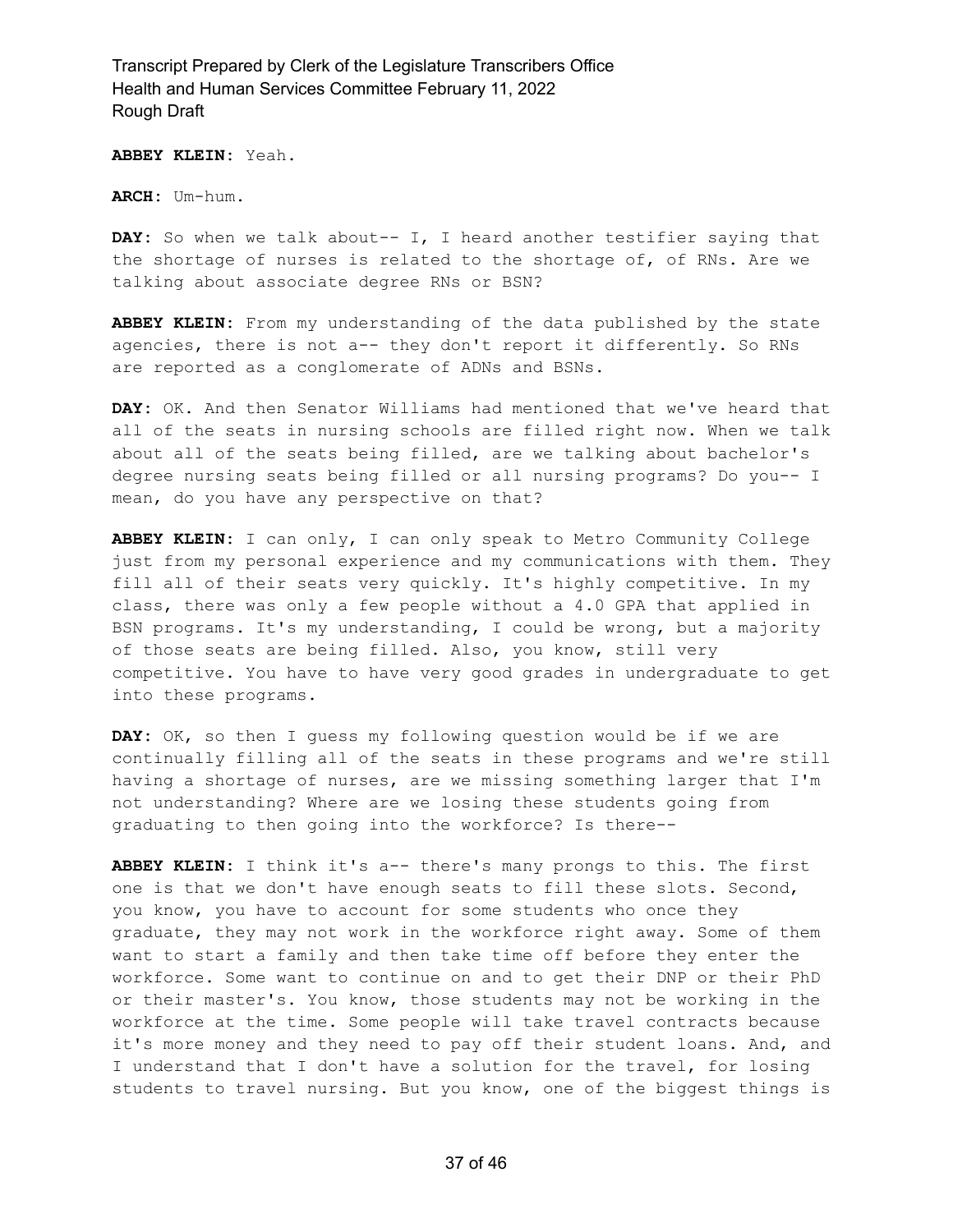**ABBEY KLEIN:** Yeah.

**ARCH:** Um-hum.

**DAY:** So when we talk about-- I, I heard another testifier saying that the shortage of nurses is related to the shortage of, of RNs. Are we talking about associate degree RNs or BSN?

**ABBEY KLEIN:** From my understanding of the data published by the state agencies, there is not a-- they don't report it differently. So RNs are reported as a conglomerate of ADNs and BSNs.

**DAY:** OK. And then Senator Williams had mentioned that we've heard that all of the seats in nursing schools are filled right now. When we talk about all of the seats being filled, are we talking about bachelor's degree nursing seats being filled or all nursing programs? Do you-- I mean, do you have any perspective on that?

**ABBEY KLEIN:** I can only, I can only speak to Metro Community College just from my personal experience and my communications with them. They fill all of their seats very quickly. It's highly competitive. In my class, there was only a few people without a 4.0 GPA that applied in BSN programs. It's my understanding, I could be wrong, but a majority of those seats are being filled. Also, you know, still very competitive. You have to have very good grades in undergraduate to get into these programs.

**DAY:** OK, so then I guess my following question would be if we are continually filling all of the seats in these programs and we're still having a shortage of nurses, are we missing something larger that I'm not understanding? Where are we losing these students going from graduating to then going into the workforce? Is there--

**ABBEY KLEIN:** I think it's a-- there's many prongs to this. The first one is that we don't have enough seats to fill these slots. Second, you know, you have to account for some students who once they graduate, they may not work in the workforce right away. Some of them want to start a family and then take time off before they enter the workforce. Some want to continue on and to get their DNP or their PhD or their master's. You know, those students may not be working in the workforce at the time. Some people will take travel contracts because it's more money and they need to pay off their student loans. And, and I understand that I don't have a solution for the travel, for losing students to travel nursing. But you know, one of the biggest things is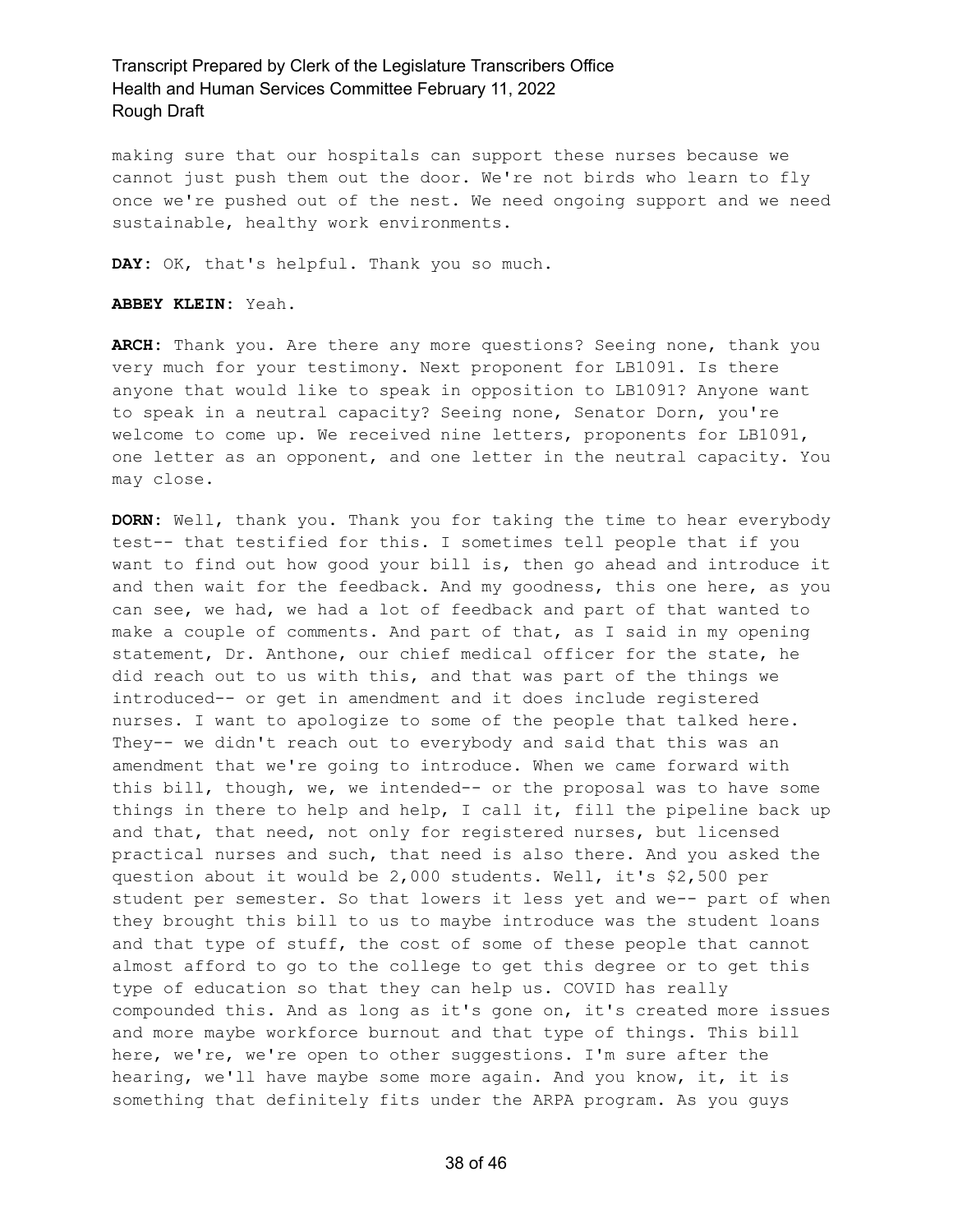making sure that our hospitals can support these nurses because we cannot just push them out the door. We're not birds who learn to fly once we're pushed out of the nest. We need ongoing support and we need sustainable, healthy work environments.

**DAY:** OK, that's helpful. Thank you so much.

**ABBEY KLEIN:** Yeah.

**ARCH:** Thank you. Are there any more questions? Seeing none, thank you very much for your testimony. Next proponent for LB1091. Is there anyone that would like to speak in opposition to LB1091? Anyone want to speak in a neutral capacity? Seeing none, Senator Dorn, you're welcome to come up. We received nine letters, proponents for LB1091, one letter as an opponent, and one letter in the neutral capacity. You may close.

**DORN:** Well, thank you. Thank you for taking the time to hear everybody test-- that testified for this. I sometimes tell people that if you want to find out how good your bill is, then go ahead and introduce it and then wait for the feedback. And my goodness, this one here, as you can see, we had, we had a lot of feedback and part of that wanted to make a couple of comments. And part of that, as I said in my opening statement, Dr. Anthone, our chief medical officer for the state, he did reach out to us with this, and that was part of the things we introduced-- or get in amendment and it does include registered nurses. I want to apologize to some of the people that talked here. They-- we didn't reach out to everybody and said that this was an amendment that we're going to introduce. When we came forward with this bill, though, we, we intended-- or the proposal was to have some things in there to help and help, I call it, fill the pipeline back up and that, that need, not only for registered nurses, but licensed practical nurses and such, that need is also there. And you asked the question about it would be 2,000 students. Well, it's $2,500 per student per semester. So that lowers it less yet and we-- part of when they brought this bill to us to maybe introduce was the student loans and that type of stuff, the cost of some of these people that cannot almost afford to go to the college to get this degree or to get this type of education so that they can help us. COVID has really compounded this. And as long as it's gone on, it's created more issues and more maybe workforce burnout and that type of things. This bill here, we're, we're open to other suggestions. I'm sure after the hearing, we'll have maybe some more again. And you know, it, it is something that definitely fits under the ARPA program. As you guys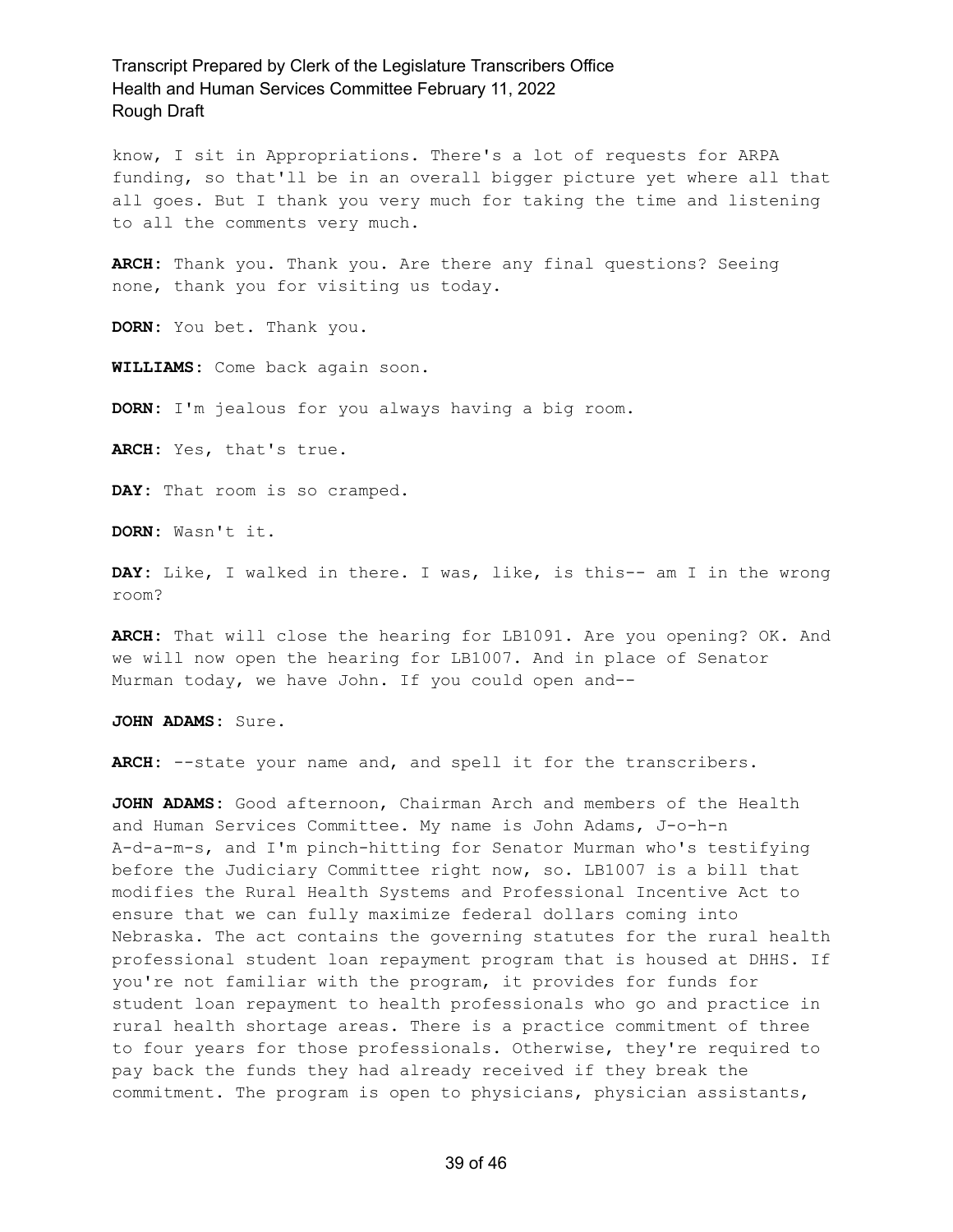know, I sit in Appropriations. There's a lot of requests for ARPA funding, so that'll be in an overall bigger picture yet where all that all goes. But I thank you very much for taking the time and listening to all the comments very much.

**ARCH:** Thank you. Thank you. Are there any final questions? Seeing none, thank you for visiting us today.

**DORN:** You bet. Thank you.

**WILLIAMS:** Come back again soon.

**DORN:** I'm jealous for you always having a big room.

**ARCH:** Yes, that's true.

**DAY:** That room is so cramped.

**DORN:** Wasn't it.

**DAY:** Like, I walked in there. I was, like, is this-- am I in the wrong room?

**ARCH:** That will close the hearing for LB1091. Are you opening? OK. And we will now open the hearing for LB1007. And in place of Senator Murman today, we have John. If you could open and--

**JOHN ADAMS:** Sure.

**ARCH:** --state your name and, and spell it for the transcribers.

**JOHN ADAMS:** Good afternoon, Chairman Arch and members of the Health and Human Services Committee. My name is John Adams, J-o-h-n A-d-a-m-s, and I'm pinch-hitting for Senator Murman who's testifying before the Judiciary Committee right now, so. LB1007 is a bill that modifies the Rural Health Systems and Professional Incentive Act to ensure that we can fully maximize federal dollars coming into Nebraska. The act contains the governing statutes for the rural health professional student loan repayment program that is housed at DHHS. If you're not familiar with the program, it provides for funds for student loan repayment to health professionals who go and practice in rural health shortage areas. There is a practice commitment of three to four years for those professionals. Otherwise, they're required to pay back the funds they had already received if they break the commitment. The program is open to physicians, physician assistants,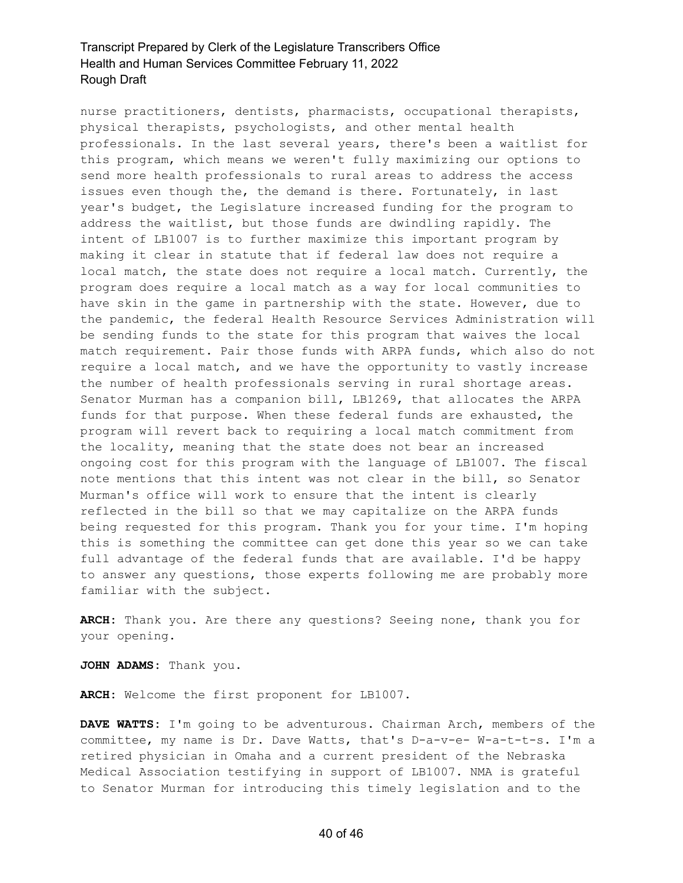nurse practitioners, dentists, pharmacists, occupational therapists, physical therapists, psychologists, and other mental health professionals. In the last several years, there's been a waitlist for this program, which means we weren't fully maximizing our options to send more health professionals to rural areas to address the access issues even though the, the demand is there. Fortunately, in last year's budget, the Legislature increased funding for the program to address the waitlist, but those funds are dwindling rapidly. The intent of LB1007 is to further maximize this important program by making it clear in statute that if federal law does not require a local match, the state does not require a local match. Currently, the program does require a local match as a way for local communities to have skin in the game in partnership with the state. However, due to the pandemic, the federal Health Resource Services Administration will be sending funds to the state for this program that waives the local match requirement. Pair those funds with ARPA funds, which also do not require a local match, and we have the opportunity to vastly increase the number of health professionals serving in rural shortage areas. Senator Murman has a companion bill, LB1269, that allocates the ARPA funds for that purpose. When these federal funds are exhausted, the program will revert back to requiring a local match commitment from the locality, meaning that the state does not bear an increased ongoing cost for this program with the language of LB1007. The fiscal note mentions that this intent was not clear in the bill, so Senator Murman's office will work to ensure that the intent is clearly reflected in the bill so that we may capitalize on the ARPA funds being requested for this program. Thank you for your time. I'm hoping this is something the committee can get done this year so we can take full advantage of the federal funds that are available. I'd be happy to answer any questions, those experts following me are probably more familiar with the subject.

**ARCH:** Thank you. Are there any questions? Seeing none, thank you for your opening.

**JOHN ADAMS:** Thank you.

**ARCH:** Welcome the first proponent for LB1007.

**DAVE WATTS:** I'm going to be adventurous. Chairman Arch, members of the committee, my name is Dr. Dave Watts, that's D-a-v-e- W-a-t-t-s. I'm a retired physician in Omaha and a current president of the Nebraska Medical Association testifying in support of LB1007. NMA is grateful to Senator Murman for introducing this timely legislation and to the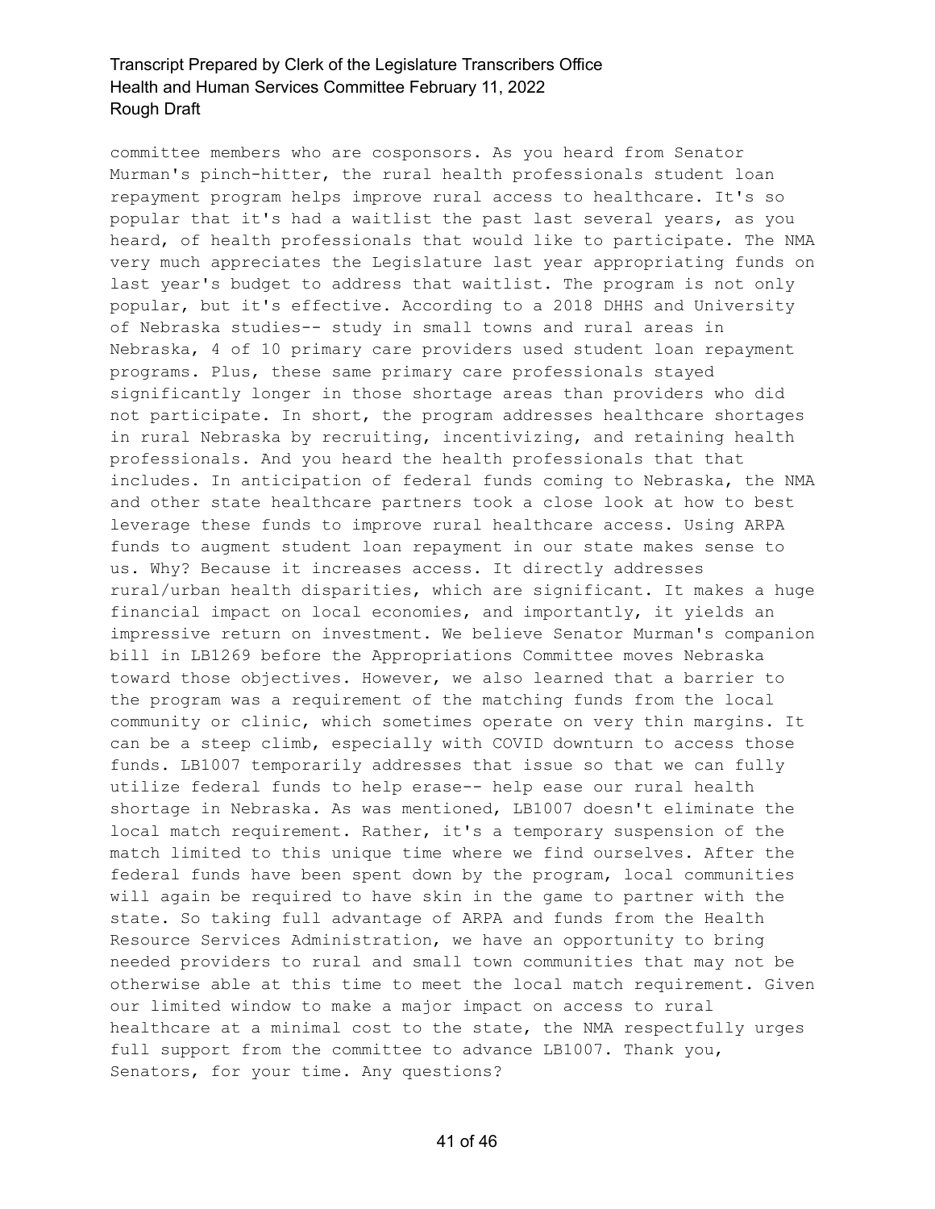committee members who are cosponsors. As you heard from Senator Murman's pinch-hitter, the rural health professionals student loan repayment program helps improve rural access to healthcare. It's so popular that it's had a waitlist the past last several years, as you heard, of health professionals that would like to participate. The NMA very much appreciates the Legislature last year appropriating funds on last year's budget to address that waitlist. The program is not only popular, but it's effective. According to a 2018 DHHS and University of Nebraska studies-- study in small towns and rural areas in Nebraska, 4 of 10 primary care providers used student loan repayment programs. Plus, these same primary care professionals stayed significantly longer in those shortage areas than providers who did not participate. In short, the program addresses healthcare shortages in rural Nebraska by recruiting, incentivizing, and retaining health professionals. And you heard the health professionals that that includes. In anticipation of federal funds coming to Nebraska, the NMA and other state healthcare partners took a close look at how to best leverage these funds to improve rural healthcare access. Using ARPA funds to augment student loan repayment in our state makes sense to us. Why? Because it increases access. It directly addresses rural/urban health disparities, which are significant. It makes a huge financial impact on local economies, and importantly, it yields an impressive return on investment. We believe Senator Murman's companion bill in LB1269 before the Appropriations Committee moves Nebraska toward those objectives. However, we also learned that a barrier to the program was a requirement of the matching funds from the local community or clinic, which sometimes operate on very thin margins. It can be a steep climb, especially with COVID downturn to access those funds. LB1007 temporarily addresses that issue so that we can fully utilize federal funds to help erase-- help ease our rural health shortage in Nebraska. As was mentioned, LB1007 doesn't eliminate the local match requirement. Rather, it's a temporary suspension of the match limited to this unique time where we find ourselves. After the federal funds have been spent down by the program, local communities will again be required to have skin in the game to partner with the state. So taking full advantage of ARPA and funds from the Health Resource Services Administration, we have an opportunity to bring needed providers to rural and small town communities that may not be otherwise able at this time to meet the local match requirement. Given our limited window to make a major impact on access to rural healthcare at a minimal cost to the state, the NMA respectfully urges full support from the committee to advance LB1007. Thank you, Senators, for your time. Any questions?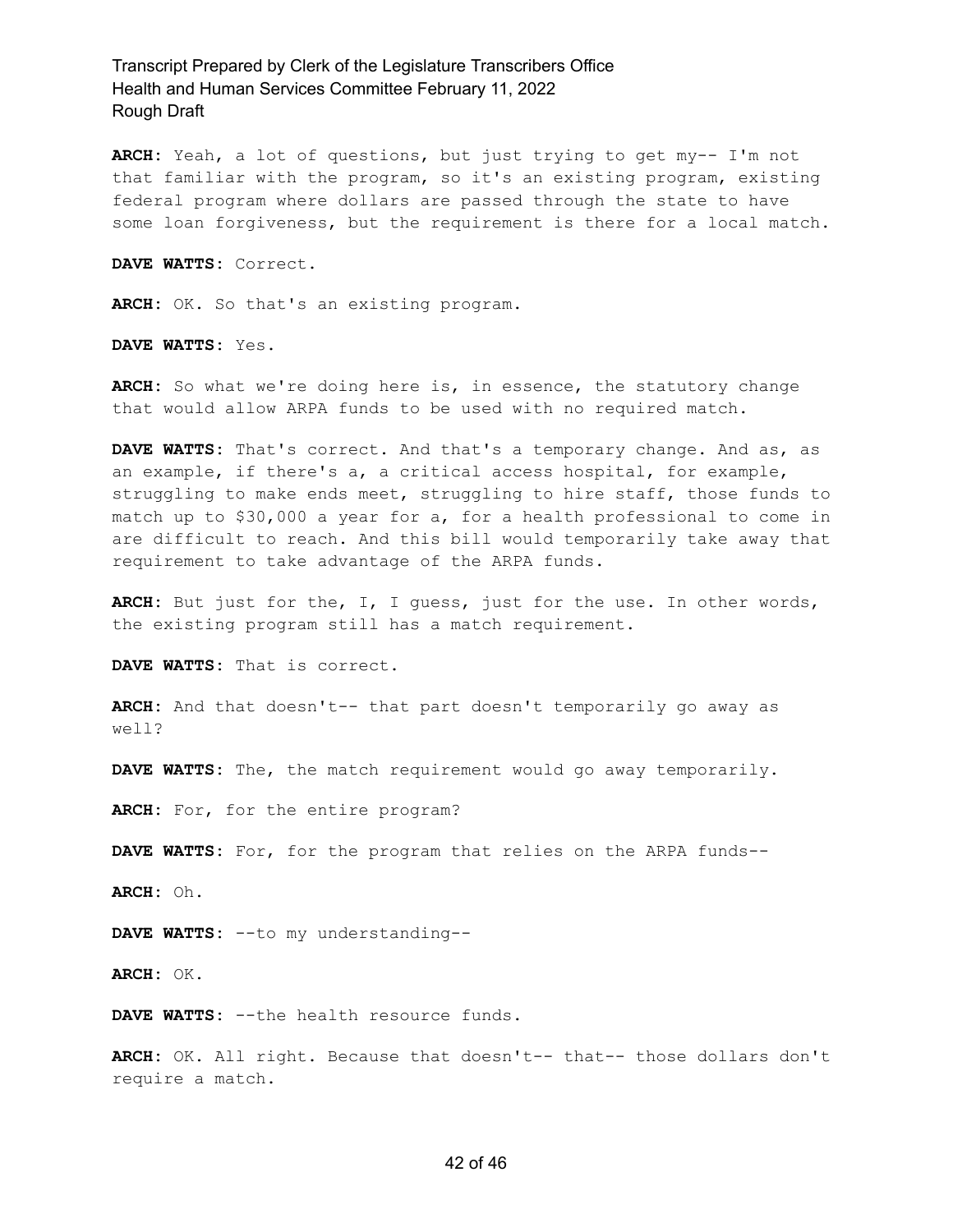**ARCH:** Yeah, a lot of questions, but just trying to get my-- I'm not that familiar with the program, so it's an existing program, existing federal program where dollars are passed through the state to have some loan forgiveness, but the requirement is there for a local match.

**DAVE WATTS:** Correct.

**ARCH:** OK. So that's an existing program.

**DAVE WATTS:** Yes.

**ARCH:** So what we're doing here is, in essence, the statutory change that would allow ARPA funds to be used with no required match.

**DAVE WATTS:** That's correct. And that's a temporary change. And as, as an example, if there's a, a critical access hospital, for example, struggling to make ends meet, struggling to hire staff, those funds to match up to $30,000 a year for a, for a health professional to come in are difficult to reach. And this bill would temporarily take away that requirement to take advantage of the ARPA funds.

**ARCH:** But just for the, I, I guess, just for the use. In other words, the existing program still has a match requirement.

**DAVE WATTS:** That is correct.

**ARCH:** And that doesn't-- that part doesn't temporarily go away as well?

**DAVE WATTS:** The, the match requirement would go away temporarily.

**ARCH:** For, for the entire program?

**DAVE WATTS:** For, for the program that relies on the ARPA funds--

**ARCH:** Oh.

**DAVE WATTS:** --to my understanding--

**ARCH:** OK.

**DAVE WATTS:** --the health resource funds.

**ARCH:** OK. All right. Because that doesn't-- that-- those dollars don't require a match.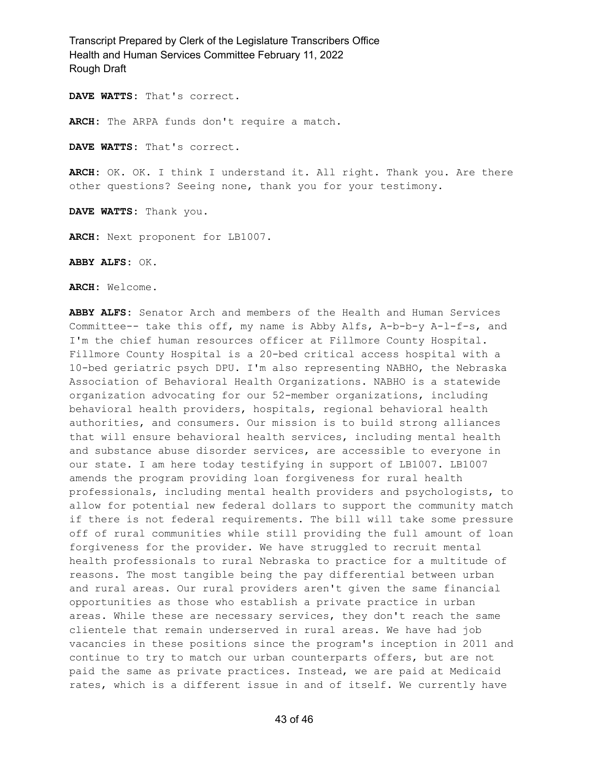**DAVE WATTS:** That's correct.

**ARCH:** The ARPA funds don't require a match.

**DAVE WATTS:** That's correct.

**ARCH:** OK. OK. I think I understand it. All right. Thank you. Are there other questions? Seeing none, thank you for your testimony.

**DAVE WATTS:** Thank you.

**ARCH:** Next proponent for LB1007.

**ABBY ALFS:** OK.

**ARCH:** Welcome.

**ABBY ALFS:** Senator Arch and members of the Health and Human Services Committee-- take this off, my name is Abby Alfs, A-b-b-y A-l-f-s, and I'm the chief human resources officer at Fillmore County Hospital. Fillmore County Hospital is a 20-bed critical access hospital with a 10-bed geriatric psych DPU. I'm also representing NABHO, the Nebraska Association of Behavioral Health Organizations. NABHO is a statewide organization advocating for our 52-member organizations, including behavioral health providers, hospitals, regional behavioral health authorities, and consumers. Our mission is to build strong alliances that will ensure behavioral health services, including mental health and substance abuse disorder services, are accessible to everyone in our state. I am here today testifying in support of LB1007. LB1007 amends the program providing loan forgiveness for rural health professionals, including mental health providers and psychologists, to allow for potential new federal dollars to support the community match if there is not federal requirements. The bill will take some pressure off of rural communities while still providing the full amount of loan forgiveness for the provider. We have struggled to recruit mental health professionals to rural Nebraska to practice for a multitude of reasons. The most tangible being the pay differential between urban and rural areas. Our rural providers aren't given the same financial opportunities as those who establish a private practice in urban areas. While these are necessary services, they don't reach the same clientele that remain underserved in rural areas. We have had job vacancies in these positions since the program's inception in 2011 and continue to try to match our urban counterparts offers, but are not paid the same as private practices. Instead, we are paid at Medicaid rates, which is a different issue in and of itself. We currently have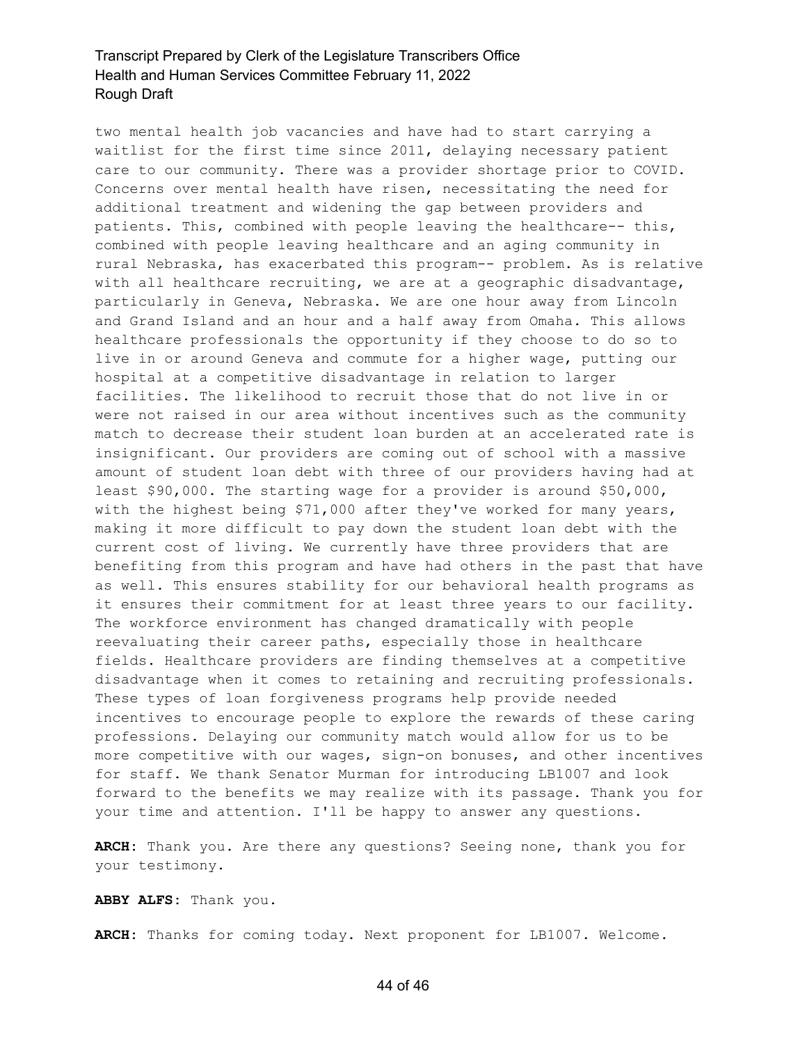two mental health job vacancies and have had to start carrying a waitlist for the first time since 2011, delaying necessary patient care to our community. There was a provider shortage prior to COVID. Concerns over mental health have risen, necessitating the need for additional treatment and widening the gap between providers and patients. This, combined with people leaving the healthcare-- this, combined with people leaving healthcare and an aging community in rural Nebraska, has exacerbated this program-- problem. As is relative with all healthcare recruiting, we are at a geographic disadvantage, particularly in Geneva, Nebraska. We are one hour away from Lincoln and Grand Island and an hour and a half away from Omaha. This allows healthcare professionals the opportunity if they choose to do so to live in or around Geneva and commute for a higher wage, putting our hospital at a competitive disadvantage in relation to larger facilities. The likelihood to recruit those that do not live in or were not raised in our area without incentives such as the community match to decrease their student loan burden at an accelerated rate is insignificant. Our providers are coming out of school with a massive amount of student loan debt with three of our providers having had at least $90,000. The starting wage for a provider is around $50,000, with the highest being $71,000 after they've worked for many years, making it more difficult to pay down the student loan debt with the current cost of living. We currently have three providers that are benefiting from this program and have had others in the past that have as well. This ensures stability for our behavioral health programs as it ensures their commitment for at least three years to our facility. The workforce environment has changed dramatically with people reevaluating their career paths, especially those in healthcare fields. Healthcare providers are finding themselves at a competitive disadvantage when it comes to retaining and recruiting professionals. These types of loan forgiveness programs help provide needed incentives to encourage people to explore the rewards of these caring professions. Delaying our community match would allow for us to be more competitive with our wages, sign-on bonuses, and other incentives for staff. We thank Senator Murman for introducing LB1007 and look forward to the benefits we may realize with its passage. Thank you for your time and attention. I'll be happy to answer any questions.

**ARCH:** Thank you. Are there any questions? Seeing none, thank you for your testimony.

**ABBY ALFS:** Thank you.

**ARCH:** Thanks for coming today. Next proponent for LB1007. Welcome.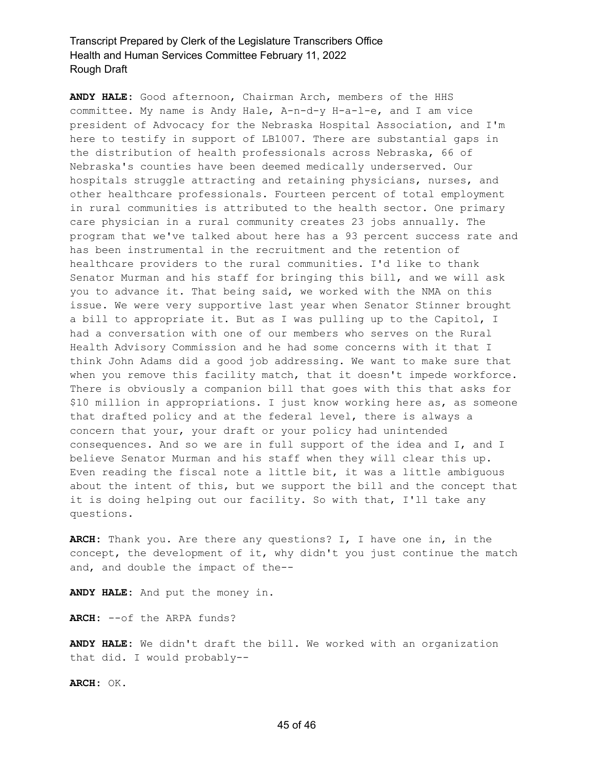**ANDY HALE:** Good afternoon, Chairman Arch, members of the HHS committee. My name is Andy Hale, A-n-d-y H-a-l-e, and I am vice president of Advocacy for the Nebraska Hospital Association, and I'm here to testify in support of LB1007. There are substantial gaps in the distribution of health professionals across Nebraska, 66 of Nebraska's counties have been deemed medically underserved. Our hospitals struggle attracting and retaining physicians, nurses, and other healthcare professionals. Fourteen percent of total employment in rural communities is attributed to the health sector. One primary care physician in a rural community creates 23 jobs annually. The program that we've talked about here has a 93 percent success rate and has been instrumental in the recruitment and the retention of healthcare providers to the rural communities. I'd like to thank Senator Murman and his staff for bringing this bill, and we will ask you to advance it. That being said, we worked with the NMA on this issue. We were very supportive last year when Senator Stinner brought a bill to appropriate it. But as I was pulling up to the Capitol, I had a conversation with one of our members who serves on the Rural Health Advisory Commission and he had some concerns with it that I think John Adams did a good job addressing. We want to make sure that when you remove this facility match, that it doesn't impede workforce. There is obviously a companion bill that goes with this that asks for $10 million in appropriations. I just know working here as, as someone that drafted policy and at the federal level, there is always a concern that your, your draft or your policy had unintended consequences. And so we are in full support of the idea and I, and I believe Senator Murman and his staff when they will clear this up. Even reading the fiscal note a little bit, it was a little ambiguous about the intent of this, but we support the bill and the concept that it is doing helping out our facility. So with that, I'll take any questions.

**ARCH:** Thank you. Are there any questions? I, I have one in, in the concept, the development of it, why didn't you just continue the match and, and double the impact of the--

**ANDY HALE:** And put the money in.

**ARCH:** --of the ARPA funds?

**ANDY HALE:** We didn't draft the bill. We worked with an organization that did. I would probably--

**ARCH:** OK.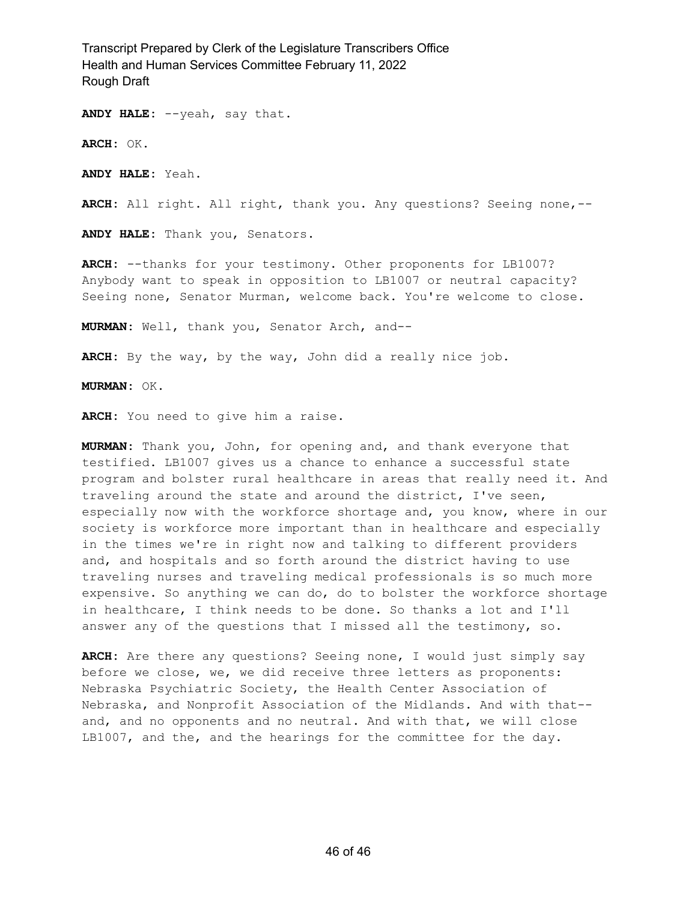**ANDY HALE:** --yeah, say that.

**ARCH:** OK.

**ANDY HALE:** Yeah.

**ARCH:** All right. All right, thank you. Any questions? Seeing none,--

**ANDY HALE:** Thank you, Senators.

**ARCH:** --thanks for your testimony. Other proponents for LB1007? Anybody want to speak in opposition to LB1007 or neutral capacity? Seeing none, Senator Murman, welcome back. You're welcome to close.

**MURMAN:** Well, thank you, Senator Arch, and--

**ARCH:** By the way, by the way, John did a really nice job.

**MURMAN:** OK.

**ARCH:** You need to give him a raise.

**MURMAN:** Thank you, John, for opening and, and thank everyone that testified. LB1007 gives us a chance to enhance a successful state program and bolster rural healthcare in areas that really need it. And traveling around the state and around the district, I've seen, especially now with the workforce shortage and, you know, where in our society is workforce more important than in healthcare and especially in the times we're in right now and talking to different providers and, and hospitals and so forth around the district having to use traveling nurses and traveling medical professionals is so much more expensive. So anything we can do, do to bolster the workforce shortage in healthcare, I think needs to be done. So thanks a lot and I'll answer any of the questions that I missed all the testimony, so.

**ARCH:** Are there any questions? Seeing none, I would just simply say before we close, we, we did receive three letters as proponents: Nebraska Psychiatric Society, the Health Center Association of Nebraska, and Nonprofit Association of the Midlands. And with that-- and, and no opponents and no neutral. And with that, we will close LB1007, and the, and the hearings for the committee for the day.